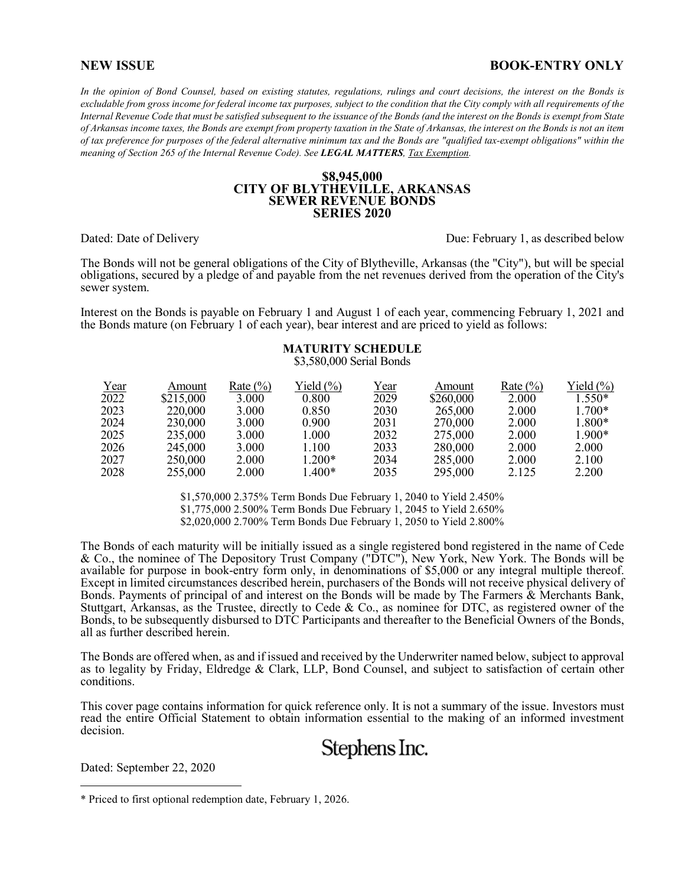**NEW ISSUE** **BOOK-ENTRY ONLY**

*In the opinion of Bond Counsel, based on existing statutes, regulations, rulings and court decisions, the interest on the Bonds is excludable from gross income for federal income tax purposes, subject to the condition that the City comply with all requirements of the Internal Revenue Code that must be satisfied subsequent to the issuance of the Bonds (and the interest on the Bonds is exempt from State of Arkansas income taxes, the Bonds are exempt from property taxation in the State of Arkansas, the interest on the Bonds is not an item of tax preference for purposes of the federal alternative minimum tax and the Bonds are "qualified tax-exempt obligations" within the meaning of Section 265 of the Internal Revenue Code). See **LEGAL MATTERS**, Tax Exemption.*

# $8,945,000
# CITY OF BLYTHEVILLE, ARKANSAS
# SEWER REVENUE BONDS
# SERIES 2020

Dated: Date of Delivery  Due: February 1, as described below

The Bonds will not be general obligations of the City of Blytheville, Arkansas (the "City"), but will be special obligations, secured by a pledge of and payable from the net revenues derived from the operation of the City's sewer system.

Interest on the Bonds is payable on February 1 and August 1 of each year, commencing February 1, 2021 and the Bonds mature (on February 1 of each year), bear interest and are priced to yield as follows:

**MATURITY SCHEDULE**

$3,580,000 Serial Bonds

| Year | Amount | Rate (%) | Yield (%) | Year | Amount | Rate (%) | Yield (%) |
|---|---|---|---|---|---|---|---|
| 2022 | $215,000 | 3.000 | 0.800 | 2029 | $260,000 | 2.000 | 1.550* |
| 2023 | 220,000 | 3.000 | 0.850 | 2030 | 265,000 | 2.000 | 1.700* |
| 2024 | 230,000 | 3.000 | 0.900 | 2031 | 270,000 | 2.000 | 1.800* |
| 2025 | 235,000 | 3.000 | 1.000 | 2032 | 275,000 | 2.000 | 1.900* |
| 2026 | 245,000 | 3.000 | 1.100 | 2033 | 280,000 | 2.000 | 2.000 |
| 2027 | 250,000 | 2.000 | 1.200* | 2034 | 285,000 | 2.000 | 2.100 |
| 2028 | 255,000 | 2.000 | 1.400* | 2035 | 295,000 | 2.125 | 2.200 |

$1,570,000 2.375% Term Bonds Due February 1, 2040 to Yield 2.450%
$1,775,000 2.500% Term Bonds Due February 1, 2045 to Yield 2.650%
$2,020,000 2.700% Term Bonds Due February 1, 2050 to Yield 2.800%

The Bonds of each maturity will be initially issued as a single registered bond registered in the name of Cede & Co., the nominee of The Depository Trust Company ("DTC"), New York, New York. The Bonds will be available for purpose in book-entry form only, in denominations of $5,000 or any integral multiple thereof. Except in limited circumstances described herein, purchasers of the Bonds will not receive physical delivery of Bonds. Payments of principal of and interest on the Bonds will be made by The Farmers & Merchants Bank, Stuttgart, Arkansas, as the Trustee, directly to Cede & Co., as nominee for DTC, as registered owner of the Bonds, to be subsequently disbursed to DTC Participants and thereafter to the Beneficial Owners of the Bonds, all as further described herein.

The Bonds are offered when, as and if issued and received by the Underwriter named below, subject to approval as to legality by Friday, Eldredge & Clark, LLP, Bond Counsel, and subject to satisfaction of certain other conditions.

This cover page contains information for quick reference only. It is not a summary of the issue. Investors must read the entire Official Statement to obtain information essential to the making of an informed investment decision.

Stephens Inc.

Dated: September 22, 2020

---

\* Priced to first optional redemption date, February 1, 2026.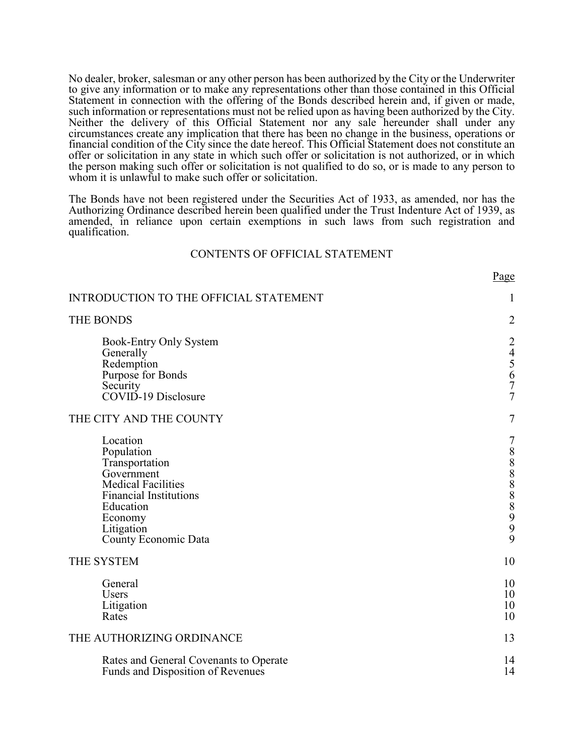No dealer, broker, salesman or any other person has been authorized by the City or the Underwriter to give any information or to make any representations other than those contained in this Official Statement in connection with the offering of the Bonds described herein and, if given or made, such information or representations must not be relied upon as having been authorized by the City. Neither the delivery of this Official Statement nor any sale hereunder shall under any circumstances create any implication that there has been no change in the business, operations or financial condition of the City since the date hereof. This Official Statement does not constitute an offer or solicitation in any state in which such offer or solicitation is not authorized, or in which the person making such offer or solicitation is not qualified to do so, or is made to any person to whom it is unlawful to make such offer or solicitation.

The Bonds have not been registered under the Securities Act of 1933, as amended, nor has the Authorizing Ordinance described herein been qualified under the Trust Indenture Act of 1939, as amended, in reliance upon certain exemptions in such laws from such registration and qualification.

## CONTENTS OF OFFICIAL STATEMENT

| | Page |
|---|---|
| INTRODUCTION TO THE OFFICIAL STATEMENT | 1 |
| THE BONDS | 2 |
| Book-Entry Only System | 2 |
| Generally | 4 |
| Redemption | 5 |
| Purpose for Bonds | 6 |
| Security | 7 |
| COVID-19 Disclosure | 7 |
| THE CITY AND THE COUNTY | 7 |
| Location | 7 |
| Population | 8 |
| Transportation | 8 |
| Government | 8 |
| Medical Facilities | 8 |
| Financial Institutions | 8 |
| Education | 8 |
| Economy | 9 |
| Litigation | 9 |
| County Economic Data | 9 |
| THE SYSTEM | 10 |
| General | 10 |
| Users | 10 |
| Litigation | 10 |
| Rates | 10 |
| THE AUTHORIZING ORDINANCE | 13 |
| Rates and General Covenants to Operate | 14 |
| Funds and Disposition of Revenues | 14 |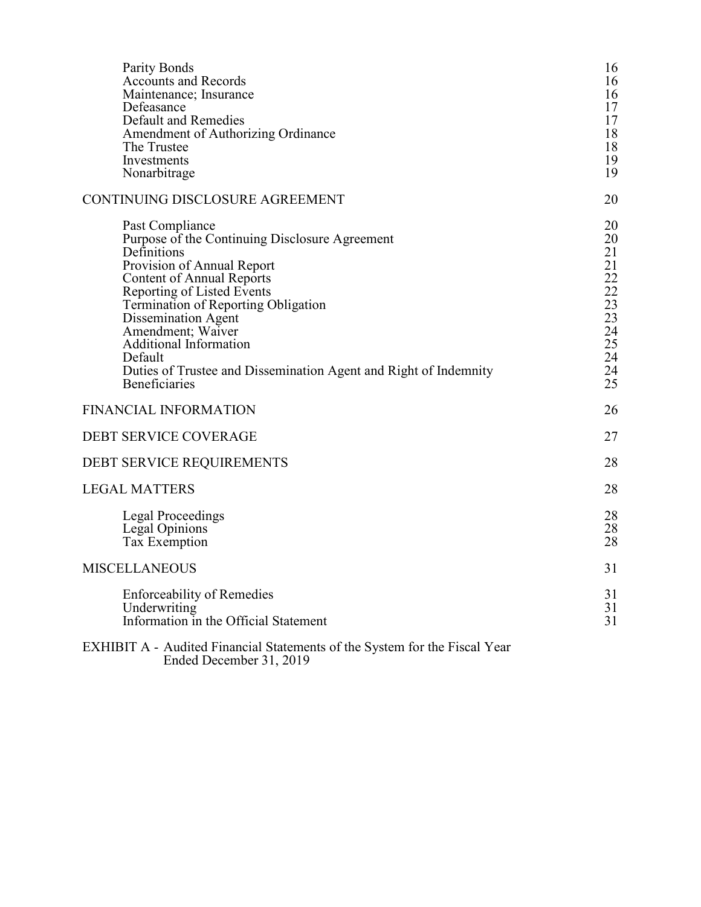| | |
|---|---|
| Parity Bonds | 16 |
| Accounts and Records | 16 |
| Maintenance; Insurance | 16 |
| Defeasance | 17 |
| Default and Remedies | 17 |
| Amendment of Authorizing Ordinance | 18 |
| The Trustee | 18 |
| Investments | 19 |
| Nonarbitrage | 19 |
| CONTINUING DISCLOSURE AGREEMENT | 20 |
| Past Compliance | 20 |
| Purpose of the Continuing Disclosure Agreement | 20 |
| Definitions | 21 |
| Provision of Annual Report | 21 |
| Content of Annual Reports | 22 |
| Reporting of Listed Events | 22 |
| Termination of Reporting Obligation | 23 |
| Dissemination Agent | 23 |
| Amendment; Waiver | 24 |
| Additional Information | 25 |
| Default | 24 |
| Duties of Trustee and Dissemination Agent and Right of Indemnity | 24 |
| Beneficiaries | 25 |
| FINANCIAL INFORMATION | 26 |
| DEBT SERVICE COVERAGE | 27 |
| DEBT SERVICE REQUIREMENTS | 28 |
| LEGAL MATTERS | 28 |
| Legal Proceedings | 28 |
| Legal Opinions | 28 |
| Tax Exemption | 28 |
| MISCELLANEOUS | 31 |
| Enforceability of Remedies | 31 |
| Underwriting | 31 |
| Information in the Official Statement | 31 |

EXHIBIT A - Audited Financial Statements of the System for the Fiscal Year Ended December 31, 2019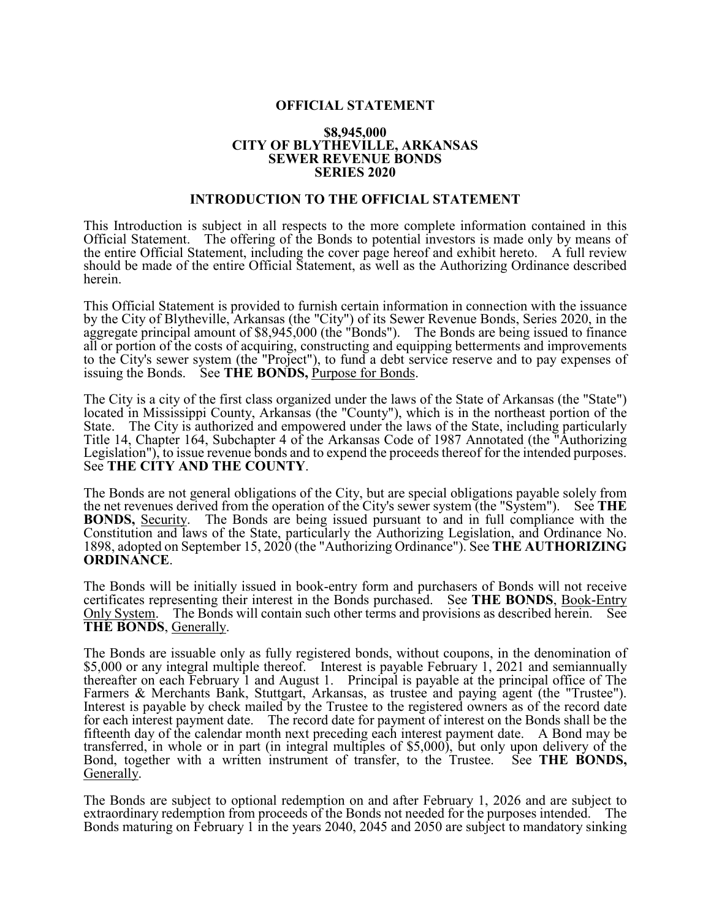# OFFICIAL STATEMENT

## $8,945,000
## CITY OF BLYTHEVILLE, ARKANSAS
## SEWER REVENUE BONDS
## SERIES 2020

## INTRODUCTION TO THE OFFICIAL STATEMENT

This Introduction is subject in all respects to the more complete information contained in this Official Statement. The offering of the Bonds to potential investors is made only by means of the entire Official Statement, including the cover page hereof and exhibit hereto. A full review should be made of the entire Official Statement, as well as the Authorizing Ordinance described herein.

This Official Statement is provided to furnish certain information in connection with the issuance by the City of Blytheville, Arkansas (the "City") of its Sewer Revenue Bonds, Series 2020, in the aggregate principal amount of $8,945,000 (the "Bonds"). The Bonds are being issued to finance all or portion of the costs of acquiring, constructing and equipping betterments and improvements to the City's sewer system (the "Project"), to fund a debt service reserve and to pay expenses of issuing the Bonds. See **THE BONDS,** Purpose for Bonds.

The City is a city of the first class organized under the laws of the State of Arkansas (the "State") located in Mississippi County, Arkansas (the "County"), which is in the northeast portion of the State. The City is authorized and empowered under the laws of the State, including particularly Title 14, Chapter 164, Subchapter 4 of the Arkansas Code of 1987 Annotated (the "Authorizing Legislation"), to issue revenue bonds and to expend the proceeds thereof for the intended purposes. See **THE CITY AND THE COUNTY**.

The Bonds are not general obligations of the City, but are special obligations payable solely from the net revenues derived from the operation of the City's sewer system (the "System"). See **THE BONDS,** Security. The Bonds are being issued pursuant to and in full compliance with the Constitution and laws of the State, particularly the Authorizing Legislation, and Ordinance No. 1898, adopted on September 15, 2020 (the "Authorizing Ordinance"). See **THE AUTHORIZING ORDINANCE**.

The Bonds will be initially issued in book-entry form and purchasers of Bonds will not receive certificates representing their interest in the Bonds purchased. See **THE BONDS**, Book-Entry Only System. The Bonds will contain such other terms and provisions as described herein. See **THE BONDS**, Generally.

The Bonds are issuable only as fully registered bonds, without coupons, in the denomination of $5,000 or any integral multiple thereof. Interest is payable February 1, 2021 and semiannually thereafter on each February 1 and August 1. Principal is payable at the principal office of The Farmers & Merchants Bank, Stuttgart, Arkansas, as trustee and paying agent (the "Trustee"). Interest is payable by check mailed by the Trustee to the registered owners as of the record date for each interest payment date. The record date for payment of interest on the Bonds shall be the fifteenth day of the calendar month next preceding each interest payment date. A Bond may be transferred, in whole or in part (in integral multiples of $5,000), but only upon delivery of the Bond, together with a written instrument of transfer, to the Trustee. See **THE BONDS,** Generally.

The Bonds are subject to optional redemption on and after February 1, 2026 and are subject to extraordinary redemption from proceeds of the Bonds not needed for the purposes intended. The Bonds maturing on February 1 in the years 2040, 2045 and 2050 are subject to mandatory sinking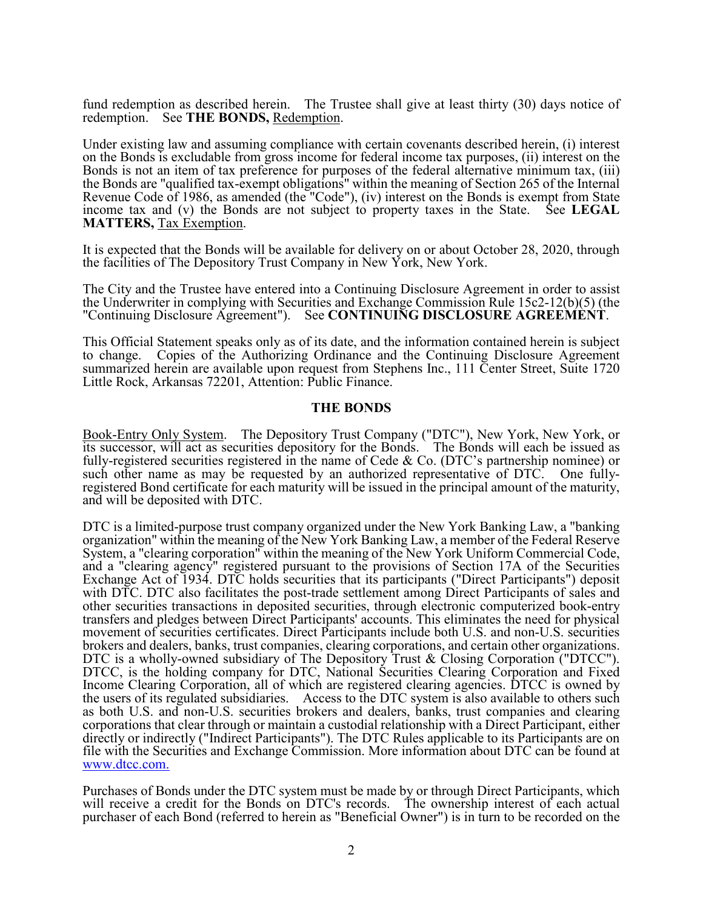fund redemption as described herein. The Trustee shall give at least thirty (30) days notice of redemption. See **THE BONDS,** Redemption.

Under existing law and assuming compliance with certain covenants described herein, (i) interest on the Bonds is excludable from gross income for federal income tax purposes, (ii) interest on the Bonds is not an item of tax preference for purposes of the federal alternative minimum tax, (iii) the Bonds are "qualified tax-exempt obligations" within the meaning of Section 265 of the Internal Revenue Code of 1986, as amended (the "Code"), (iv) interest on the Bonds is exempt from State income tax and (v) the Bonds are not subject to property taxes in the State. See **LEGAL MATTERS,** Tax Exemption.

It is expected that the Bonds will be available for delivery on or about October 28, 2020, through the facilities of The Depository Trust Company in New York, New York.

The City and the Trustee have entered into a Continuing Disclosure Agreement in order to assist the Underwriter in complying with Securities and Exchange Commission Rule 15c2-12(b)(5) (the "Continuing Disclosure Agreement"). See **CONTINUING DISCLOSURE AGREEMENT**.

This Official Statement speaks only as of its date, and the information contained herein is subject to change. Copies of the Authorizing Ordinance and the Continuing Disclosure Agreement summarized herein are available upon request from Stephens Inc., 111 Center Street, Suite 1720 Little Rock, Arkansas 72201, Attention: Public Finance.

## THE BONDS

Book-Entry Only System. The Depository Trust Company ("DTC"), New York, New York, or its successor, will act as securities depository for the Bonds. The Bonds will each be issued as fully-registered securities registered in the name of Cede & Co. (DTC's partnership nominee) or such other name as may be requested by an authorized representative of DTC. One fully-registered Bond certificate for each maturity will be issued in the principal amount of the maturity, and will be deposited with DTC.

DTC is a limited-purpose trust company organized under the New York Banking Law, a "banking organization" within the meaning of the New York Banking Law, a member of the Federal Reserve System, a "clearing corporation" within the meaning of the New York Uniform Commercial Code, and a "clearing agency" registered pursuant to the provisions of Section 17A of the Securities Exchange Act of 1934. DTC holds securities that its participants ("Direct Participants") deposit with DTC. DTC also facilitates the post-trade settlement among Direct Participants of sales and other securities transactions in deposited securities, through electronic computerized book-entry transfers and pledges between Direct Participants' accounts. This eliminates the need for physical movement of securities certificates. Direct Participants include both U.S. and non-U.S. securities brokers and dealers, banks, trust companies, clearing corporations, and certain other organizations. DTC is a wholly-owned subsidiary of The Depository Trust & Closing Corporation ("DTCC"). DTCC, is the holding company for DTC, National Securities Clearing Corporation and Fixed Income Clearing Corporation, all of which are registered clearing agencies. DTCC is owned by the users of its regulated subsidiaries. Access to the DTC system is also available to others such as both U.S. and non-U.S. securities brokers and dealers, banks, trust companies and clearing corporations that clear through or maintain a custodial relationship with a Direct Participant, either directly or indirectly ("Indirect Participants"). The DTC Rules applicable to its Participants are on file with the Securities and Exchange Commission. More information about DTC can be found at www.dtcc.com.

Purchases of Bonds under the DTC system must be made by or through Direct Participants, which will receive a credit for the Bonds on DTC's records. The ownership interest of each actual purchaser of each Bond (referred to herein as "Beneficial Owner") is in turn to be recorded on the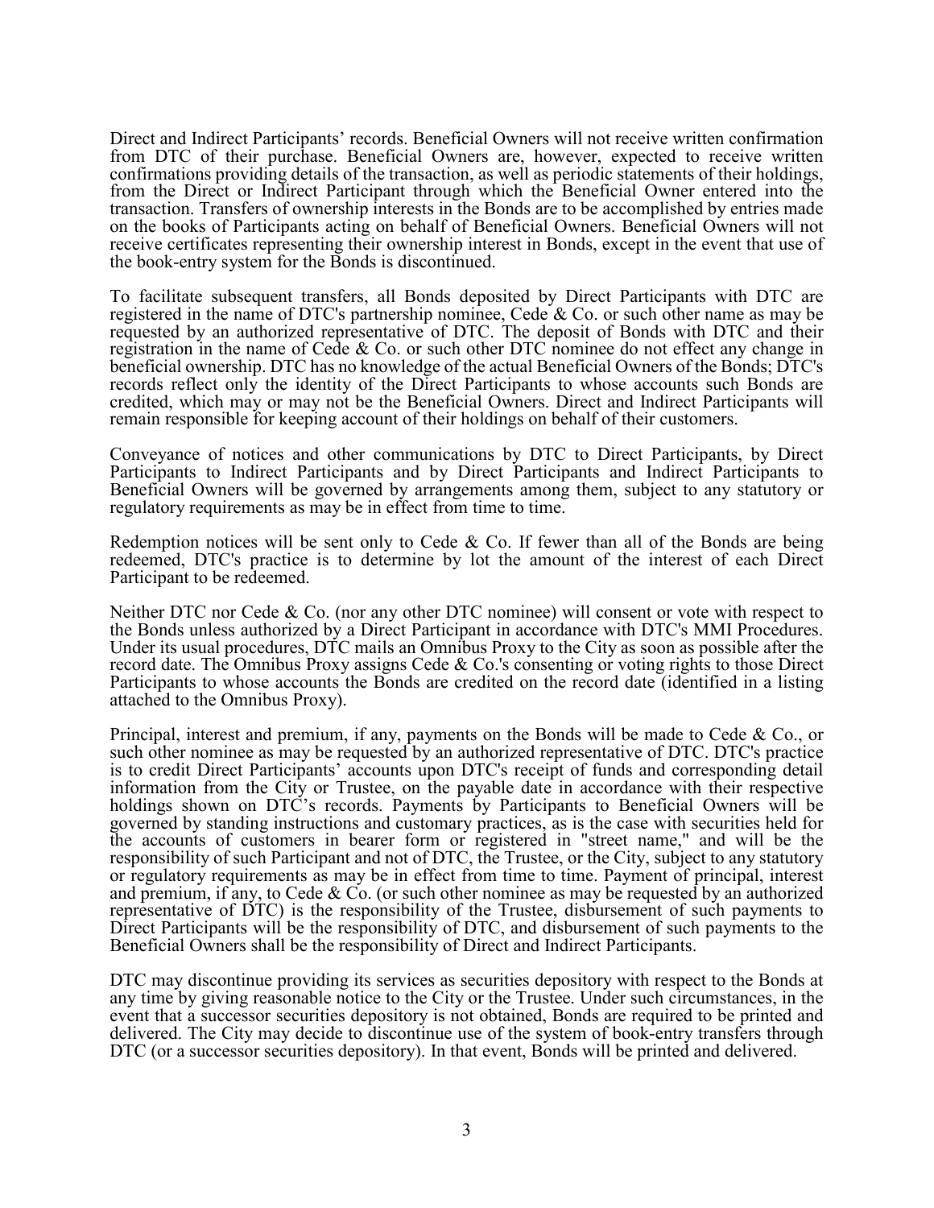Direct and Indirect Participants' records. Beneficial Owners will not receive written confirmation from DTC of their purchase. Beneficial Owners are, however, expected to receive written confirmations providing details of the transaction, as well as periodic statements of their holdings, from the Direct or Indirect Participant through which the Beneficial Owner entered into the transaction. Transfers of ownership interests in the Bonds are to be accomplished by entries made on the books of Participants acting on behalf of Beneficial Owners. Beneficial Owners will not receive certificates representing their ownership interest in Bonds, except in the event that use of the book-entry system for the Bonds is discontinued.

To facilitate subsequent transfers, all Bonds deposited by Direct Participants with DTC are registered in the name of DTC's partnership nominee, Cede & Co. or such other name as may be requested by an authorized representative of DTC. The deposit of Bonds with DTC and their registration in the name of Cede & Co. or such other DTC nominee do not effect any change in beneficial ownership. DTC has no knowledge of the actual Beneficial Owners of the Bonds; DTC's records reflect only the identity of the Direct Participants to whose accounts such Bonds are credited, which may or may not be the Beneficial Owners. Direct and Indirect Participants will remain responsible for keeping account of their holdings on behalf of their customers.

Conveyance of notices and other communications by DTC to Direct Participants, by Direct Participants to Indirect Participants and by Direct Participants and Indirect Participants to Beneficial Owners will be governed by arrangements among them, subject to any statutory or regulatory requirements as may be in effect from time to time.

Redemption notices will be sent only to Cede & Co. If fewer than all of the Bonds are being redeemed, DTC's practice is to determine by lot the amount of the interest of each Direct Participant to be redeemed.

Neither DTC nor Cede & Co. (nor any other DTC nominee) will consent or vote with respect to the Bonds unless authorized by a Direct Participant in accordance with DTC's MMI Procedures. Under its usual procedures, DTC mails an Omnibus Proxy to the City as soon as possible after the record date. The Omnibus Proxy assigns Cede & Co.'s consenting or voting rights to those Direct Participants to whose accounts the Bonds are credited on the record date (identified in a listing attached to the Omnibus Proxy).

Principal, interest and premium, if any, payments on the Bonds will be made to Cede & Co., or such other nominee as may be requested by an authorized representative of DTC. DTC's practice is to credit Direct Participants' accounts upon DTC's receipt of funds and corresponding detail information from the City or Trustee, on the payable date in accordance with their respective holdings shown on DTC's records. Payments by Participants to Beneficial Owners will be governed by standing instructions and customary practices, as is the case with securities held for the accounts of customers in bearer form or registered in "street name," and will be the responsibility of such Participant and not of DTC, the Trustee, or the City, subject to any statutory or regulatory requirements as may be in effect from time to time. Payment of principal, interest and premium, if any, to Cede & Co. (or such other nominee as may be requested by an authorized representative of DTC) is the responsibility of the Trustee, disbursement of such payments to Direct Participants will be the responsibility of DTC, and disbursement of such payments to the Beneficial Owners shall be the responsibility of Direct and Indirect Participants.

DTC may discontinue providing its services as securities depository with respect to the Bonds at any time by giving reasonable notice to the City or the Trustee. Under such circumstances, in the event that a successor securities depository is not obtained, Bonds are required to be printed and delivered. The City may decide to discontinue use of the system of book-entry transfers through DTC (or a successor securities depository). In that event, Bonds will be printed and delivered.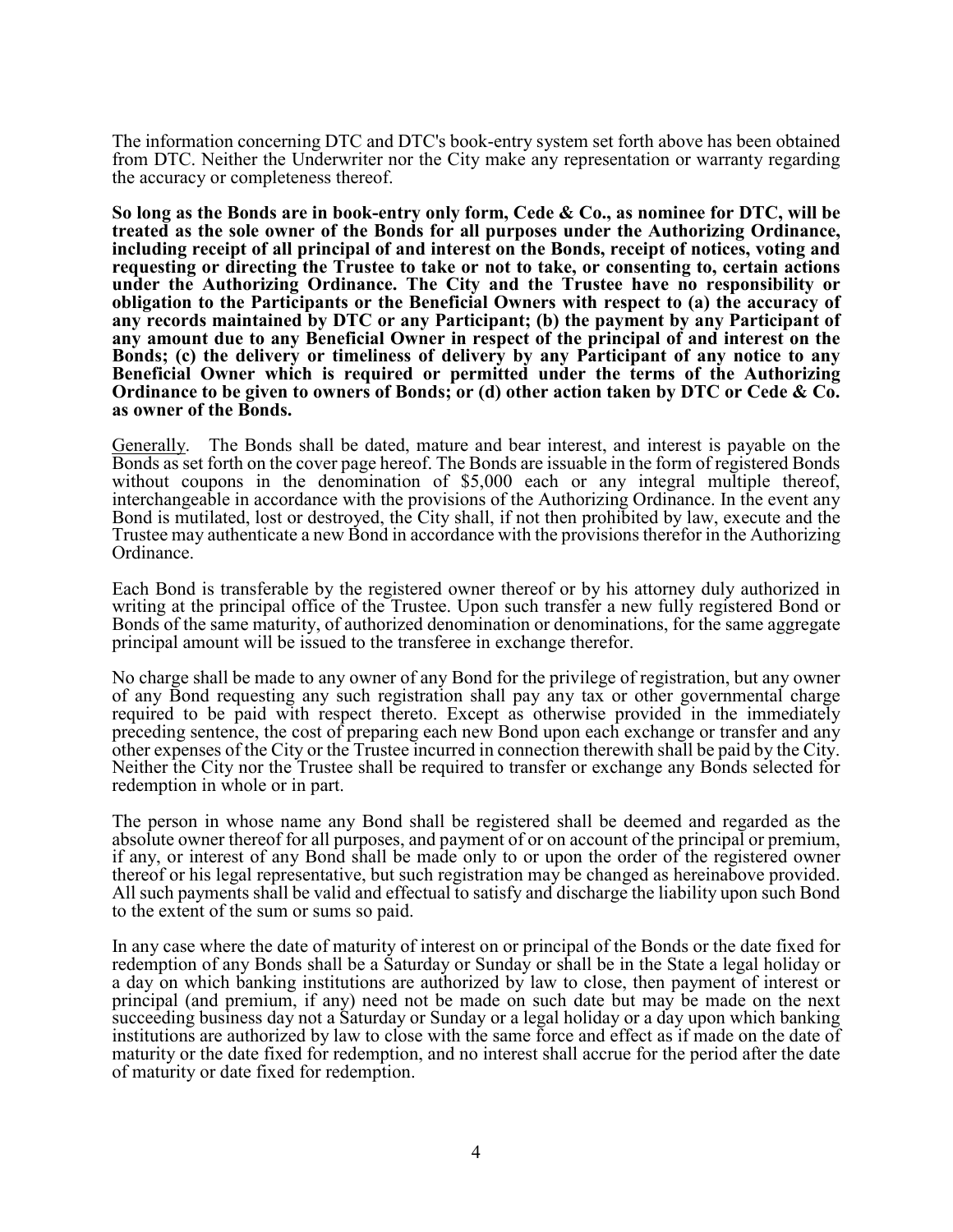The information concerning DTC and DTC's book-entry system set forth above has been obtained from DTC. Neither the Underwriter nor the City make any representation or warranty regarding the accuracy or completeness thereof.

**So long as the Bonds are in book-entry only form, Cede & Co., as nominee for DTC, will be treated as the sole owner of the Bonds for all purposes under the Authorizing Ordinance, including receipt of all principal of and interest on the Bonds, receipt of notices, voting and requesting or directing the Trustee to take or not to take, or consenting to, certain actions under the Authorizing Ordinance. The City and the Trustee have no responsibility or obligation to the Participants or the Beneficial Owners with respect to (a) the accuracy of any records maintained by DTC or any Participant; (b) the payment by any Participant of any amount due to any Beneficial Owner in respect of the principal of and interest on the Bonds; (c) the delivery or timeliness of delivery by any Participant of any notice to any Beneficial Owner which is required or permitted under the terms of the Authorizing Ordinance to be given to owners of Bonds; or (d) other action taken by DTC or Cede & Co. as owner of the Bonds.**

<u>Generally</u>. The Bonds shall be dated, mature and bear interest, and interest is payable on the Bonds as set forth on the cover page hereof. The Bonds are issuable in the form of registered Bonds without coupons in the denomination of $5,000 each or any integral multiple thereof, interchangeable in accordance with the provisions of the Authorizing Ordinance. In the event any Bond is mutilated, lost or destroyed, the City shall, if not then prohibited by law, execute and the Trustee may authenticate a new Bond in accordance with the provisions therefor in the Authorizing Ordinance.

Each Bond is transferable by the registered owner thereof or by his attorney duly authorized in writing at the principal office of the Trustee. Upon such transfer a new fully registered Bond or Bonds of the same maturity, of authorized denomination or denominations, for the same aggregate principal amount will be issued to the transferee in exchange therefor.

No charge shall be made to any owner of any Bond for the privilege of registration, but any owner of any Bond requesting any such registration shall pay any tax or other governmental charge required to be paid with respect thereto. Except as otherwise provided in the immediately preceding sentence, the cost of preparing each new Bond upon each exchange or transfer and any other expenses of the City or the Trustee incurred in connection therewith shall be paid by the City. Neither the City nor the Trustee shall be required to transfer or exchange any Bonds selected for redemption in whole or in part.

The person in whose name any Bond shall be registered shall be deemed and regarded as the absolute owner thereof for all purposes, and payment of or on account of the principal or premium, if any, or interest of any Bond shall be made only to or upon the order of the registered owner thereof or his legal representative, but such registration may be changed as hereinabove provided. All such payments shall be valid and effectual to satisfy and discharge the liability upon such Bond to the extent of the sum or sums so paid.

In any case where the date of maturity of interest on or principal of the Bonds or the date fixed for redemption of any Bonds shall be a Saturday or Sunday or shall be in the State a legal holiday or a day on which banking institutions are authorized by law to close, then payment of interest or principal (and premium, if any) need not be made on such date but may be made on the next succeeding business day not a Saturday or Sunday or a legal holiday or a day upon which banking institutions are authorized by law to close with the same force and effect as if made on the date of maturity or the date fixed for redemption, and no interest shall accrue for the period after the date of maturity or date fixed for redemption.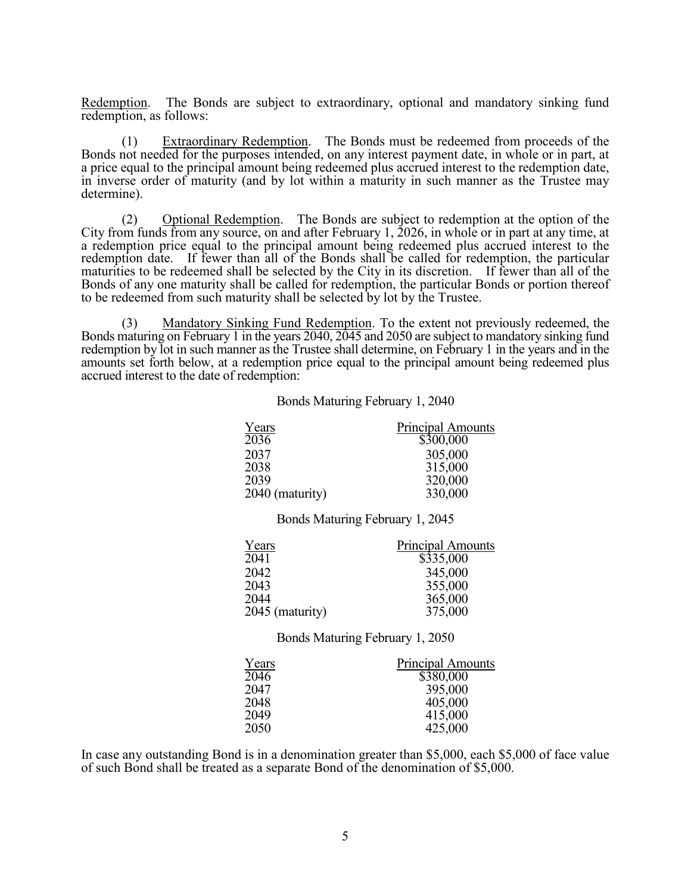<u>Redemption</u>. The Bonds are subject to extraordinary, optional and mandatory sinking fund redemption, as follows:

(1) <u>Extraordinary Redemption</u>. The Bonds must be redeemed from proceeds of the Bonds not needed for the purposes intended, on any interest payment date, in whole or in part, at a price equal to the principal amount being redeemed plus accrued interest to the redemption date, in inverse order of maturity (and by lot within a maturity in such manner as the Trustee may determine).

(2) <u>Optional Redemption</u>. The Bonds are subject to redemption at the option of the City from funds from any source, on and after February 1, 2026, in whole or in part at any time, at a redemption price equal to the principal amount being redeemed plus accrued interest to the redemption date. If fewer than all of the Bonds shall be called for redemption, the particular maturities to be redeemed shall be selected by the City in its discretion. If fewer than all of the Bonds of any one maturity shall be called for redemption, the particular Bonds or portion thereof to be redeemed from such maturity shall be selected by lot by the Trustee.

(3) <u>Mandatory Sinking Fund Redemption</u>. To the extent not previously redeemed, the Bonds maturing on February 1 in the years 2040, 2045 and 2050 are subject to mandatory sinking fund redemption by lot in such manner as the Trustee shall determine, on February 1 in the years and in the amounts set forth below, at a redemption price equal to the principal amount being redeemed plus accrued interest to the date of redemption:

Bonds Maturing February 1, 2040

| Years | Principal Amounts |
|---|---|
| 2036 | $300,000 |
| 2037 | 305,000 |
| 2038 | 315,000 |
| 2039 | 320,000 |
| 2040 (maturity) | 330,000 |

Bonds Maturing February 1, 2045

| Years | Principal Amounts |
|---|---|
| 2041 | $335,000 |
| 2042 | 345,000 |
| 2043 | 355,000 |
| 2044 | 365,000 |
| 2045 (maturity) | 375,000 |

Bonds Maturing February 1, 2050

| Years | Principal Amounts |
|---|---|
| 2046 | $380,000 |
| 2047 | 395,000 |
| 2048 | 405,000 |
| 2049 | 415,000 |
| 2050 | 425,000 |

In case any outstanding Bond is in a denomination greater than $5,000, each $5,000 of face value of such Bond shall be treated as a separate Bond of the denomination of $5,000.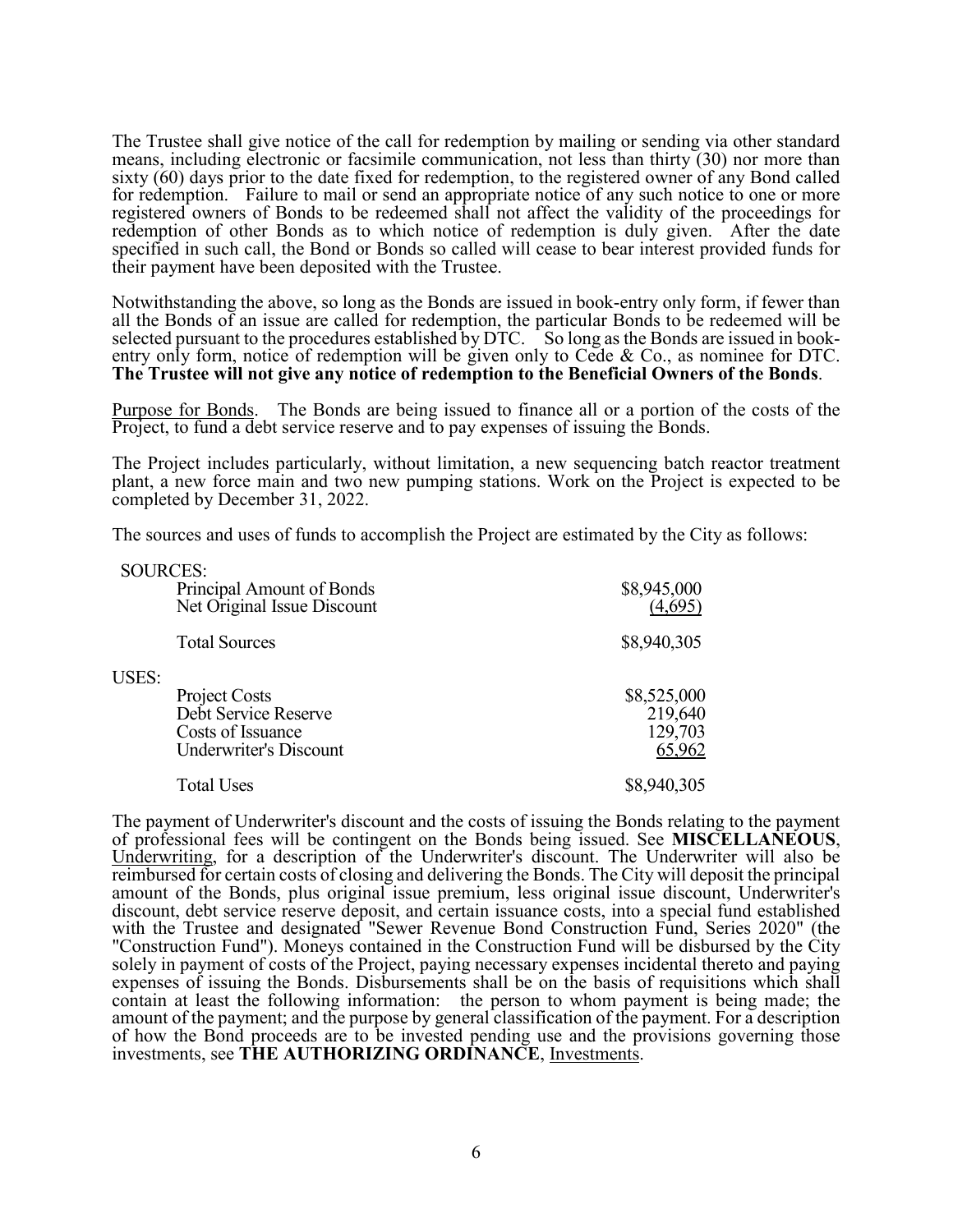The Trustee shall give notice of the call for redemption by mailing or sending via other standard means, including electronic or facsimile communication, not less than thirty (30) nor more than sixty (60) days prior to the date fixed for redemption, to the registered owner of any Bond called for redemption. Failure to mail or send an appropriate notice of any such notice to one or more registered owners of Bonds to be redeemed shall not affect the validity of the proceedings for redemption of other Bonds as to which notice of redemption is duly given. After the date specified in such call, the Bond or Bonds so called will cease to bear interest provided funds for their payment have been deposited with the Trustee.

Notwithstanding the above, so long as the Bonds are issued in book-entry only form, if fewer than all the Bonds of an issue are called for redemption, the particular Bonds to be redeemed will be selected pursuant to the procedures established by DTC. So long as the Bonds are issued in book-entry only form, notice of redemption will be given only to Cede & Co., as nominee for DTC. **The Trustee will not give any notice of redemption to the Beneficial Owners of the Bonds**.

Purpose for Bonds. The Bonds are being issued to finance all or a portion of the costs of the Project, to fund a debt service reserve and to pay expenses of issuing the Bonds.

The Project includes particularly, without limitation, a new sequencing batch reactor treatment plant, a new force main and two new pumping stations. Work on the Project is expected to be completed by December 31, 2022.

The sources and uses of funds to accomplish the Project are estimated by the City as follows:

| | |
|---|---|
| SOURCES: | |
| Principal Amount of Bonds | $8,945,000 |
| Net Original Issue Discount | (4,695) |
| Total Sources | $8,940,305 |
| USES: | |
| Project Costs | $8,525,000 |
| Debt Service Reserve | 219,640 |
| Costs of Issuance | 129,703 |
| Underwriter's Discount | 65,962 |
| Total Uses | $8,940,305 |

The payment of Underwriter's discount and the costs of issuing the Bonds relating to the payment of professional fees will be contingent on the Bonds being issued. See **MISCELLANEOUS**, Underwriting, for a description of the Underwriter's discount. The Underwriter will also be reimbursed for certain costs of closing and delivering the Bonds. The City will deposit the principal amount of the Bonds, plus original issue premium, less original issue discount, Underwriter's discount, debt service reserve deposit, and certain issuance costs, into a special fund established with the Trustee and designated "Sewer Revenue Bond Construction Fund, Series 2020" (the "Construction Fund"). Moneys contained in the Construction Fund will be disbursed by the City solely in payment of costs of the Project, paying necessary expenses incidental thereto and paying expenses of issuing the Bonds. Disbursements shall be on the basis of requisitions which shall contain at least the following information: the person to whom payment is being made; the amount of the payment; and the purpose by general classification of the payment. For a description of how the Bond proceeds are to be invested pending use and the provisions governing those investments, see **THE AUTHORIZING ORDINANCE**, Investments.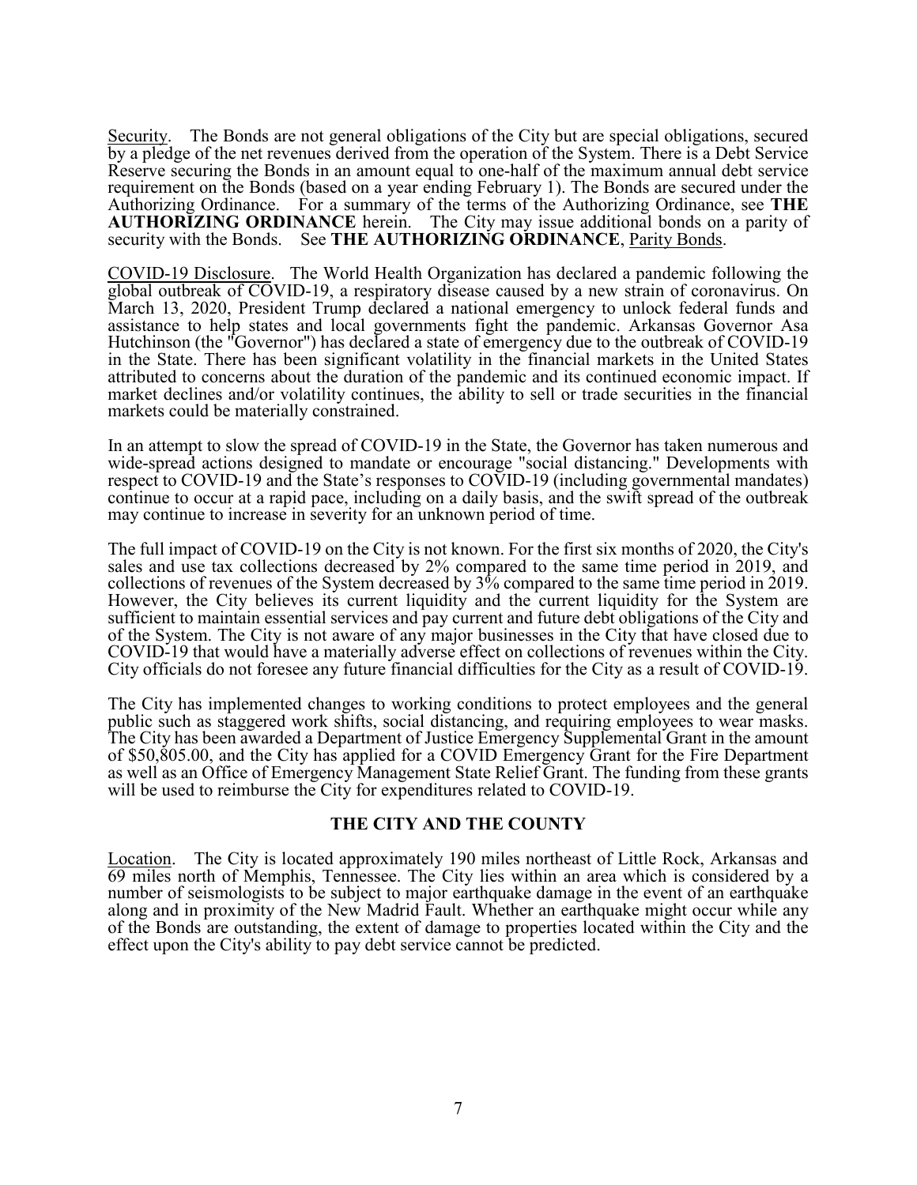Security. The Bonds are not general obligations of the City but are special obligations, secured by a pledge of the net revenues derived from the operation of the System. There is a Debt Service Reserve securing the Bonds in an amount equal to one-half of the maximum annual debt service requirement on the Bonds (based on a year ending February 1). The Bonds are secured under the Authorizing Ordinance. For a summary of the terms of the Authorizing Ordinance, see **THE AUTHORIZING ORDINANCE** herein. The City may issue additional bonds on a parity of security with the Bonds. See **THE AUTHORIZING ORDINANCE**, Parity Bonds.

COVID-19 Disclosure. The World Health Organization has declared a pandemic following the global outbreak of COVID-19, a respiratory disease caused by a new strain of coronavirus. On March 13, 2020, President Trump declared a national emergency to unlock federal funds and assistance to help states and local governments fight the pandemic. Arkansas Governor Asa Hutchinson (the "Governor") has declared a state of emergency due to the outbreak of COVID-19 in the State. There has been significant volatility in the financial markets in the United States attributed to concerns about the duration of the pandemic and its continued economic impact. If market declines and/or volatility continues, the ability to sell or trade securities in the financial markets could be materially constrained.

In an attempt to slow the spread of COVID-19 in the State, the Governor has taken numerous and wide-spread actions designed to mandate or encourage "social distancing." Developments with respect to COVID-19 and the State's responses to COVID-19 (including governmental mandates) continue to occur at a rapid pace, including on a daily basis, and the swift spread of the outbreak may continue to increase in severity for an unknown period of time.

The full impact of COVID-19 on the City is not known. For the first six months of 2020, the City's sales and use tax collections decreased by 2% compared to the same time period in 2019, and collections of revenues of the System decreased by 3% compared to the same time period in 2019. However, the City believes its current liquidity and the current liquidity for the System are sufficient to maintain essential services and pay current and future debt obligations of the City and of the System. The City is not aware of any major businesses in the City that have closed due to COVID-19 that would have a materially adverse effect on collections of revenues within the City. City officials do not foresee any future financial difficulties for the City as a result of COVID-19.

The City has implemented changes to working conditions to protect employees and the general public such as staggered work shifts, social distancing, and requiring employees to wear masks. The City has been awarded a Department of Justice Emergency Supplemental Grant in the amount of $50,805.00, and the City has applied for a COVID Emergency Grant for the Fire Department as well as an Office of Emergency Management State Relief Grant. The funding from these grants will be used to reimburse the City for expenditures related to COVID-19.

## THE CITY AND THE COUNTY

Location. The City is located approximately 190 miles northeast of Little Rock, Arkansas and 69 miles north of Memphis, Tennessee. The City lies within an area which is considered by a number of seismologists to be subject to major earthquake damage in the event of an earthquake along and in proximity of the New Madrid Fault. Whether an earthquake might occur while any of the Bonds are outstanding, the extent of damage to properties located within the City and the effect upon the City's ability to pay debt service cannot be predicted.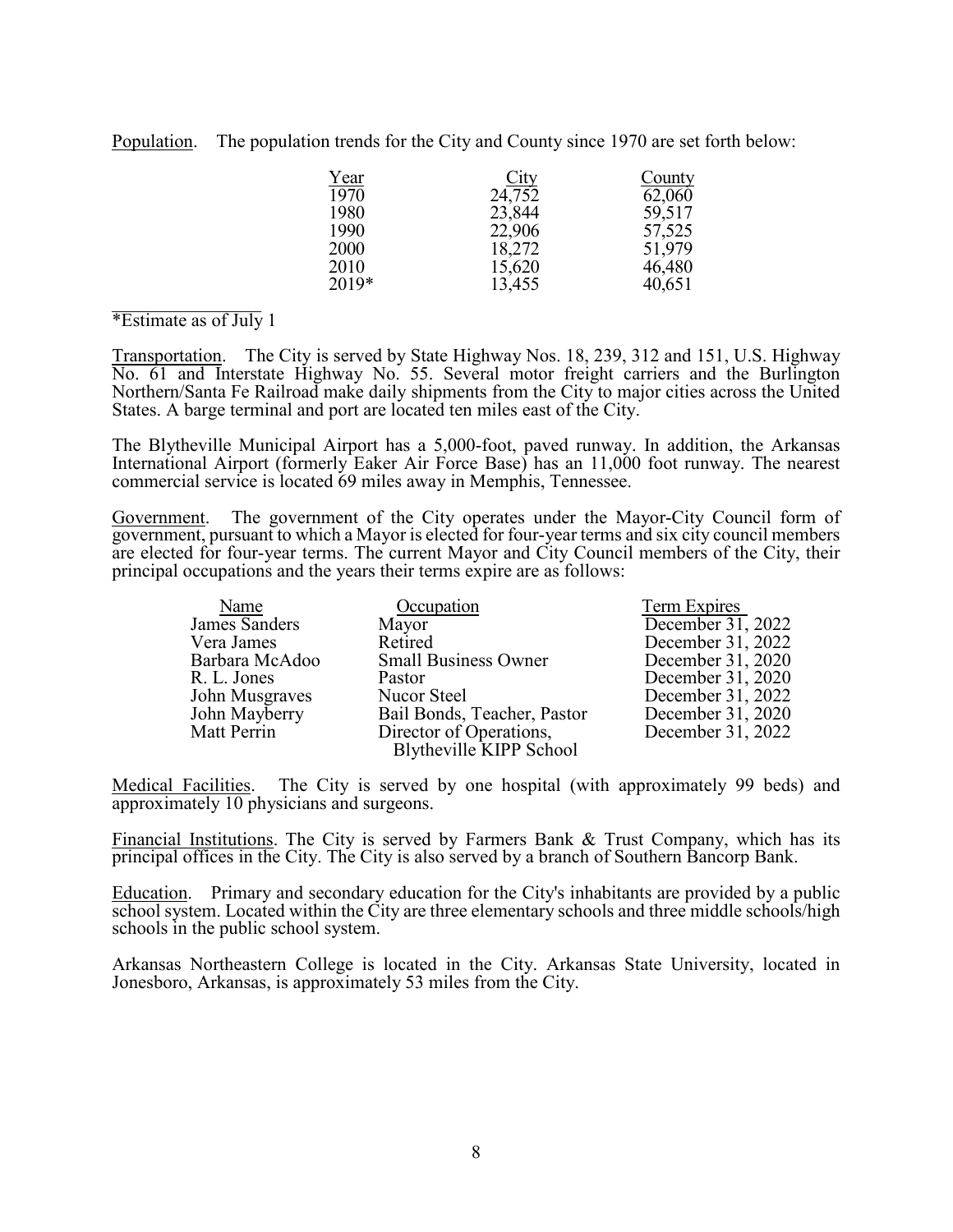Population. The population trends for the City and County since 1970 are set forth below:

| Year | City | County |
|---|---|---|
| 1970 | 24,752 | 62,060 |
| 1980 | 23,844 | 59,517 |
| 1990 | 22,906 | 57,525 |
| 2000 | 18,272 | 51,979 |
| 2010 | 15,620 | 46,480 |
| 2019* | 13,455 | 40,651 |

*Estimate as of July 1

Transportation. The City is served by State Highway Nos. 18, 239, 312 and 151, U.S. Highway No. 61 and Interstate Highway No. 55. Several motor freight carriers and the Burlington Northern/Santa Fe Railroad make daily shipments from the City to major cities across the United States. A barge terminal and port are located ten miles east of the City.

The Blytheville Municipal Airport has a 5,000-foot, paved runway. In addition, the Arkansas International Airport (formerly Eaker Air Force Base) has an 11,000 foot runway. The nearest commercial service is located 69 miles away in Memphis, Tennessee.

Government. The government of the City operates under the Mayor-City Council form of government, pursuant to which a Mayor is elected for four-year terms and six city council members are elected for four-year terms. The current Mayor and City Council members of the City, their principal occupations and the years their terms expire are as follows:

| Name | Occupation | Term Expires |
|---|---|---|
| James Sanders | Mayor | December 31, 2022 |
| Vera James | Retired | December 31, 2022 |
| Barbara McAdoo | Small Business Owner | December 31, 2020 |
| R. L. Jones | Pastor | December 31, 2020 |
| John Musgraves | Nucor Steel | December 31, 2022 |
| John Mayberry | Bail Bonds, Teacher, Pastor | December 31, 2020 |
| Matt Perrin | Director of Operations, Blytheville KIPP School | December 31, 2022 |

Medical Facilities. The City is served by one hospital (with approximately 99 beds) and approximately 10 physicians and surgeons.

Financial Institutions. The City is served by Farmers Bank & Trust Company, which has its principal offices in the City. The City is also served by a branch of Southern Bancorp Bank.

Education. Primary and secondary education for the City's inhabitants are provided by a public school system. Located within the City are three elementary schools and three middle schools/high schools in the public school system.

Arkansas Northeastern College is located in the City. Arkansas State University, located in Jonesboro, Arkansas, is approximately 53 miles from the City.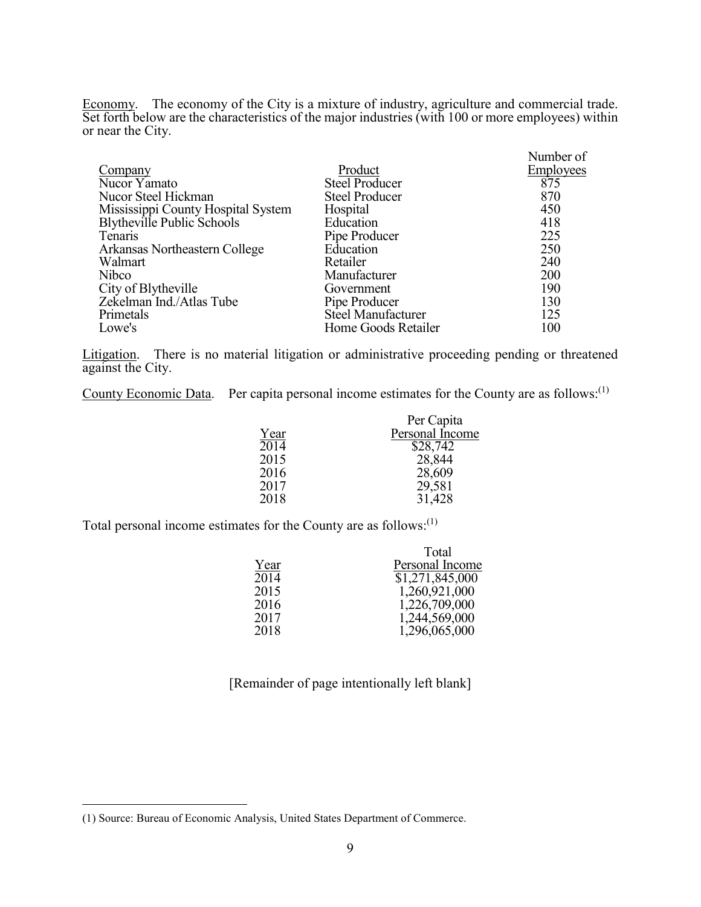<u>Economy</u>. The economy of the City is a mixture of industry, agriculture and commercial trade. Set forth below are the characteristics of the major industries (with 100 or more employees) within or near the City.

| Company | Product | Number of Employees |
|---|---|---|
| Nucor Yamato | Steel Producer | 875 |
| Nucor Steel Hickman | Steel Producer | 870 |
| Mississippi County Hospital System | Hospital | 450 |
| Blytheville Public Schools | Education | 418 |
| Tenaris | Pipe Producer | 225 |
| Arkansas Northeastern College | Education | 250 |
| Walmart | Retailer | 240 |
| Nibco | Manufacturer | 200 |
| City of Blytheville | Government | 190 |
| Zekelman Ind./Atlas Tube | Pipe Producer | 130 |
| Primetals | Steel Manufacturer | 125 |
| Lowe's | Home Goods Retailer | 100 |

<u>Litigation</u>. There is no material litigation or administrative proceeding pending or threatened against the City.

<u>County Economic Data</u>. Per capita personal income estimates for the County are as follows:[1]

| Year | Per Capita Personal Income |
|---|---|
| 2014 | $28,742 |
| 2015 | 28,844 |
| 2016 | 28,609 |
| 2017 | 29,581 |
| 2018 | 31,428 |

Total personal income estimates for the County are as follows:[1]

| Year | Total Personal Income |
|---|---|
| 2014 | $1,271,845,000 |
| 2015 | 1,260,921,000 |
| 2016 | 1,226,709,000 |
| 2017 | 1,244,569,000 |
| 2018 | 1,296,065,000 |

[Remainder of page intentionally left blank]

(1) Source: Bureau of Economic Analysis, United States Department of Commerce.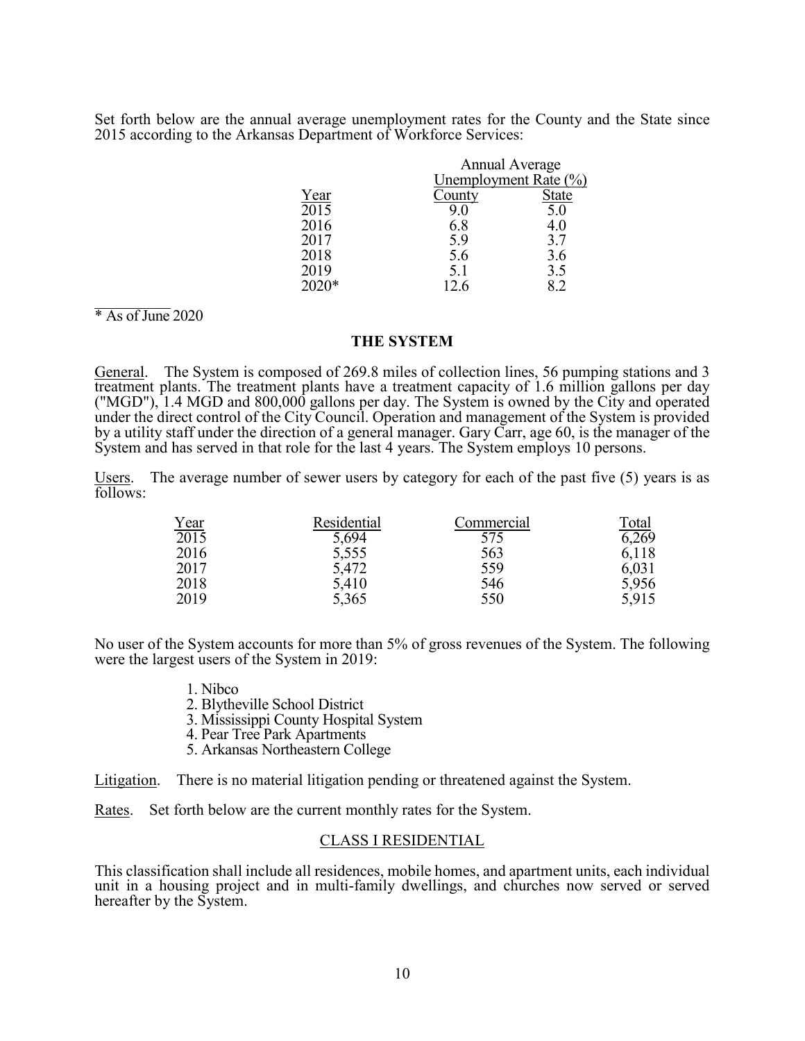Set forth below are the annual average unemployment rates for the County and the State since 2015 according to the Arkansas Department of Workforce Services:

| | Annual Average Unemployment Rate (%) | |
|---|---|---|
| Year | County | State |
| 2015 | 9.0 | 5.0 |
| 2016 | 6.8 | 4.0 |
| 2017 | 5.9 | 3.7 |
| 2018 | 5.6 | 3.6 |
| 2019 | 5.1 | 3.5 |
| 2020* | 12.6 | 8.2 |

\* As of June 2020

## THE SYSTEM

General. The System is composed of 269.8 miles of collection lines, 56 pumping stations and 3 treatment plants. The treatment plants have a treatment capacity of 1.6 million gallons per day ("MGD"), 1.4 MGD and 800,000 gallons per day. The System is owned by the City and operated under the direct control of the City Council. Operation and management of the System is provided by a utility staff under the direction of a general manager. Gary Carr, age 60, is the manager of the System and has served in that role for the last 4 years. The System employs 10 persons.

Users. The average number of sewer users by category for each of the past five (5) years is as follows:

| Year | Residential | Commercial | Total |
|---|---|---|---|
| 2015 | 5,694 | 575 | 6,269 |
| 2016 | 5,555 | 563 | 6,118 |
| 2017 | 5,472 | 559 | 6,031 |
| 2018 | 5,410 | 546 | 5,956 |
| 2019 | 5,365 | 550 | 5,915 |

No user of the System accounts for more than 5% of gross revenues of the System. The following were the largest users of the System in 2019:

1. Nibco
2. Blytheville School District
3. Mississippi County Hospital System
4. Pear Tree Park Apartments
5. Arkansas Northeastern College

Litigation. There is no material litigation pending or threatened against the System.

Rates. Set forth below are the current monthly rates for the System.

### CLASS I RESIDENTIAL

This classification shall include all residences, mobile homes, and apartment units, each individual unit in a housing project and in multi-family dwellings, and churches now served or served hereafter by the System.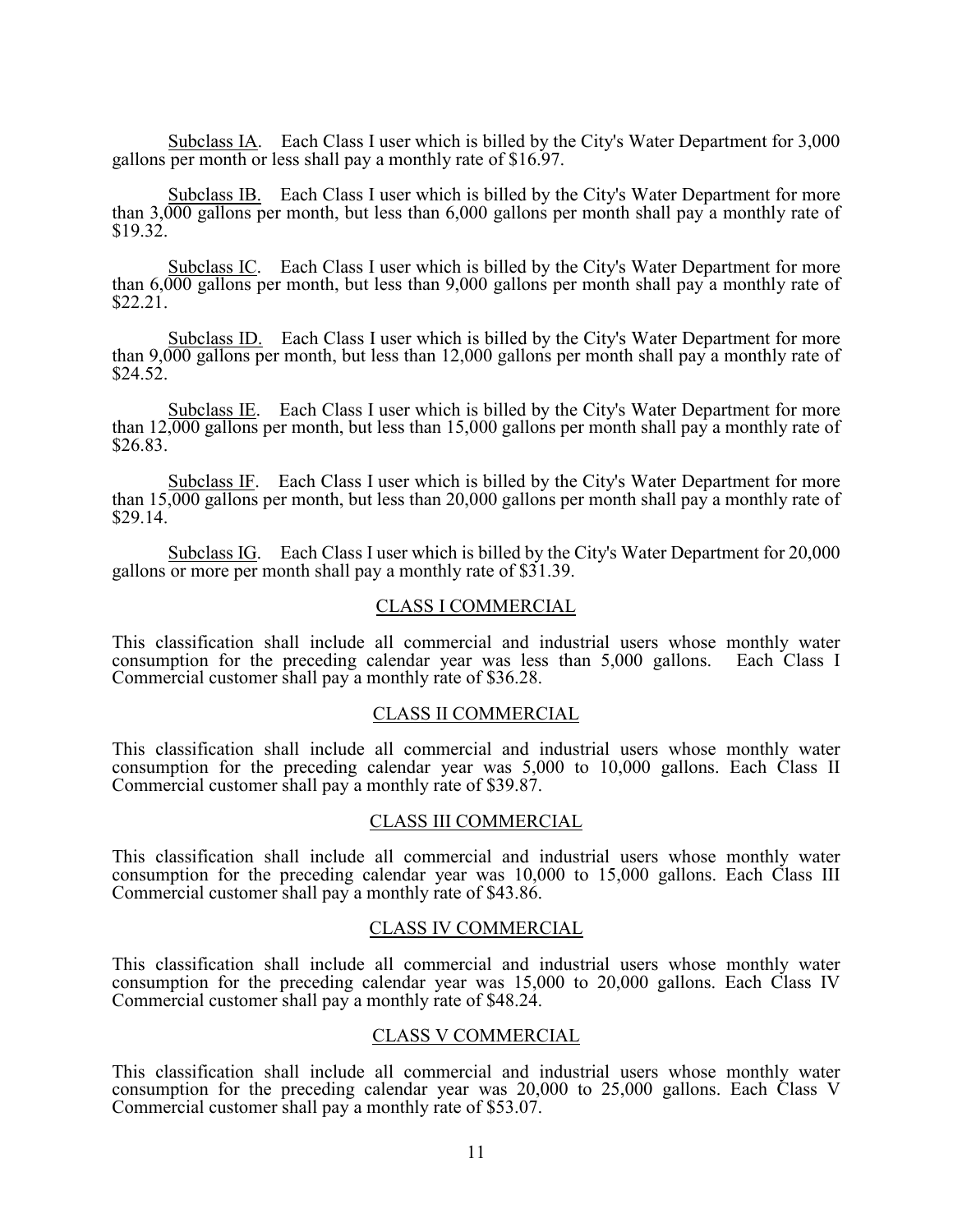<u>Subclass IA</u>. Each Class I user which is billed by the City's Water Department for 3,000 gallons per month or less shall pay a monthly rate of $16.97.

<u>Subclass IB.</u> Each Class I user which is billed by the City's Water Department for more than 3,000 gallons per month, but less than 6,000 gallons per month shall pay a monthly rate of $19.32.

<u>Subclass IC</u>. Each Class I user which is billed by the City's Water Department for more than 6,000 gallons per month, but less than 9,000 gallons per month shall pay a monthly rate of $22.21.

<u>Subclass ID.</u> Each Class I user which is billed by the City's Water Department for more than 9,000 gallons per month, but less than 12,000 gallons per month shall pay a monthly rate of $24.52.

<u>Subclass IE</u>. Each Class I user which is billed by the City's Water Department for more than 12,000 gallons per month, but less than 15,000 gallons per month shall pay a monthly rate of $26.83.

<u>Subclass IF</u>. Each Class I user which is billed by the City's Water Department for more than 15,000 gallons per month, but less than 20,000 gallons per month shall pay a monthly rate of $29.14.

<u>Subclass IG</u>. Each Class I user which is billed by the City's Water Department for 20,000 gallons or more per month shall pay a monthly rate of $31.39.

## CLASS I COMMERCIAL

This classification shall include all commercial and industrial users whose monthly water consumption for the preceding calendar year was less than 5,000 gallons. Each Class I Commercial customer shall pay a monthly rate of $36.28.

## CLASS II COMMERCIAL

This classification shall include all commercial and industrial users whose monthly water consumption for the preceding calendar year was 5,000 to 10,000 gallons. Each Class II Commercial customer shall pay a monthly rate of $39.87.

## CLASS III COMMERCIAL

This classification shall include all commercial and industrial users whose monthly water consumption for the preceding calendar year was 10,000 to 15,000 gallons. Each Class III Commercial customer shall pay a monthly rate of $43.86.

## CLASS IV COMMERCIAL

This classification shall include all commercial and industrial users whose monthly water consumption for the preceding calendar year was 15,000 to 20,000 gallons. Each Class IV Commercial customer shall pay a monthly rate of $48.24.

## CLASS V COMMERCIAL

This classification shall include all commercial and industrial users whose monthly water consumption for the preceding calendar year was 20,000 to 25,000 gallons. Each Class V Commercial customer shall pay a monthly rate of $53.07.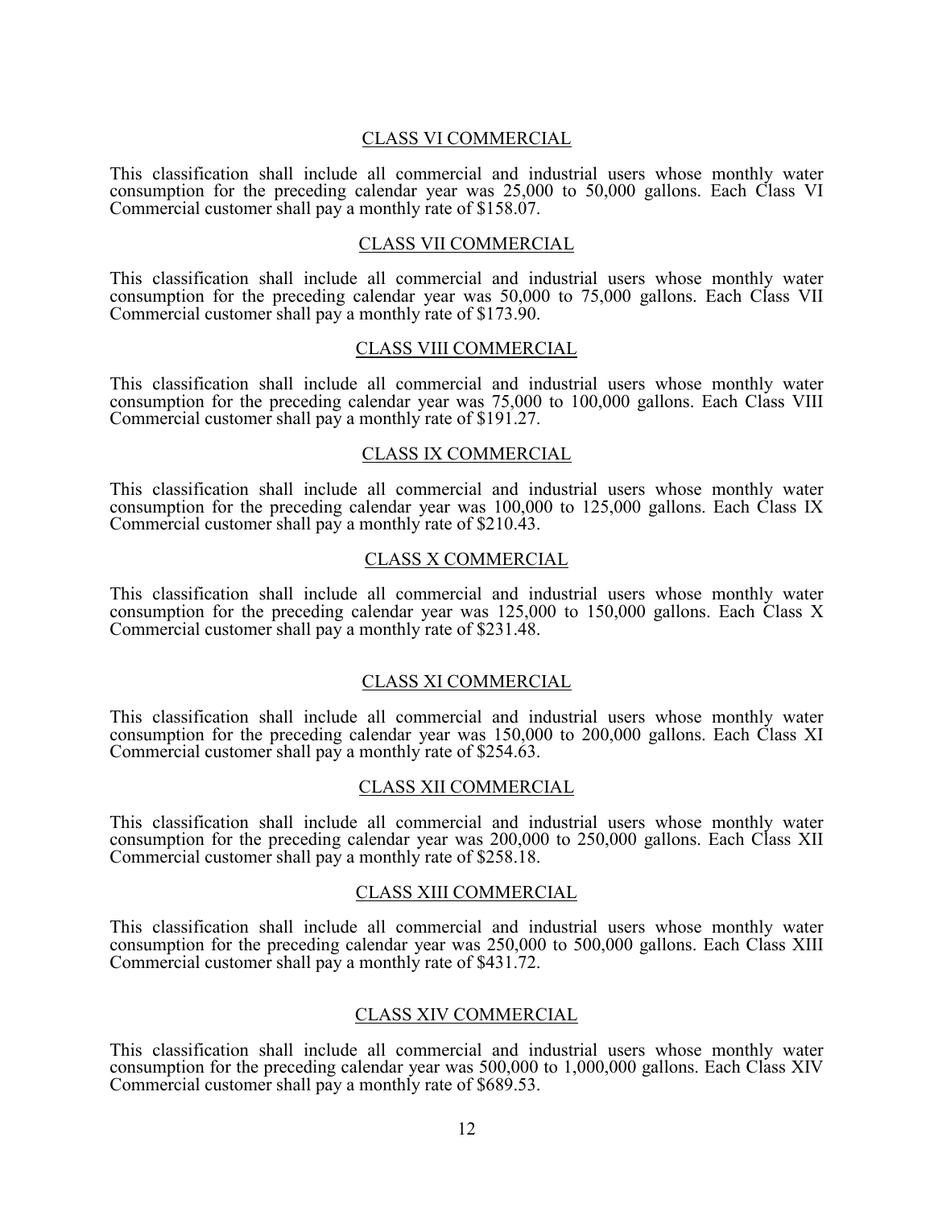## CLASS VI COMMERCIAL

This classification shall include all commercial and industrial users whose monthly water consumption for the preceding calendar year was 25,000 to 50,000 gallons. Each Class VI Commercial customer shall pay a monthly rate of $158.07.

## CLASS VII COMMERCIAL

This classification shall include all commercial and industrial users whose monthly water consumption for the preceding calendar year was 50,000 to 75,000 gallons. Each Class VII Commercial customer shall pay a monthly rate of $173.90.

## CLASS VIII COMMERCIAL

This classification shall include all commercial and industrial users whose monthly water consumption for the preceding calendar year was 75,000 to 100,000 gallons. Each Class VIII Commercial customer shall pay a monthly rate of $191.27.

## CLASS IX COMMERCIAL

This classification shall include all commercial and industrial users whose monthly water consumption for the preceding calendar year was 100,000 to 125,000 gallons. Each Class IX Commercial customer shall pay a monthly rate of $210.43.

## CLASS X COMMERCIAL

This classification shall include all commercial and industrial users whose monthly water consumption for the preceding calendar year was 125,000 to 150,000 gallons. Each Class X Commercial customer shall pay a monthly rate of $231.48.

## CLASS XI COMMERCIAL

This classification shall include all commercial and industrial users whose monthly water consumption for the preceding calendar year was 150,000 to 200,000 gallons. Each Class XI Commercial customer shall pay a monthly rate of $254.63.

## CLASS XII COMMERCIAL

This classification shall include all commercial and industrial users whose monthly water consumption for the preceding calendar year was 200,000 to 250,000 gallons. Each Class XII Commercial customer shall pay a monthly rate of $258.18.

## CLASS XIII COMMERCIAL

This classification shall include all commercial and industrial users whose monthly water consumption for the preceding calendar year was 250,000 to 500,000 gallons. Each Class XIII Commercial customer shall pay a monthly rate of $431.72.

## CLASS XIV COMMERCIAL

This classification shall include all commercial and industrial users whose monthly water consumption for the preceding calendar year was 500,000 to 1,000,000 gallons. Each Class XIV Commercial customer shall pay a monthly rate of $689.53.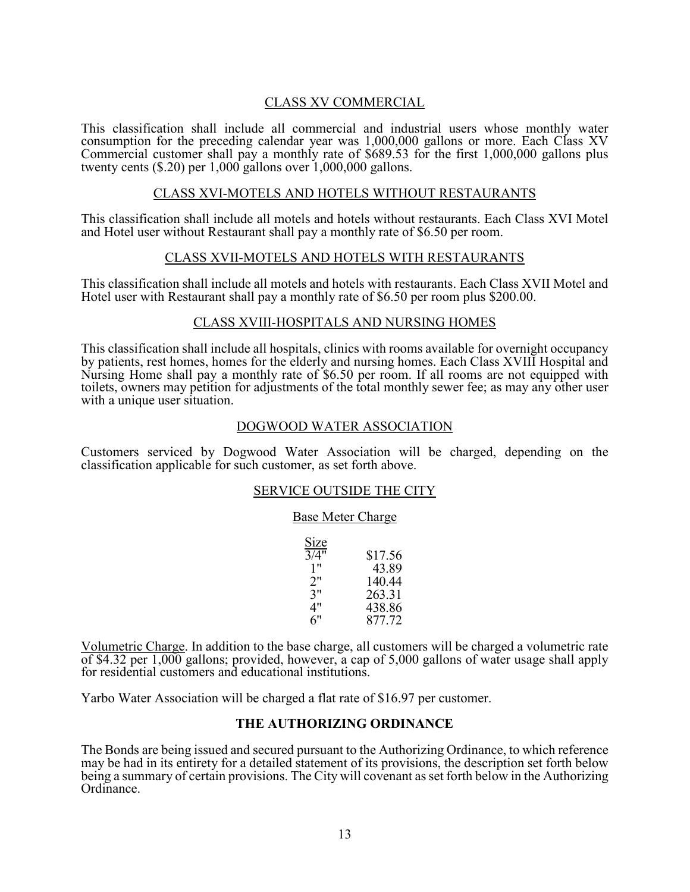## CLASS XV COMMERCIAL

This classification shall include all commercial and industrial users whose monthly water consumption for the preceding calendar year was 1,000,000 gallons or more. Each Class XV Commercial customer shall pay a monthly rate of $689.53 for the first 1,000,000 gallons plus twenty cents ($.20) per 1,000 gallons over 1,000,000 gallons.

## CLASS XVI-MOTELS AND HOTELS WITHOUT RESTAURANTS

This classification shall include all motels and hotels without restaurants. Each Class XVI Motel and Hotel user without Restaurant shall pay a monthly rate of $6.50 per room.

## CLASS XVII-MOTELS AND HOTELS WITH RESTAURANTS

This classification shall include all motels and hotels with restaurants. Each Class XVII Motel and Hotel user with Restaurant shall pay a monthly rate of $6.50 per room plus $200.00.

## CLASS XVIII-HOSPITALS AND NURSING HOMES

This classification shall include all hospitals, clinics with rooms available for overnight occupancy by patients, rest homes, homes for the elderly and nursing homes. Each Class XVIII Hospital and Nursing Home shall pay a monthly rate of $6.50 per room. If all rooms are not equipped with toilets, owners may petition for adjustments of the total monthly sewer fee; as may any other user with a unique user situation.

## DOGWOOD WATER ASSOCIATION

Customers serviced by Dogwood Water Association will be charged, depending on the classification applicable for such customer, as set forth above.

## SERVICE OUTSIDE THE CITY

### Base Meter Charge

| Size | |
|---|---|
| 3/4" | $17.56 |
| 1" | 43.89 |
| 2" | 140.44 |
| 3" | 263.31 |
| 4" | 438.86 |
| 6" | 877.72 |

Volumetric Charge. In addition to the base charge, all customers will be charged a volumetric rate of $4.32 per 1,000 gallons; provided, however, a cap of 5,000 gallons of water usage shall apply for residential customers and educational institutions.

Yarbo Water Association will be charged a flat rate of $16.97 per customer.

## THE AUTHORIZING ORDINANCE

The Bonds are being issued and secured pursuant to the Authorizing Ordinance, to which reference may be had in its entirety for a detailed statement of its provisions, the description set forth below being a summary of certain provisions. The City will covenant as set forth below in the Authorizing Ordinance.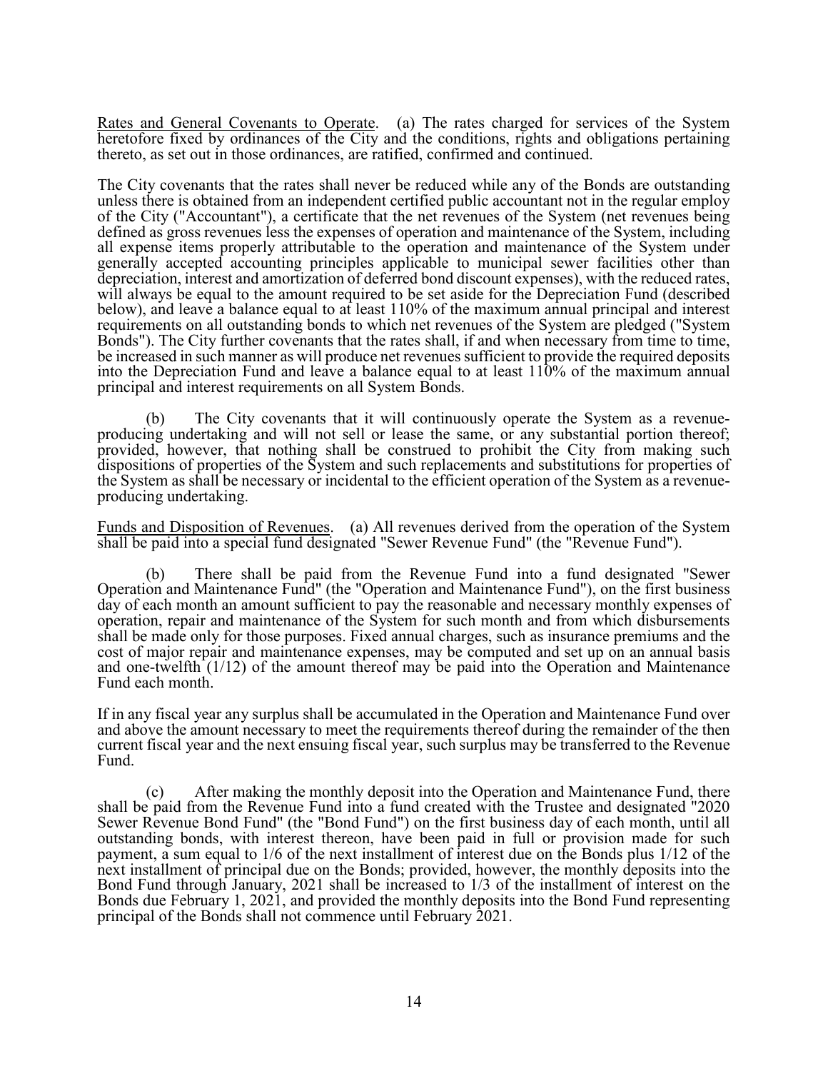Rates and General Covenants to Operate. (a) The rates charged for services of the System heretofore fixed by ordinances of the City and the conditions, rights and obligations pertaining thereto, as set out in those ordinances, are ratified, confirmed and continued.

The City covenants that the rates shall never be reduced while any of the Bonds are outstanding unless there is obtained from an independent certified public accountant not in the regular employ of the City ("Accountant"), a certificate that the net revenues of the System (net revenues being defined as gross revenues less the expenses of operation and maintenance of the System, including all expense items properly attributable to the operation and maintenance of the System under generally accepted accounting principles applicable to municipal sewer facilities other than depreciation, interest and amortization of deferred bond discount expenses), with the reduced rates, will always be equal to the amount required to be set aside for the Depreciation Fund (described below), and leave a balance equal to at least 110% of the maximum annual principal and interest requirements on all outstanding bonds to which net revenues of the System are pledged ("System Bonds"). The City further covenants that the rates shall, if and when necessary from time to time, be increased in such manner as will produce net revenues sufficient to provide the required deposits into the Depreciation Fund and leave a balance equal to at least 110% of the maximum annual principal and interest requirements on all System Bonds.

(b) The City covenants that it will continuously operate the System as a revenue-producing undertaking and will not sell or lease the same, or any substantial portion thereof; provided, however, that nothing shall be construed to prohibit the City from making such dispositions of properties of the System and such replacements and substitutions for properties of the System as shall be necessary or incidental to the efficient operation of the System as a revenue-producing undertaking.

Funds and Disposition of Revenues. (a) All revenues derived from the operation of the System shall be paid into a special fund designated "Sewer Revenue Fund" (the "Revenue Fund").

(b) There shall be paid from the Revenue Fund into a fund designated "Sewer Operation and Maintenance Fund" (the "Operation and Maintenance Fund"), on the first business day of each month an amount sufficient to pay the reasonable and necessary monthly expenses of operation, repair and maintenance of the System for such month and from which disbursements shall be made only for those purposes. Fixed annual charges, such as insurance premiums and the cost of major repair and maintenance expenses, may be computed and set up on an annual basis and one-twelfth (1/12) of the amount thereof may be paid into the Operation and Maintenance Fund each month.

If in any fiscal year any surplus shall be accumulated in the Operation and Maintenance Fund over and above the amount necessary to meet the requirements thereof during the remainder of the then current fiscal year and the next ensuing fiscal year, such surplus may be transferred to the Revenue Fund.

(c) After making the monthly deposit into the Operation and Maintenance Fund, there shall be paid from the Revenue Fund into a fund created with the Trustee and designated "2020 Sewer Revenue Bond Fund" (the "Bond Fund") on the first business day of each month, until all outstanding bonds, with interest thereon, have been paid in full or provision made for such payment, a sum equal to 1/6 of the next installment of interest due on the Bonds plus 1/12 of the next installment of principal due on the Bonds; provided, however, the monthly deposits into the Bond Fund through January, 2021 shall be increased to 1/3 of the installment of interest on the Bonds due February 1, 2021, and provided the monthly deposits into the Bond Fund representing principal of the Bonds shall not commence until February 2021.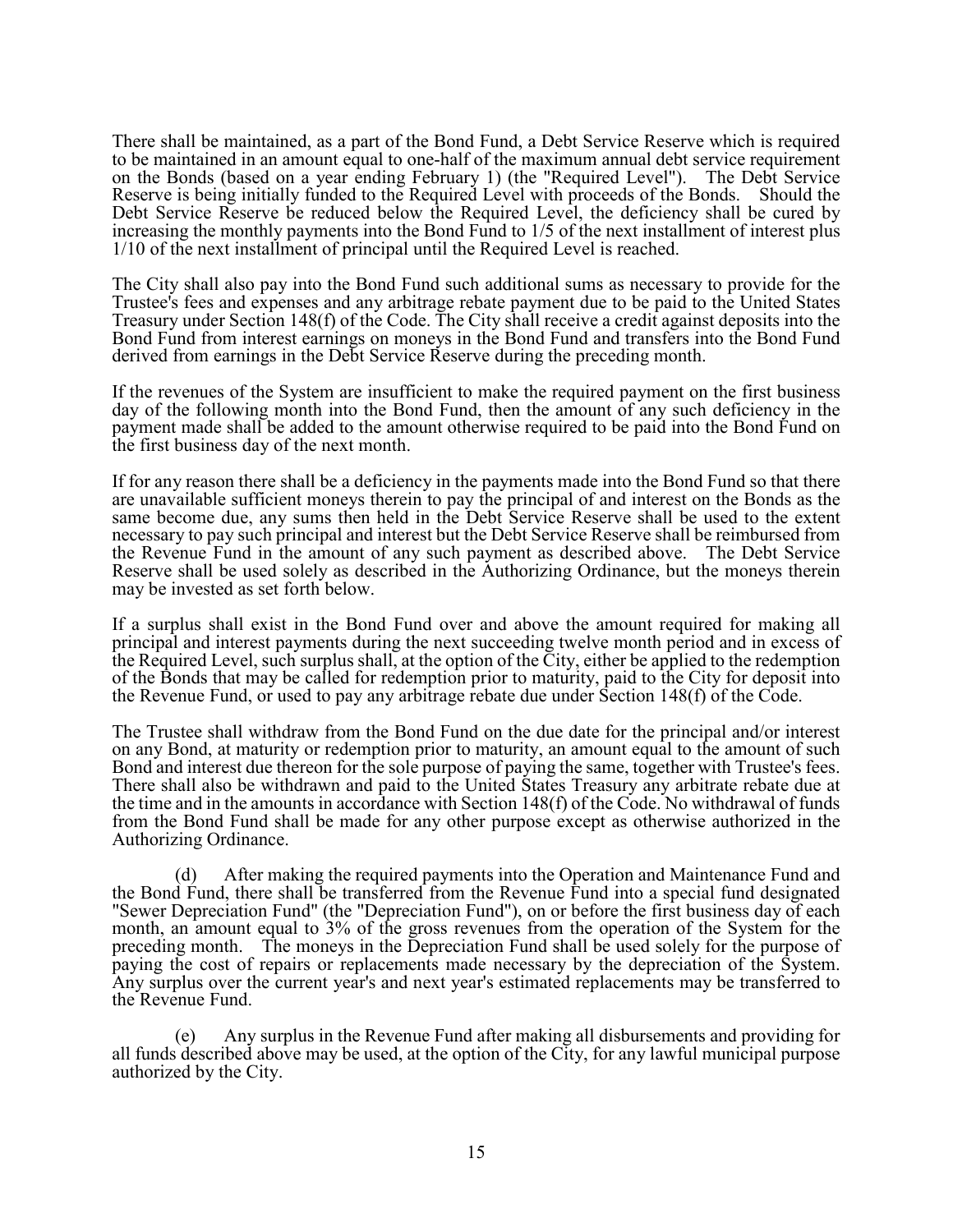There shall be maintained, as a part of the Bond Fund, a Debt Service Reserve which is required to be maintained in an amount equal to one-half of the maximum annual debt service requirement on the Bonds (based on a year ending February 1) (the "Required Level"). The Debt Service Reserve is being initially funded to the Required Level with proceeds of the Bonds. Should the Debt Service Reserve be reduced below the Required Level, the deficiency shall be cured by increasing the monthly payments into the Bond Fund to 1/5 of the next installment of interest plus 1/10 of the next installment of principal until the Required Level is reached.

The City shall also pay into the Bond Fund such additional sums as necessary to provide for the Trustee's fees and expenses and any arbitrage rebate payment due to be paid to the United States Treasury under Section 148(f) of the Code. The City shall receive a credit against deposits into the Bond Fund from interest earnings on moneys in the Bond Fund and transfers into the Bond Fund derived from earnings in the Debt Service Reserve during the preceding month.

If the revenues of the System are insufficient to make the required payment on the first business day of the following month into the Bond Fund, then the amount of any such deficiency in the payment made shall be added to the amount otherwise required to be paid into the Bond Fund on the first business day of the next month.

If for any reason there shall be a deficiency in the payments made into the Bond Fund so that there are unavailable sufficient moneys therein to pay the principal of and interest on the Bonds as the same become due, any sums then held in the Debt Service Reserve shall be used to the extent necessary to pay such principal and interest but the Debt Service Reserve shall be reimbursed from the Revenue Fund in the amount of any such payment as described above. The Debt Service Reserve shall be used solely as described in the Authorizing Ordinance, but the moneys therein may be invested as set forth below.

If a surplus shall exist in the Bond Fund over and above the amount required for making all principal and interest payments during the next succeeding twelve month period and in excess of the Required Level, such surplus shall, at the option of the City, either be applied to the redemption of the Bonds that may be called for redemption prior to maturity, paid to the City for deposit into the Revenue Fund, or used to pay any arbitrage rebate due under Section 148(f) of the Code.

The Trustee shall withdraw from the Bond Fund on the due date for the principal and/or interest on any Bond, at maturity or redemption prior to maturity, an amount equal to the amount of such Bond and interest due thereon for the sole purpose of paying the same, together with Trustee's fees. There shall also be withdrawn and paid to the United States Treasury any arbitrage rebate due at the time and in the amounts in accordance with Section 148(f) of the Code. No withdrawal of funds from the Bond Fund shall be made for any other purpose except as otherwise authorized in the Authorizing Ordinance.

(d) After making the required payments into the Operation and Maintenance Fund and the Bond Fund, there shall be transferred from the Revenue Fund into a special fund designated "Sewer Depreciation Fund" (the "Depreciation Fund"), on or before the first business day of each month, an amount equal to 3% of the gross revenues from the operation of the System for the preceding month. The moneys in the Depreciation Fund shall be used solely for the purpose of paying the cost of repairs or replacements made necessary by the depreciation of the System. Any surplus over the current year's and next year's estimated replacements may be transferred to the Revenue Fund.

(e) Any surplus in the Revenue Fund after making all disbursements and providing for all funds described above may be used, at the option of the City, for any lawful municipal purpose authorized by the City.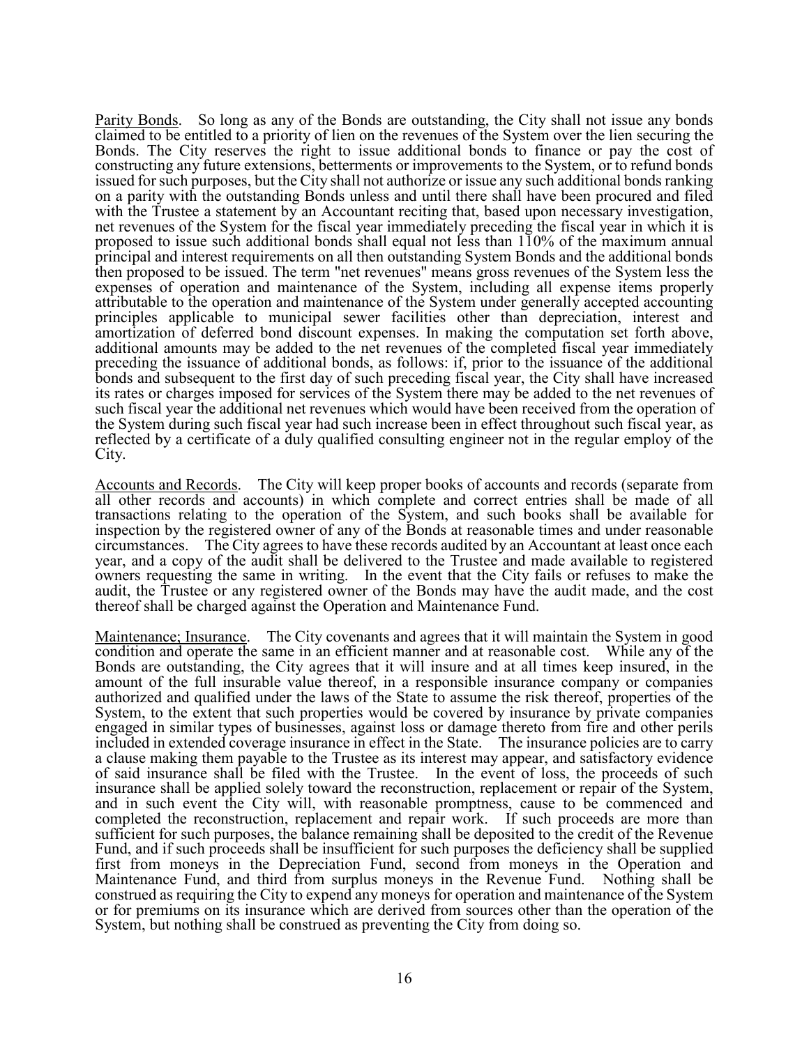Parity Bonds. So long as any of the Bonds are outstanding, the City shall not issue any bonds claimed to be entitled to a priority of lien on the revenues of the System over the lien securing the Bonds. The City reserves the right to issue additional bonds to finance or pay the cost of constructing any future extensions, betterments or improvements to the System, or to refund bonds issued for such purposes, but the City shall not authorize or issue any such additional bonds ranking on a parity with the outstanding Bonds unless and until there shall have been procured and filed with the Trustee a statement by an Accountant reciting that, based upon necessary investigation, net revenues of the System for the fiscal year immediately preceding the fiscal year in which it is proposed to issue such additional bonds shall equal not less than 110% of the maximum annual principal and interest requirements on all then outstanding System Bonds and the additional bonds then proposed to be issued. The term "net revenues" means gross revenues of the System less the expenses of operation and maintenance of the System, including all expense items properly attributable to the operation and maintenance of the System under generally accepted accounting principles applicable to municipal sewer facilities other than depreciation, interest and amortization of deferred bond discount expenses. In making the computation set forth above, additional amounts may be added to the net revenues of the completed fiscal year immediately preceding the issuance of additional bonds, as follows: if, prior to the issuance of the additional bonds and subsequent to the first day of such preceding fiscal year, the City shall have increased its rates or charges imposed for services of the System there may be added to the net revenues of such fiscal year the additional net revenues which would have been received from the operation of the System during such fiscal year had such increase been in effect throughout such fiscal year, as reflected by a certificate of a duly qualified consulting engineer not in the regular employ of the City.

Accounts and Records. The City will keep proper books of accounts and records (separate from all other records and accounts) in which complete and correct entries shall be made of all transactions relating to the operation of the System, and such books shall be available for inspection by the registered owner of any of the Bonds at reasonable times and under reasonable circumstances. The City agrees to have these records audited by an Accountant at least once each year, and a copy of the audit shall be delivered to the Trustee and made available to registered owners requesting the same in writing. In the event that the City fails or refuses to make the audit, the Trustee or any registered owner of the Bonds may have the audit made, and the cost thereof shall be charged against the Operation and Maintenance Fund.

Maintenance; Insurance. The City covenants and agrees that it will maintain the System in good condition and operate the same in an efficient manner and at reasonable cost. While any of the Bonds are outstanding, the City agrees that it will insure and at all times keep insured, in the amount of the full insurable value thereof, in a responsible insurance company or companies authorized and qualified under the laws of the State to assume the risk thereof, properties of the System, to the extent that such properties would be covered by insurance by private companies engaged in similar types of businesses, against loss or damage thereto from fire and other perils included in extended coverage insurance in effect in the State. The insurance policies are to carry a clause making them payable to the Trustee as its interest may appear, and satisfactory evidence of said insurance shall be filed with the Trustee. In the event of loss, the proceeds of such insurance shall be applied solely toward the reconstruction, replacement or repair of the System, and in such event the City will, with reasonable promptness, cause to be commenced and completed the reconstruction, replacement and repair work. If such proceeds are more than sufficient for such purposes, the balance remaining shall be deposited to the credit of the Revenue Fund, and if such proceeds shall be insufficient for such purposes the deficiency shall be supplied first from moneys in the Depreciation Fund, second from moneys in the Operation and Maintenance Fund, and third from surplus moneys in the Revenue Fund. Nothing shall be construed as requiring the City to expend any moneys for operation and maintenance of the System or for premiums on its insurance which are derived from sources other than the operation of the System, but nothing shall be construed as preventing the City from doing so.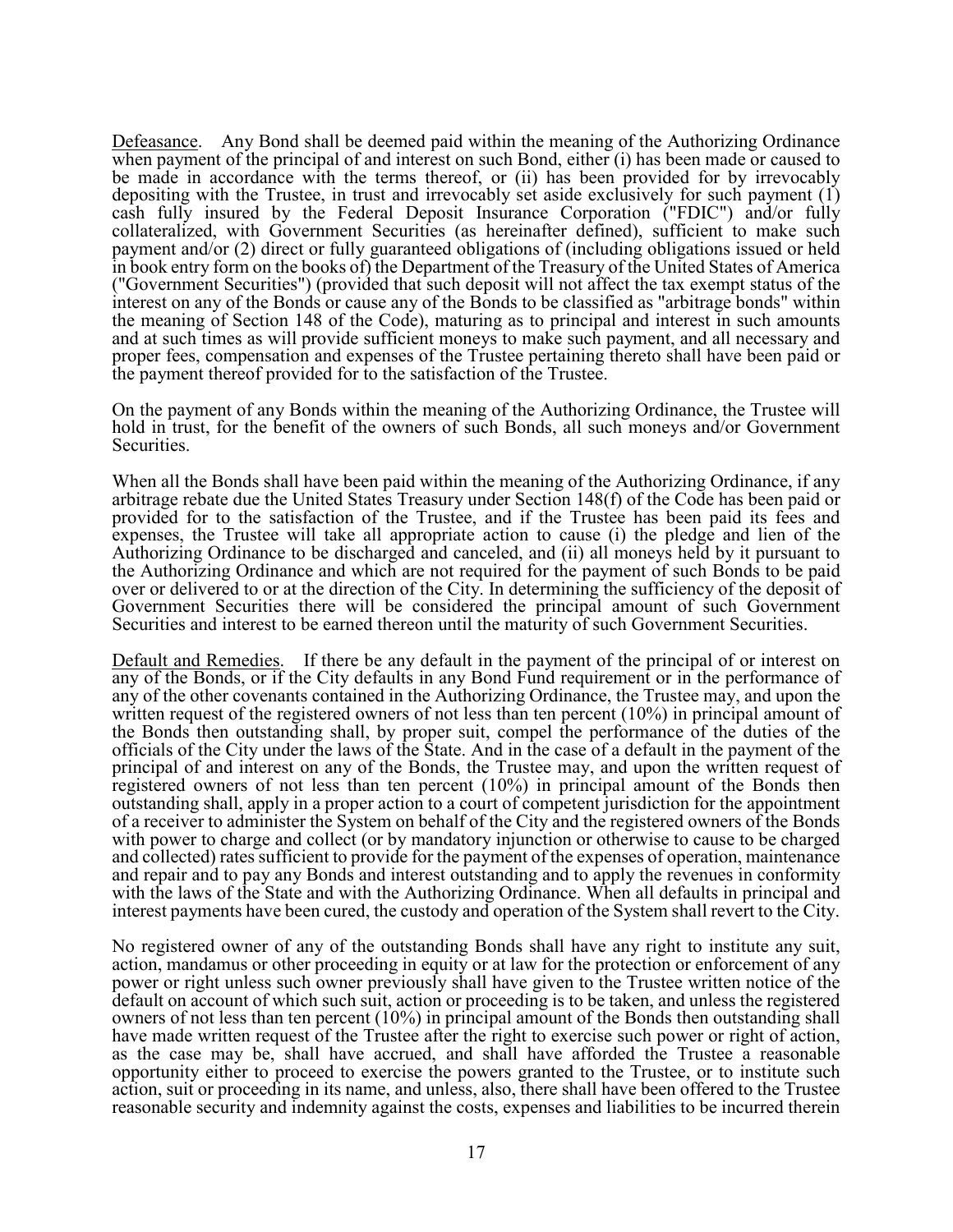Defeasance. Any Bond shall be deemed paid within the meaning of the Authorizing Ordinance when payment of the principal of and interest on such Bond, either (i) has been made or caused to be made in accordance with the terms thereof, or (ii) has been provided for by irrevocably depositing with the Trustee, in trust and irrevocably set aside exclusively for such payment (1) cash fully insured by the Federal Deposit Insurance Corporation ("FDIC") and/or fully collateralized, with Government Securities (as hereinafter defined), sufficient to make such payment and/or (2) direct or fully guaranteed obligations of (including obligations issued or held in book entry form on the books of) the Department of the Treasury of the United States of America ("Government Securities") (provided that such deposit will not affect the tax exempt status of the interest on any of the Bonds or cause any of the Bonds to be classified as "arbitrage bonds" within the meaning of Section 148 of the Code), maturing as to principal and interest in such amounts and at such times as will provide sufficient moneys to make such payment, and all necessary and proper fees, compensation and expenses of the Trustee pertaining thereto shall have been paid or the payment thereof provided for to the satisfaction of the Trustee.

On the payment of any Bonds within the meaning of the Authorizing Ordinance, the Trustee will hold in trust, for the benefit of the owners of such Bonds, all such moneys and/or Government Securities.

When all the Bonds shall have been paid within the meaning of the Authorizing Ordinance, if any arbitrage rebate due the United States Treasury under Section 148(f) of the Code has been paid or provided for to the satisfaction of the Trustee, and if the Trustee has been paid its fees and expenses, the Trustee will take all appropriate action to cause (i) the pledge and lien of the Authorizing Ordinance to be discharged and canceled, and (ii) all moneys held by it pursuant to the Authorizing Ordinance and which are not required for the payment of such Bonds to be paid over or delivered to or at the direction of the City. In determining the sufficiency of the deposit of Government Securities there will be considered the principal amount of such Government Securities and interest to be earned thereon until the maturity of such Government Securities.

Default and Remedies. If there be any default in the payment of the principal of or interest on any of the Bonds, or if the City defaults in any Bond Fund requirement or in the performance of any of the other covenants contained in the Authorizing Ordinance, the Trustee may, and upon the written request of the registered owners of not less than ten percent (10%) in principal amount of the Bonds then outstanding shall, by proper suit, compel the performance of the duties of the officials of the City under the laws of the State. And in the case of a default in the payment of the principal of and interest on any of the Bonds, the Trustee may, and upon the written request of registered owners of not less than ten percent (10%) in principal amount of the Bonds then outstanding shall, apply in a proper action to a court of competent jurisdiction for the appointment of a receiver to administer the System on behalf of the City and the registered owners of the Bonds with power to charge and collect (or by mandatory injunction or otherwise to cause to be charged and collected) rates sufficient to provide for the payment of the expenses of operation, maintenance and repair and to pay any Bonds and interest outstanding and to apply the revenues in conformity with the laws of the State and with the Authorizing Ordinance. When all defaults in principal and interest payments have been cured, the custody and operation of the System shall revert to the City.

No registered owner of any of the outstanding Bonds shall have any right to institute any suit, action, mandamus or other proceeding in equity or at law for the protection or enforcement of any power or right unless such owner previously shall have given to the Trustee written notice of the default on account of which such suit, action or proceeding is to be taken, and unless the registered owners of not less than ten percent (10%) in principal amount of the Bonds then outstanding shall have made written request of the Trustee after the right to exercise such power or right of action, as the case may be, shall have accrued, and shall have afforded the Trustee a reasonable opportunity either to proceed to exercise the powers granted to the Trustee, or to institute such action, suit or proceeding in its name, and unless, also, there shall have been offered to the Trustee reasonable security and indemnity against the costs, expenses and liabilities to be incurred therein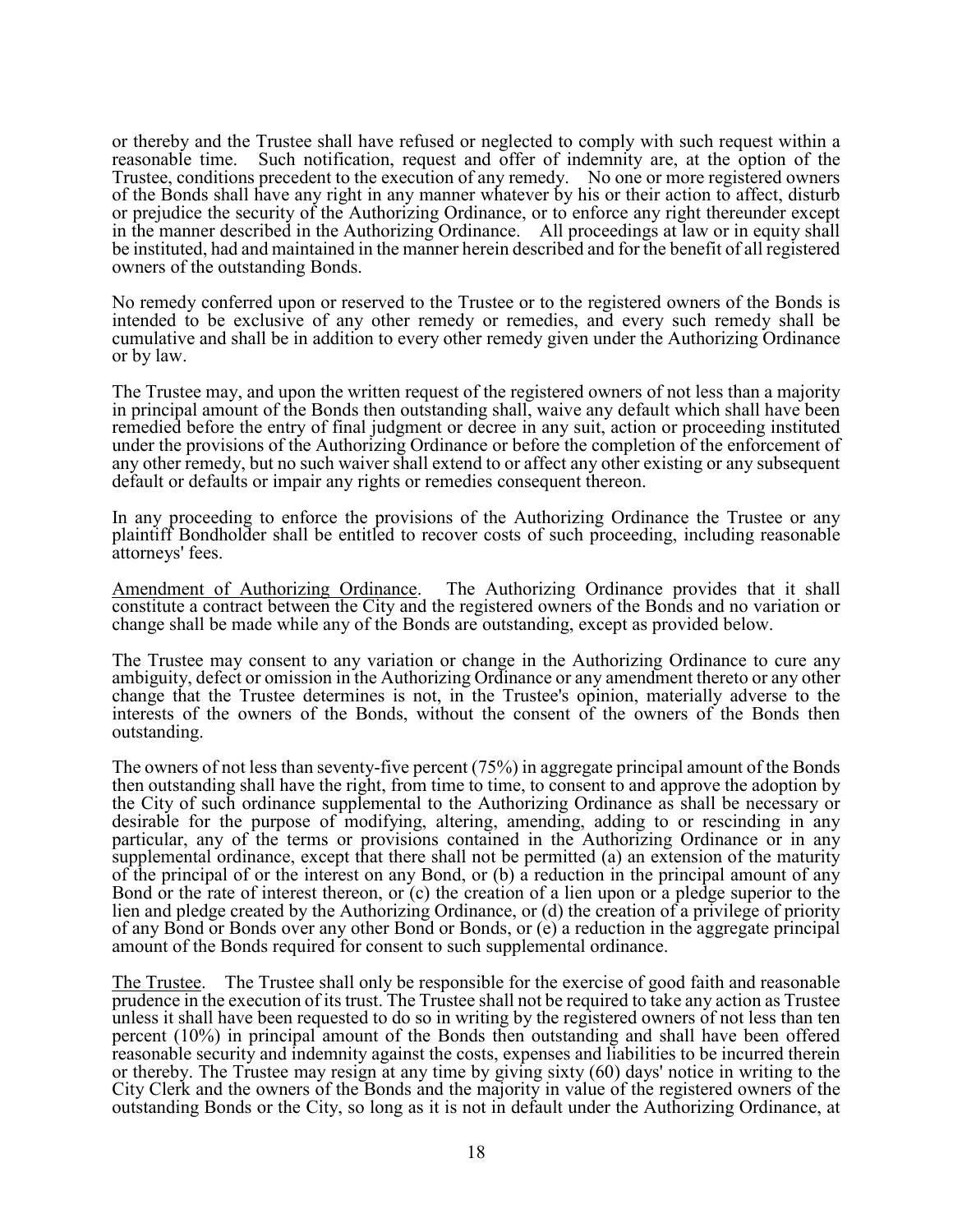or thereby and the Trustee shall have refused or neglected to comply with such request within a reasonable time. Such notification, request and offer of indemnity are, at the option of the Trustee, conditions precedent to the execution of any remedy. No one or more registered owners of the Bonds shall have any right in any manner whatever by his or their action to affect, disturb or prejudice the security of the Authorizing Ordinance, or to enforce any right thereunder except in the manner described in the Authorizing Ordinance. All proceedings at law or in equity shall be instituted, had and maintained in the manner herein described and for the benefit of all registered owners of the outstanding Bonds.

No remedy conferred upon or reserved to the Trustee or to the registered owners of the Bonds is intended to be exclusive of any other remedy or remedies, and every such remedy shall be cumulative and shall be in addition to every other remedy given under the Authorizing Ordinance or by law.

The Trustee may, and upon the written request of the registered owners of not less than a majority in principal amount of the Bonds then outstanding shall, waive any default which shall have been remedied before the entry of final judgment or decree in any suit, action or proceeding instituted under the provisions of the Authorizing Ordinance or before the completion of the enforcement of any other remedy, but no such waiver shall extend to or affect any other existing or any subsequent default or defaults or impair any rights or remedies consequent thereon.

In any proceeding to enforce the provisions of the Authorizing Ordinance the Trustee or any plaintiff Bondholder shall be entitled to recover costs of such proceeding, including reasonable attorneys' fees.

Amendment of Authorizing Ordinance. The Authorizing Ordinance provides that it shall constitute a contract between the City and the registered owners of the Bonds and no variation or change shall be made while any of the Bonds are outstanding, except as provided below.

The Trustee may consent to any variation or change in the Authorizing Ordinance to cure any ambiguity, defect or omission in the Authorizing Ordinance or any amendment thereto or any other change that the Trustee determines is not, in the Trustee's opinion, materially adverse to the interests of the owners of the Bonds, without the consent of the owners of the Bonds then outstanding.

The owners of not less than seventy-five percent (75%) in aggregate principal amount of the Bonds then outstanding shall have the right, from time to time, to consent to and approve the adoption by the City of such ordinance supplemental to the Authorizing Ordinance as shall be necessary or desirable for the purpose of modifying, altering, amending, adding to or rescinding in any particular, any of the terms or provisions contained in the Authorizing Ordinance or in any supplemental ordinance, except that there shall not be permitted (a) an extension of the maturity of the principal of or the interest on any Bond, or (b) a reduction in the principal amount of any Bond or the rate of interest thereon, or (c) the creation of a lien upon or a pledge superior to the lien and pledge created by the Authorizing Ordinance, or (d) the creation of a privilege of priority of any Bond or Bonds over any other Bond or Bonds, or (e) a reduction in the aggregate principal amount of the Bonds required for consent to such supplemental ordinance.

The Trustee. The Trustee shall only be responsible for the exercise of good faith and reasonable prudence in the execution of its trust. The Trustee shall not be required to take any action as Trustee unless it shall have been requested to do so in writing by the registered owners of not less than ten percent (10%) in principal amount of the Bonds then outstanding and shall have been offered reasonable security and indemnity against the costs, expenses and liabilities to be incurred therein or thereby. The Trustee may resign at any time by giving sixty (60) days' notice in writing to the City Clerk and the owners of the Bonds and the majority in value of the registered owners of the outstanding Bonds or the City, so long as it is not in default under the Authorizing Ordinance, at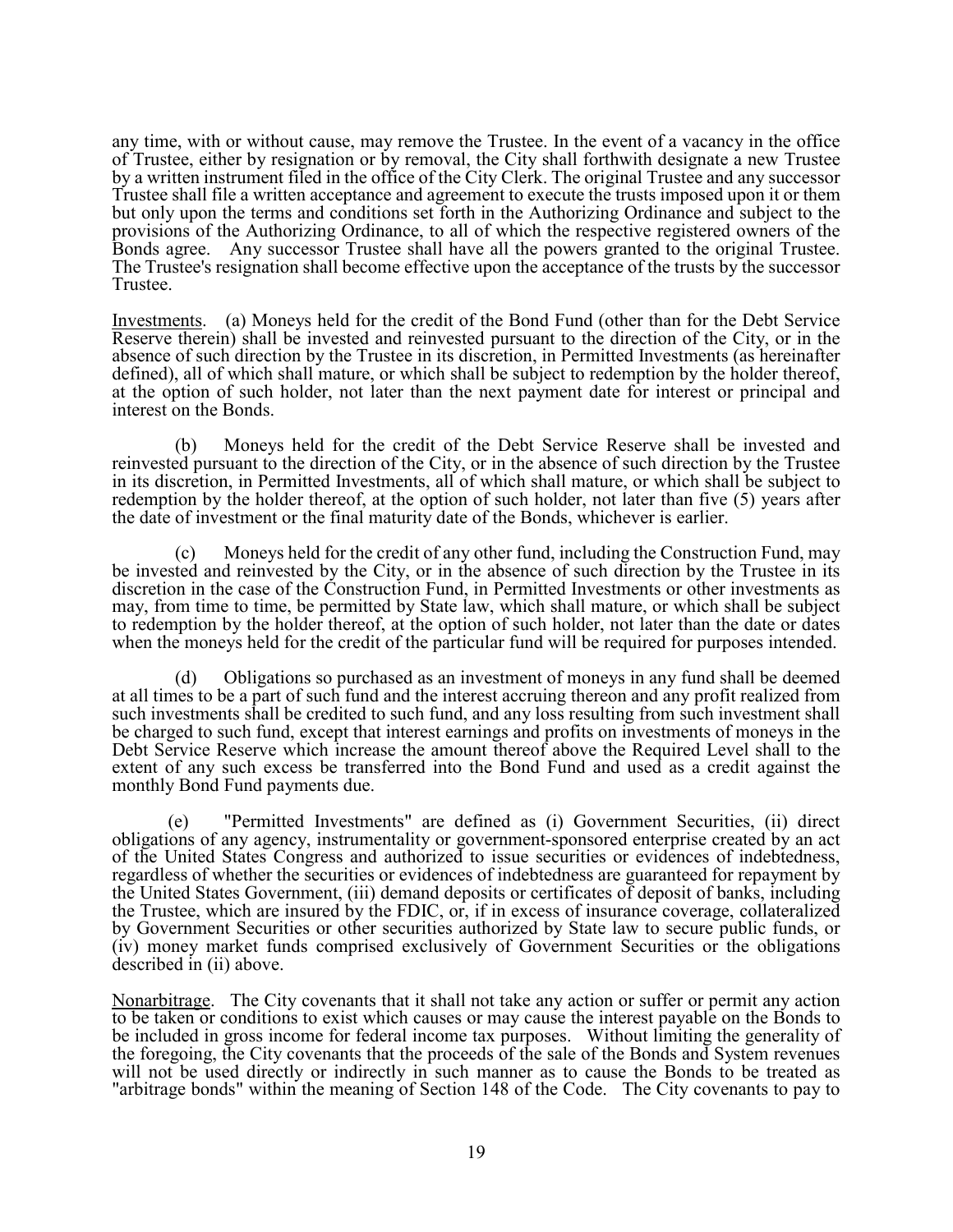any time, with or without cause, may remove the Trustee. In the event of a vacancy in the office of Trustee, either by resignation or by removal, the City shall forthwith designate a new Trustee by a written instrument filed in the office of the City Clerk. The original Trustee and any successor Trustee shall file a written acceptance and agreement to execute the trusts imposed upon it or them but only upon the terms and conditions set forth in the Authorizing Ordinance and subject to the provisions of the Authorizing Ordinance, to all of which the respective registered owners of the Bonds agree. Any successor Trustee shall have all the powers granted to the original Trustee. The Trustee's resignation shall become effective upon the acceptance of the trusts by the successor Trustee.

Investments. (a) Moneys held for the credit of the Bond Fund (other than for the Debt Service Reserve therein) shall be invested and reinvested pursuant to the direction of the City, or in the absence of such direction by the Trustee in its discretion, in Permitted Investments (as hereinafter defined), all of which shall mature, or which shall be subject to redemption by the holder thereof, at the option of such holder, not later than the next payment date for interest or principal and interest on the Bonds.

(b) Moneys held for the credit of the Debt Service Reserve shall be invested and reinvested pursuant to the direction of the City, or in the absence of such direction by the Trustee in its discretion, in Permitted Investments, all of which shall mature, or which shall be subject to redemption by the holder thereof, at the option of such holder, not later than five (5) years after the date of investment or the final maturity date of the Bonds, whichever is earlier.

(c) Moneys held for the credit of any other fund, including the Construction Fund, may be invested and reinvested by the City, or in the absence of such direction by the Trustee in its discretion in the case of the Construction Fund, in Permitted Investments or other investments as may, from time to time, be permitted by State law, which shall mature, or which shall be subject to redemption by the holder thereof, at the option of such holder, not later than the date or dates when the moneys held for the credit of the particular fund will be required for purposes intended.

(d) Obligations so purchased as an investment of moneys in any fund shall be deemed at all times to be a part of such fund and the interest accruing thereon and any profit realized from such investments shall be credited to such fund, and any loss resulting from such investment shall be charged to such fund, except that interest earnings and profits on investments of moneys in the Debt Service Reserve which increase the amount thereof above the Required Level shall to the extent of any such excess be transferred into the Bond Fund and used as a credit against the monthly Bond Fund payments due.

(e) "Permitted Investments" are defined as (i) Government Securities, (ii) direct obligations of any agency, instrumentality or government-sponsored enterprise created by an act of the United States Congress and authorized to issue securities or evidences of indebtedness, regardless of whether the securities or evidences of indebtedness are guaranteed for repayment by the United States Government, (iii) demand deposits or certificates of deposit of banks, including the Trustee, which are insured by the FDIC, or, if in excess of insurance coverage, collateralized by Government Securities or other securities authorized by State law to secure public funds, or (iv) money market funds comprised exclusively of Government Securities or the obligations described in (ii) above.

Nonarbitrage. The City covenants that it shall not take any action or suffer or permit any action to be taken or conditions to exist which causes or may cause the interest payable on the Bonds to be included in gross income for federal income tax purposes. Without limiting the generality of the foregoing, the City covenants that the proceeds of the sale of the Bonds and System revenues will not be used directly or indirectly in such manner as to cause the Bonds to be treated as "arbitrage bonds" within the meaning of Section 148 of the Code. The City covenants to pay to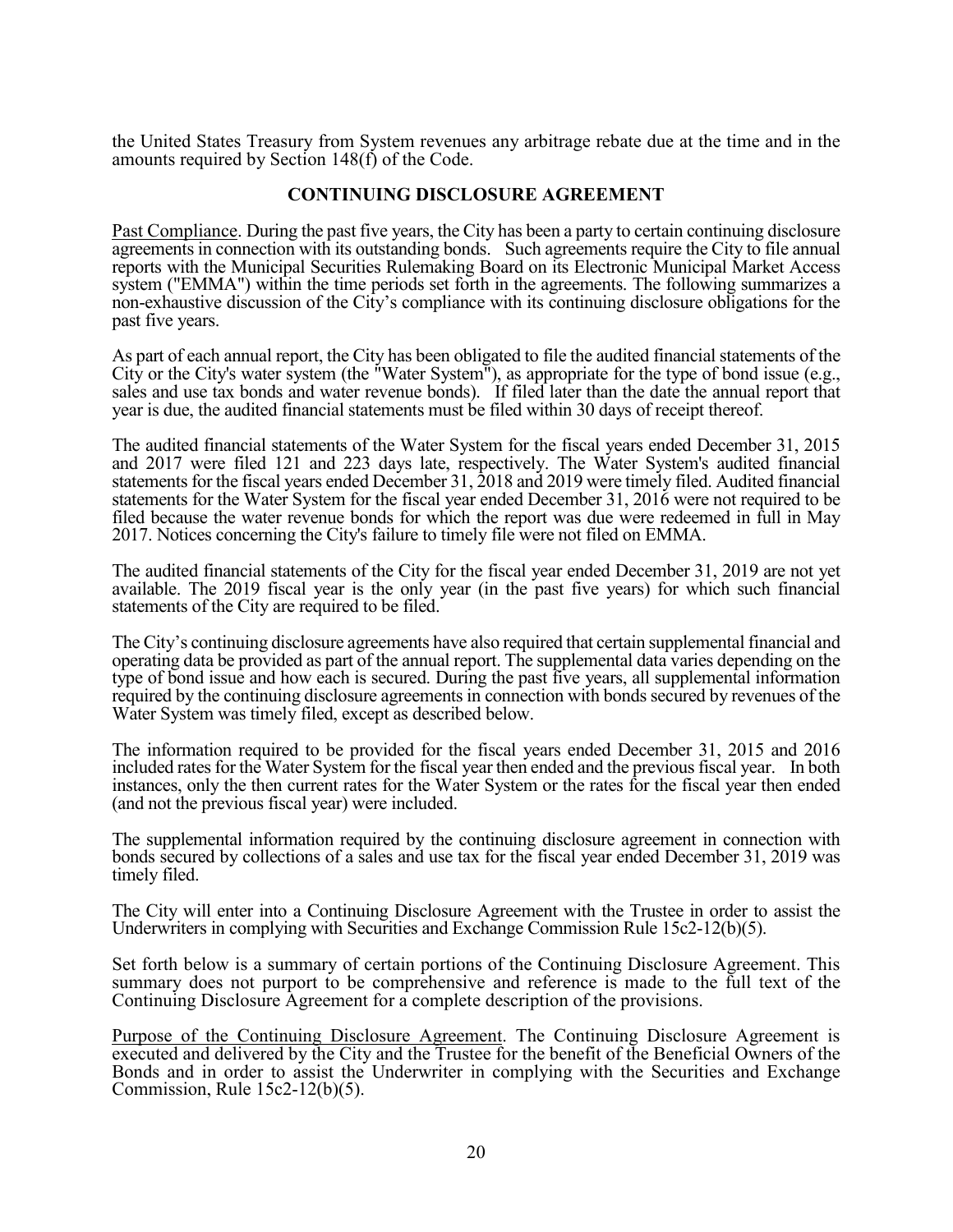the United States Treasury from System revenues any arbitrage rebate due at the time and in the amounts required by Section 148(f) of the Code.

## CONTINUING DISCLOSURE AGREEMENT

Past Compliance. During the past five years, the City has been a party to certain continuing disclosure agreements in connection with its outstanding bonds. Such agreements require the City to file annual reports with the Municipal Securities Rulemaking Board on its Electronic Municipal Market Access system ("EMMA") within the time periods set forth in the agreements. The following summarizes a non-exhaustive discussion of the City's compliance with its continuing disclosure obligations for the past five years.

As part of each annual report, the City has been obligated to file the audited financial statements of the City or the City's water system (the "Water System"), as appropriate for the type of bond issue (e.g., sales and use tax bonds and water revenue bonds). If filed later than the date the annual report that year is due, the audited financial statements must be filed within 30 days of receipt thereof.

The audited financial statements of the Water System for the fiscal years ended December 31, 2015 and 2017 were filed 121 and 223 days late, respectively. The Water System's audited financial statements for the fiscal years ended December 31, 2018 and 2019 were timely filed. Audited financial statements for the Water System for the fiscal year ended December 31, 2016 were not required to be filed because the water revenue bonds for which the report was due were redeemed in full in May 2017. Notices concerning the City's failure to timely file were not filed on EMMA.

The audited financial statements of the City for the fiscal year ended December 31, 2019 are not yet available. The 2019 fiscal year is the only year (in the past five years) for which such financial statements of the City are required to be filed.

The City's continuing disclosure agreements have also required that certain supplemental financial and operating data be provided as part of the annual report. The supplemental data varies depending on the type of bond issue and how each is secured. During the past five years, all supplemental information required by the continuing disclosure agreements in connection with bonds secured by revenues of the Water System was timely filed, except as described below.

The information required to be provided for the fiscal years ended December 31, 2015 and 2016 included rates for the Water System for the fiscal year then ended and the previous fiscal year. In both instances, only the then current rates for the Water System or the rates for the fiscal year then ended (and not the previous fiscal year) were included.

The supplemental information required by the continuing disclosure agreement in connection with bonds secured by collections of a sales and use tax for the fiscal year ended December 31, 2019 was timely filed.

The City will enter into a Continuing Disclosure Agreement with the Trustee in order to assist the Underwriters in complying with Securities and Exchange Commission Rule 15c2-12(b)(5).

Set forth below is a summary of certain portions of the Continuing Disclosure Agreement. This summary does not purport to be comprehensive and reference is made to the full text of the Continuing Disclosure Agreement for a complete description of the provisions.

Purpose of the Continuing Disclosure Agreement. The Continuing Disclosure Agreement is executed and delivered by the City and the Trustee for the benefit of the Beneficial Owners of the Bonds and in order to assist the Underwriter in complying with the Securities and Exchange Commission, Rule 15c2-12(b)(5).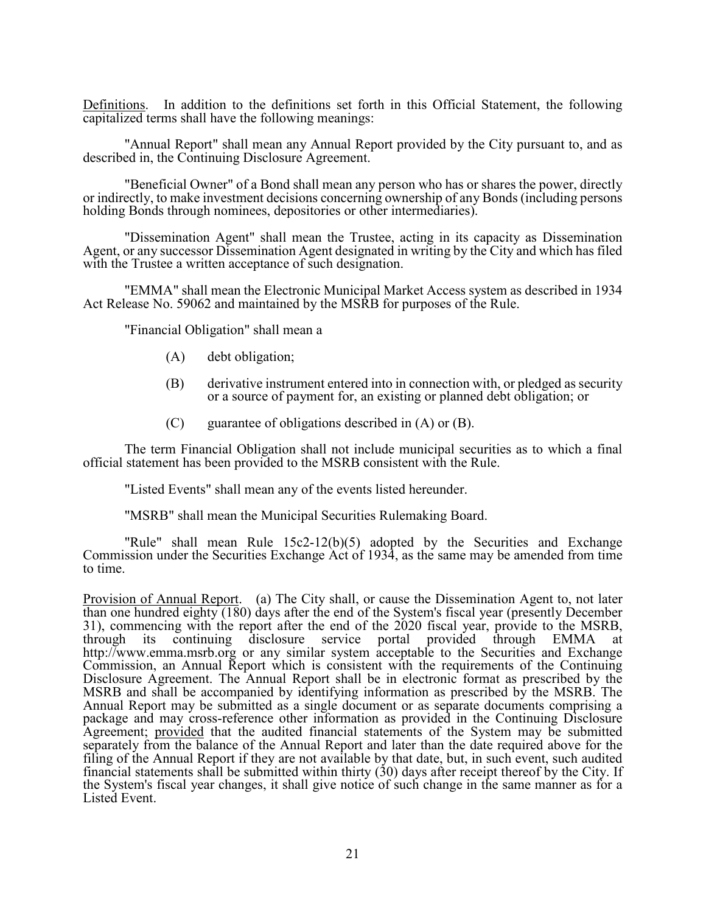<u>Definitions</u>. In addition to the definitions set forth in this Official Statement, the following capitalized terms shall have the following meanings:

"Annual Report" shall mean any Annual Report provided by the City pursuant to, and as described in, the Continuing Disclosure Agreement.

"Beneficial Owner" of a Bond shall mean any person who has or shares the power, directly or indirectly, to make investment decisions concerning ownership of any Bonds (including persons holding Bonds through nominees, depositories or other intermediaries).

"Dissemination Agent" shall mean the Trustee, acting in its capacity as Dissemination Agent, or any successor Dissemination Agent designated in writing by the City and which has filed with the Trustee a written acceptance of such designation.

"EMMA" shall mean the Electronic Municipal Market Access system as described in 1934 Act Release No. 59062 and maintained by the MSRB for purposes of the Rule.

"Financial Obligation" shall mean a

(A) debt obligation;

(B) derivative instrument entered into in connection with, or pledged as security or a source of payment for, an existing or planned debt obligation; or

(C) guarantee of obligations described in (A) or (B).

The term Financial Obligation shall not include municipal securities as to which a final official statement has been provided to the MSRB consistent with the Rule.

"Listed Events" shall mean any of the events listed hereunder.

"MSRB" shall mean the Municipal Securities Rulemaking Board.

"Rule" shall mean Rule 15c2-12(b)(5) adopted by the Securities and Exchange Commission under the Securities Exchange Act of 1934, as the same may be amended from time to time.

<u>Provision of Annual Report</u>. (a) The City shall, or cause the Dissemination Agent to, not later than one hundred eighty (180) days after the end of the System's fiscal year (presently December 31), commencing with the report after the end of the 2020 fiscal year, provide to the MSRB, through its continuing disclosure service portal provided through EMMA at http://www.emma.msrb.org or any similar system acceptable to the Securities and Exchange Commission, an Annual Report which is consistent with the requirements of the Continuing Disclosure Agreement. The Annual Report shall be in electronic format as prescribed by the MSRB and shall be accompanied by identifying information as prescribed by the MSRB. The Annual Report may be submitted as a single document or as separate documents comprising a package and may cross-reference other information as provided in the Continuing Disclosure Agreement; <u>provided</u> that the audited financial statements of the System may be submitted separately from the balance of the Annual Report and later than the date required above for the filing of the Annual Report if they are not available by that date, but, in such event, such audited financial statements shall be submitted within thirty (30) days after receipt thereof by the City. If the System's fiscal year changes, it shall give notice of such change in the same manner as for a Listed Event.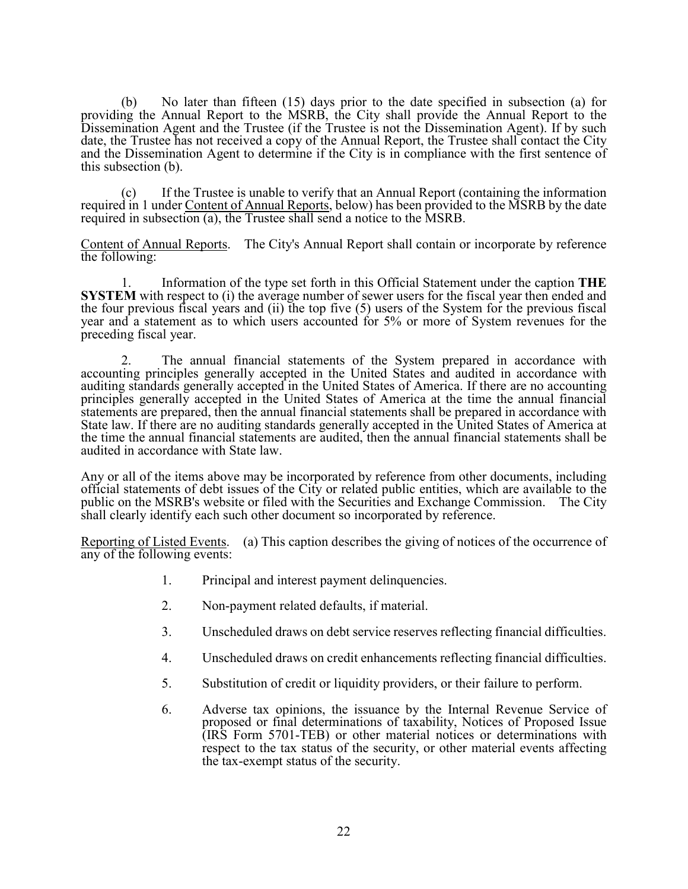(b) No later than fifteen (15) days prior to the date specified in subsection (a) for providing the Annual Report to the MSRB, the City shall provide the Annual Report to the Dissemination Agent and the Trustee (if the Trustee is not the Dissemination Agent). If by such date, the Trustee has not received a copy of the Annual Report, the Trustee shall contact the City and the Dissemination Agent to determine if the City is in compliance with the first sentence of this subsection (b).

(c) If the Trustee is unable to verify that an Annual Report (containing the information required in 1 under Content of Annual Reports, below) has been provided to the MSRB by the date required in subsection (a), the Trustee shall send a notice to the MSRB.

Content of Annual Reports. The City's Annual Report shall contain or incorporate by reference the following:

1. Information of the type set forth in this Official Statement under the caption **THE SYSTEM** with respect to (i) the average number of sewer users for the fiscal year then ended and the four previous fiscal years and (ii) the top five (5) users of the System for the previous fiscal year and a statement as to which users accounted for 5% or more of System revenues for the preceding fiscal year.

2. The annual financial statements of the System prepared in accordance with accounting principles generally accepted in the United States and audited in accordance with auditing standards generally accepted in the United States of America. If there are no accounting principles generally accepted in the United States of America at the time the annual financial statements are prepared, then the annual financial statements shall be prepared in accordance with State law. If there are no auditing standards generally accepted in the United States of America at the time the annual financial statements are audited, then the annual financial statements shall be audited in accordance with State law.

Any or all of the items above may be incorporated by reference from other documents, including official statements of debt issues of the City or related public entities, which are available to the public on the MSRB's website or filed with the Securities and Exchange Commission. The City shall clearly identify each such other document so incorporated by reference.

Reporting of Listed Events. (a) This caption describes the giving of notices of the occurrence of any of the following events:

1. Principal and interest payment delinquencies.
2. Non-payment related defaults, if material.
3. Unscheduled draws on debt service reserves reflecting financial difficulties.
4. Unscheduled draws on credit enhancements reflecting financial difficulties.
5. Substitution of credit or liquidity providers, or their failure to perform.
6. Adverse tax opinions, the issuance by the Internal Revenue Service of proposed or final determinations of taxability, Notices of Proposed Issue (IRS Form 5701-TEB) or other material notices or determinations with respect to the tax status of the security, or other material events affecting the tax-exempt status of the security.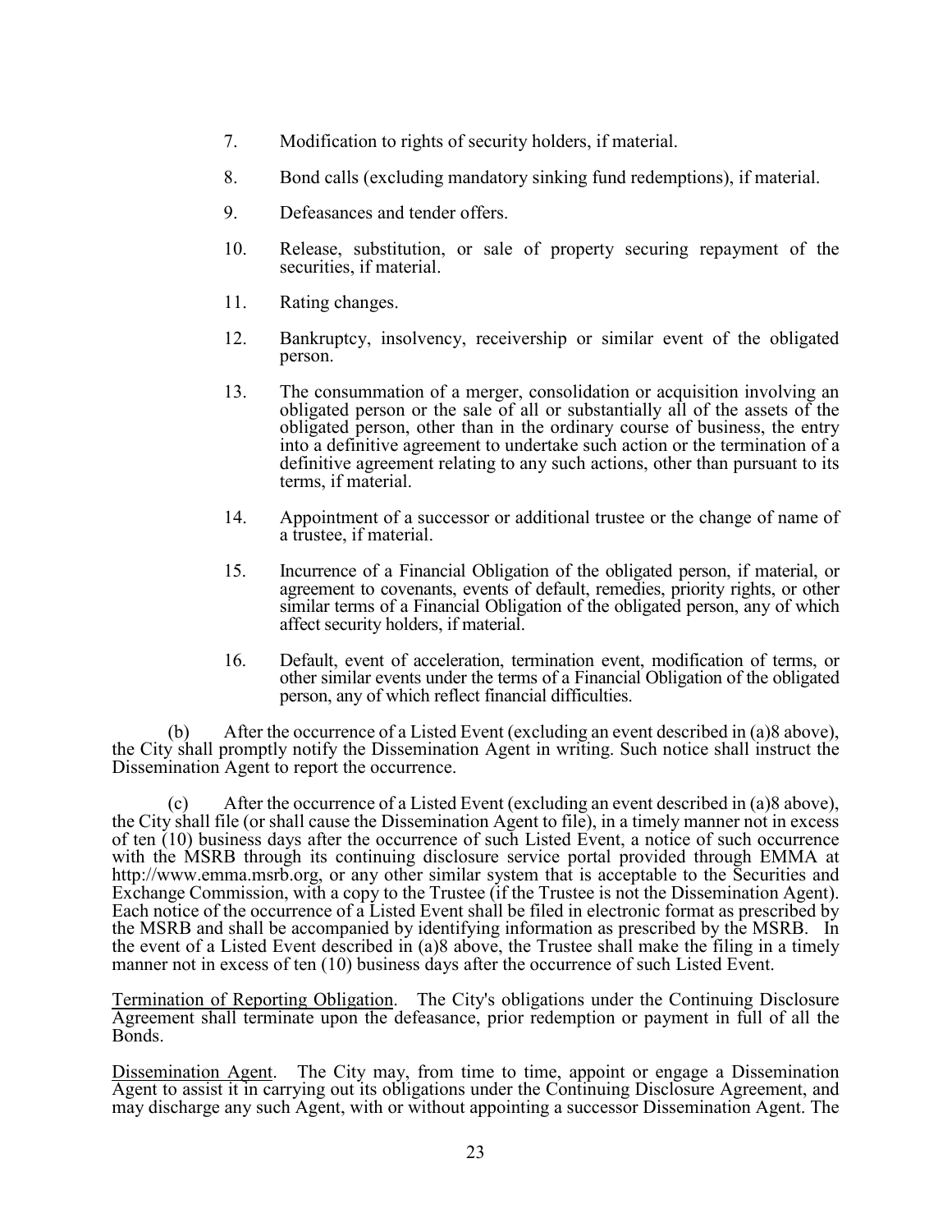7. Modification to rights of security holders, if material.

8. Bond calls (excluding mandatory sinking fund redemptions), if material.

9. Defeasances and tender offers.

10. Release, substitution, or sale of property securing repayment of the securities, if material.

11. Rating changes.

12. Bankruptcy, insolvency, receivership or similar event of the obligated person.

13. The consummation of a merger, consolidation or acquisition involving an obligated person or the sale of all or substantially all of the assets of the obligated person, other than in the ordinary course of business, the entry into a definitive agreement to undertake such action or the termination of a definitive agreement relating to any such actions, other than pursuant to its terms, if material.

14. Appointment of a successor or additional trustee or the change of name of a trustee, if material.

15. Incurrence of a Financial Obligation of the obligated person, if material, or agreement to covenants, events of default, remedies, priority rights, or other similar terms of a Financial Obligation of the obligated person, any of which affect security holders, if material.

16. Default, event of acceleration, termination event, modification of terms, or other similar events under the terms of a Financial Obligation of the obligated person, any of which reflect financial difficulties.

(b) After the occurrence of a Listed Event (excluding an event described in (a)8 above), the City shall promptly notify the Dissemination Agent in writing. Such notice shall instruct the Dissemination Agent to report the occurrence.

(c) After the occurrence of a Listed Event (excluding an event described in (a)8 above), the City shall file (or shall cause the Dissemination Agent to file), in a timely manner not in excess of ten (10) business days after the occurrence of such Listed Event, a notice of such occurrence with the MSRB through its continuing disclosure service portal provided through EMMA at http://www.emma.msrb.org, or any other similar system that is acceptable to the Securities and Exchange Commission, with a copy to the Trustee (if the Trustee is not the Dissemination Agent). Each notice of the occurrence of a Listed Event shall be filed in electronic format as prescribed by the MSRB and shall be accompanied by identifying information as prescribed by the MSRB. In the event of a Listed Event described in (a)8 above, the Trustee shall make the filing in a timely manner not in excess of ten (10) business days after the occurrence of such Listed Event.

<u>Termination of Reporting Obligation</u>. The City's obligations under the Continuing Disclosure Agreement shall terminate upon the defeasance, prior redemption or payment in full of all the Bonds.

<u>Dissemination Agent</u>. The City may, from time to time, appoint or engage a Dissemination Agent to assist it in carrying out its obligations under the Continuing Disclosure Agreement, and may discharge any such Agent, with or without appointing a successor Dissemination Agent. The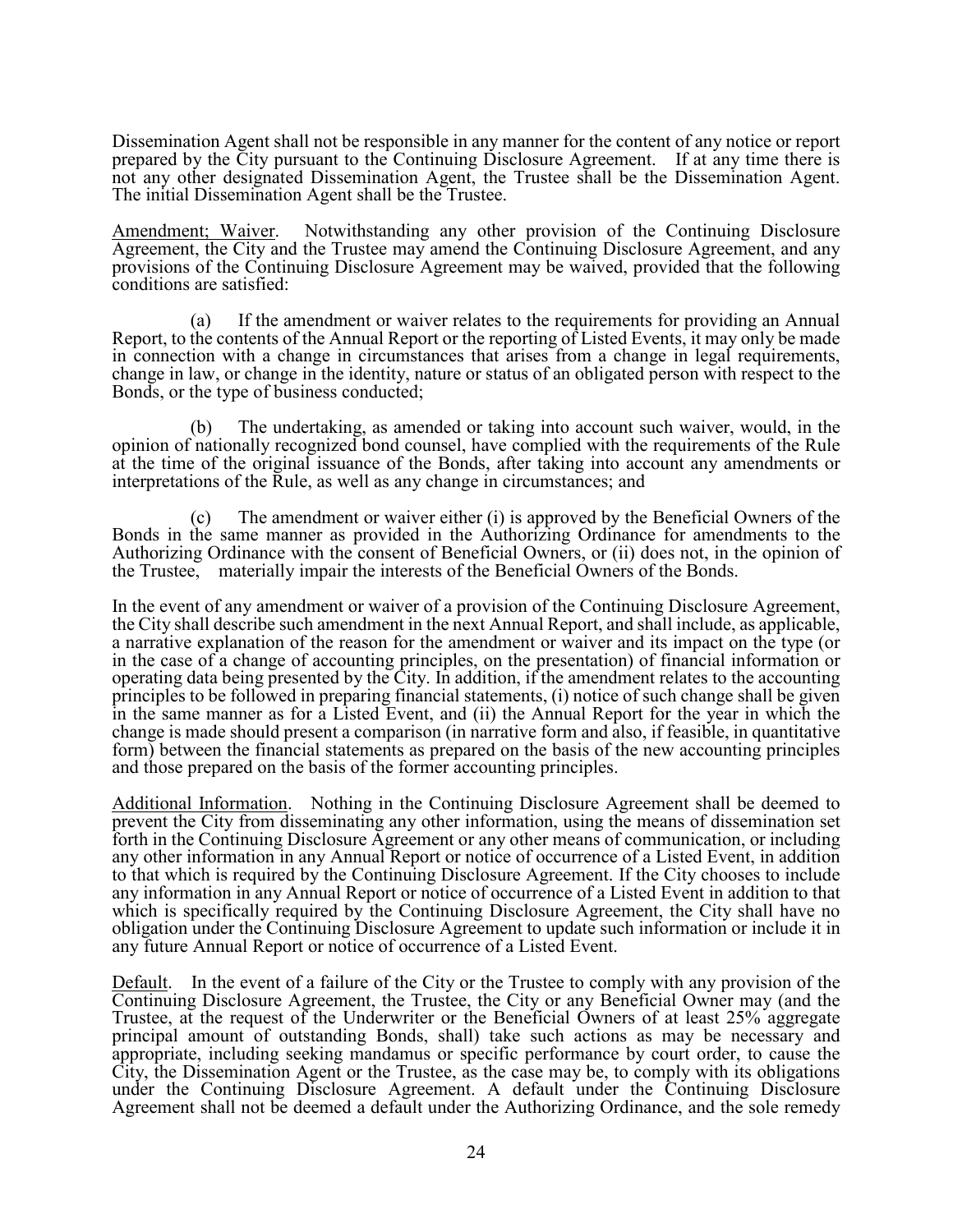Dissemination Agent shall not be responsible in any manner for the content of any notice or report prepared by the City pursuant to the Continuing Disclosure Agreement. If at any time there is not any other designated Dissemination Agent, the Trustee shall be the Dissemination Agent. The initial Dissemination Agent shall be the Trustee.

Amendment; Waiver. Notwithstanding any other provision of the Continuing Disclosure Agreement, the City and the Trustee may amend the Continuing Disclosure Agreement, and any provisions of the Continuing Disclosure Agreement may be waived, provided that the following conditions are satisfied:

(a) If the amendment or waiver relates to the requirements for providing an Annual Report, to the contents of the Annual Report or the reporting of Listed Events, it may only be made in connection with a change in circumstances that arises from a change in legal requirements, change in law, or change in the identity, nature or status of an obligated person with respect to the Bonds, or the type of business conducted;

(b) The undertaking, as amended or taking into account such waiver, would, in the opinion of nationally recognized bond counsel, have complied with the requirements of the Rule at the time of the original issuance of the Bonds, after taking into account any amendments or interpretations of the Rule, as well as any change in circumstances; and

(c) The amendment or waiver either (i) is approved by the Beneficial Owners of the Bonds in the same manner as provided in the Authorizing Ordinance for amendments to the Authorizing Ordinance with the consent of Beneficial Owners, or (ii) does not, in the opinion of the Trustee, materially impair the interests of the Beneficial Owners of the Bonds.

In the event of any amendment or waiver of a provision of the Continuing Disclosure Agreement, the City shall describe such amendment in the next Annual Report, and shall include, as applicable, a narrative explanation of the reason for the amendment or waiver and its impact on the type (or in the case of a change of accounting principles, on the presentation) of financial information or operating data being presented by the City. In addition, if the amendment relates to the accounting principles to be followed in preparing financial statements, (i) notice of such change shall be given in the same manner as for a Listed Event, and (ii) the Annual Report for the year in which the change is made should present a comparison (in narrative form and also, if feasible, in quantitative form) between the financial statements as prepared on the basis of the new accounting principles and those prepared on the basis of the former accounting principles.

Additional Information. Nothing in the Continuing Disclosure Agreement shall be deemed to prevent the City from disseminating any other information, using the means of dissemination set forth in the Continuing Disclosure Agreement or any other means of communication, or including any other information in any Annual Report or notice of occurrence of a Listed Event, in addition to that which is required by the Continuing Disclosure Agreement. If the City chooses to include any information in any Annual Report or notice of occurrence of a Listed Event in addition to that which is specifically required by the Continuing Disclosure Agreement, the City shall have no obligation under the Continuing Disclosure Agreement to update such information or include it in any future Annual Report or notice of occurrence of a Listed Event.

Default. In the event of a failure of the City or the Trustee to comply with any provision of the Continuing Disclosure Agreement, the Trustee, the City or any Beneficial Owner may (and the Trustee, at the request of the Underwriter or the Beneficial Owners of at least 25% aggregate principal amount of outstanding Bonds, shall) take such actions as may be necessary and appropriate, including seeking mandamus or specific performance by court order, to cause the City, the Dissemination Agent or the Trustee, as the case may be, to comply with its obligations under the Continuing Disclosure Agreement. A default under the Continuing Disclosure Agreement shall not be deemed a default under the Authorizing Ordinance, and the sole remedy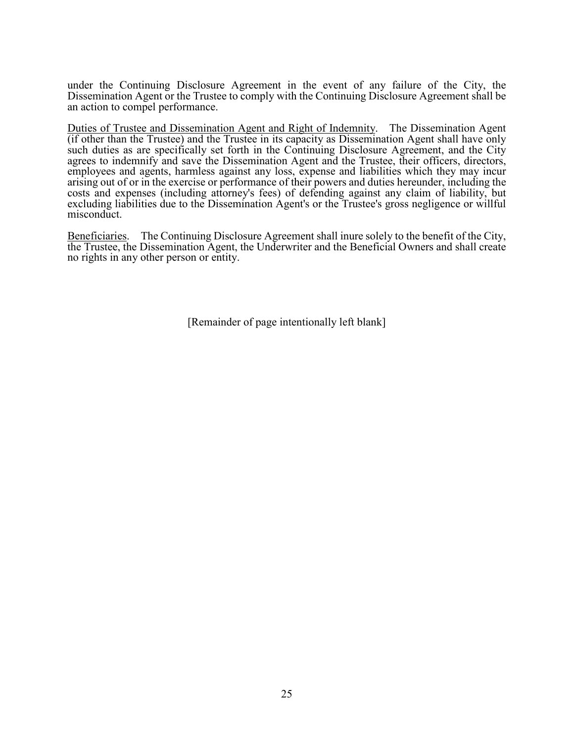under the Continuing Disclosure Agreement in the event of any failure of the City, the Dissemination Agent or the Trustee to comply with the Continuing Disclosure Agreement shall be an action to compel performance.

<u>Duties of Trustee and Dissemination Agent and Right of Indemnity</u>. The Dissemination Agent (if other than the Trustee) and the Trustee in its capacity as Dissemination Agent shall have only such duties as are specifically set forth in the Continuing Disclosure Agreement, and the City agrees to indemnify and save the Dissemination Agent and the Trustee, their officers, directors, employees and agents, harmless against any loss, expense and liabilities which they may incur arising out of or in the exercise or performance of their powers and duties hereunder, including the costs and expenses (including attorney's fees) of defending against any claim of liability, but excluding liabilities due to the Dissemination Agent's or the Trustee's gross negligence or willful misconduct.

<u>Beneficiaries</u>. The Continuing Disclosure Agreement shall inure solely to the benefit of the City, the Trustee, the Dissemination Agent, the Underwriter and the Beneficial Owners and shall create no rights in any other person or entity.

[Remainder of page intentionally left blank]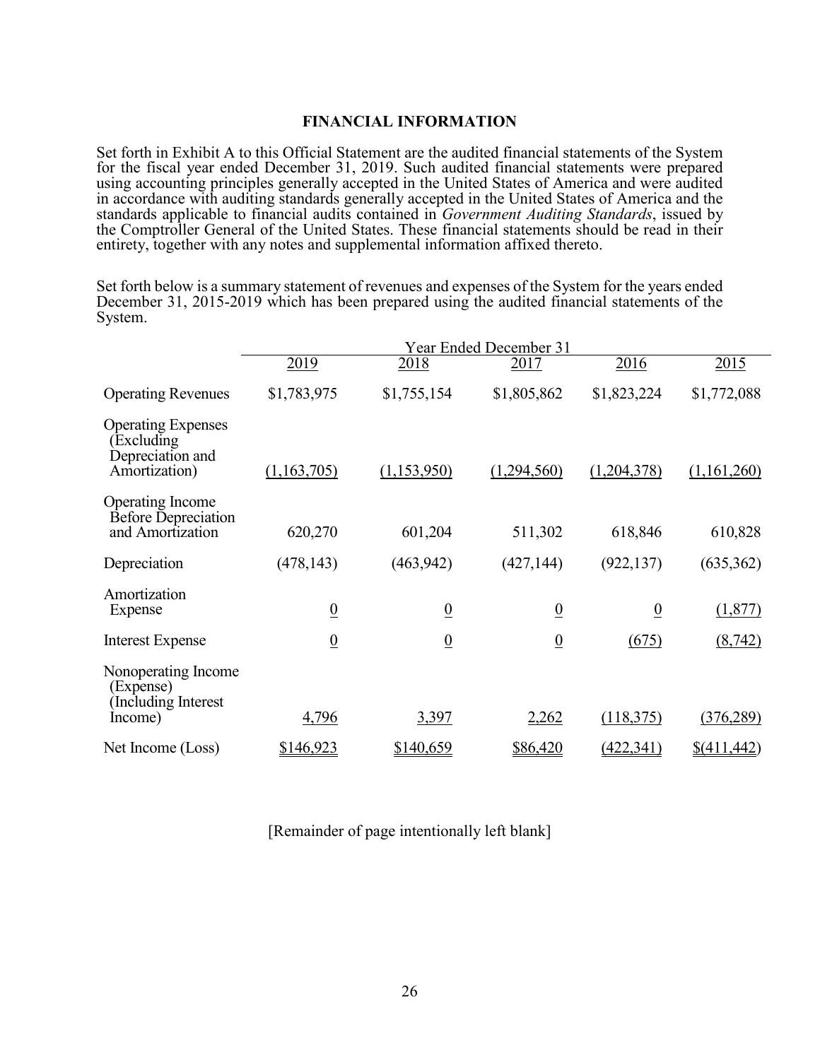## FINANCIAL INFORMATION

Set forth in Exhibit A to this Official Statement are the audited financial statements of the System for the fiscal year ended December 31, 2019. Such audited financial statements were prepared using accounting principles generally accepted in the United States of America and were audited in accordance with auditing standards generally accepted in the United States of America and the standards applicable to financial audits contained in *Government Auditing Standards*, issued by the Comptroller General of the United States. These financial statements should be read in their entirety, together with any notes and supplemental information affixed thereto.

Set forth below is a summary statement of revenues and expenses of the System for the years ended December 31, 2015-2019 which has been prepared using the audited financial statements of the System.

| | Year Ended December 31 | | | | |
|---|---|---|---|---|---|
| | 2019 | 2018 | 2017 | 2016 | 2015 |
| Operating Revenues | $1,783,975 | $1,755,154 | $1,805,862 | $1,823,224 | $1,772,088 |
| Operating Expenses (Excluding Depreciation and Amortization) | (1,163,705) | (1,153,950) | (1,294,560) | (1,204,378) | (1,161,260) |
| Operating Income Before Depreciation and Amortization | 620,270 | 601,204 | 511,302 | 618,846 | 610,828 |
| Depreciation | (478,143) | (463,942) | (427,144) | (922,137) | (635,362) |
| Amortization Expense | 0 | 0 | 0 | 0 | (1,877) |
| Interest Expense | 0 | 0 | 0 | (675) | (8,742) |
| Nonoperating Income (Expense) (Including Interest Income) | 4,796 | 3,397 | 2,262 | (118,375) | (376,289) |
| Net Income (Loss) | $146,923 | $140,659 | $86,420 | (422,341) | $(411,442) |

[Remainder of page intentionally left blank]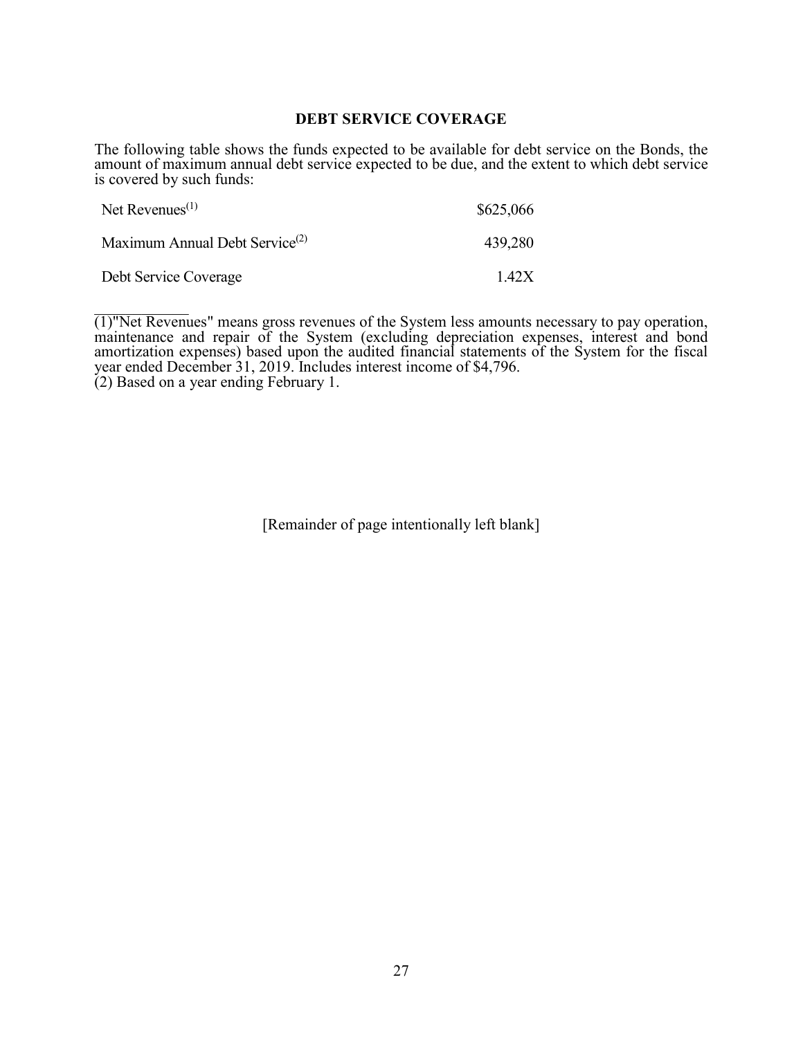## DEBT SERVICE COVERAGE

The following table shows the funds expected to be available for debt service on the Bonds, the amount of maximum annual debt service expected to be due, and the extent to which debt service is covered by such funds:

| | |
|---|---|
| Net Revenues[(1)] | $625,066 |
| Maximum Annual Debt Service[(2)] | 439,280 |
| Debt Service Coverage | 1.42X |

---

(1)"Net Revenues" means gross revenues of the System less amounts necessary to pay operation, maintenance and repair of the System (excluding depreciation expenses, interest and bond amortization expenses) based upon the audited financial statements of the System for the fiscal year ended December 31, 2019. Includes interest income of $4,796.

(2) Based on a year ending February 1.

[Remainder of page intentionally left blank]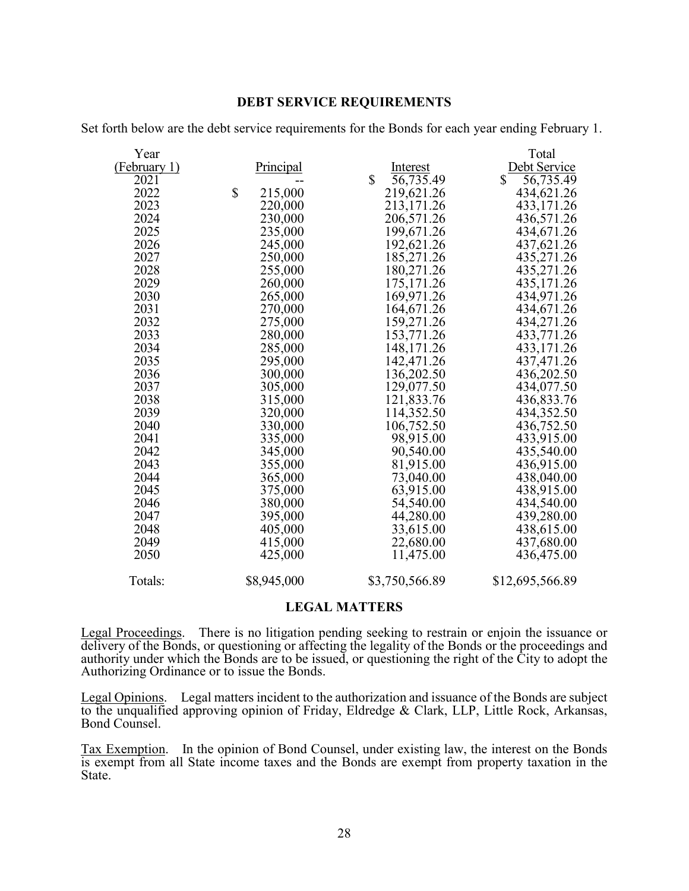## DEBT SERVICE REQUIREMENTS

Set forth below are the debt service requirements for the Bonds for each year ending February 1.

| Year (February 1) | Principal | Interest | Total Debt Service |
|---|---|---|---|
| 2021 | -- | $ 56,735.49 | $ 56,735.49 |
| 2022 | $ 215,000 | 219,621.26 | 434,621.26 |
| 2023 | 220,000 | 213,171.26 | 433,171.26 |
| 2024 | 230,000 | 206,571.26 | 436,571.26 |
| 2025 | 235,000 | 199,671.26 | 434,671.26 |
| 2026 | 245,000 | 192,621.26 | 437,621.26 |
| 2027 | 250,000 | 185,271.26 | 435,271.26 |
| 2028 | 255,000 | 180,271.26 | 435,271.26 |
| 2029 | 260,000 | 175,171.26 | 435,171.26 |
| 2030 | 265,000 | 169,971.26 | 434,971.26 |
| 2031 | 270,000 | 164,671.26 | 434,671.26 |
| 2032 | 275,000 | 159,271.26 | 434,271.26 |
| 2033 | 280,000 | 153,771.26 | 433,771.26 |
| 2034 | 285,000 | 148,171.26 | 433,171.26 |
| 2035 | 295,000 | 142,471.26 | 437,471.26 |
| 2036 | 300,000 | 136,202.50 | 436,202.50 |
| 2037 | 305,000 | 129,077.50 | 434,077.50 |
| 2038 | 315,000 | 121,833.76 | 436,833.76 |
| 2039 | 320,000 | 114,352.50 | 434,352.50 |
| 2040 | 330,000 | 106,752.50 | 436,752.50 |
| 2041 | 335,000 | 98,915.00 | 433,915.00 |
| 2042 | 345,000 | 90,540.00 | 435,540.00 |
| 2043 | 355,000 | 81,915.00 | 436,915.00 |
| 2044 | 365,000 | 73,040.00 | 438,040.00 |
| 2045 | 375,000 | 63,915.00 | 438,915.00 |
| 2046 | 380,000 | 54,540.00 | 434,540.00 |
| 2047 | 395,000 | 44,280.00 | 439,280.00 |
| 2048 | 405,000 | 33,615.00 | 438,615.00 |
| 2049 | 415,000 | 22,680.00 | 437,680.00 |
| 2050 | 425,000 | 11,475.00 | 436,475.00 |
| Totals: | $8,945,000 | $3,750,566.89 | $12,695,566.89 |

## LEGAL MATTERS

Legal Proceedings. There is no litigation pending seeking to restrain or enjoin the issuance or delivery of the Bonds, or questioning or affecting the legality of the Bonds or the proceedings and authority under which the Bonds are to be issued, or questioning the right of the City to adopt the Authorizing Ordinance or to issue the Bonds.

Legal Opinions. Legal matters incident to the authorization and issuance of the Bonds are subject to the unqualified approving opinion of Friday, Eldredge & Clark, LLP, Little Rock, Arkansas, Bond Counsel.

Tax Exemption. In the opinion of Bond Counsel, under existing law, the interest on the Bonds is exempt from all State income taxes and the Bonds are exempt from property taxation in the State.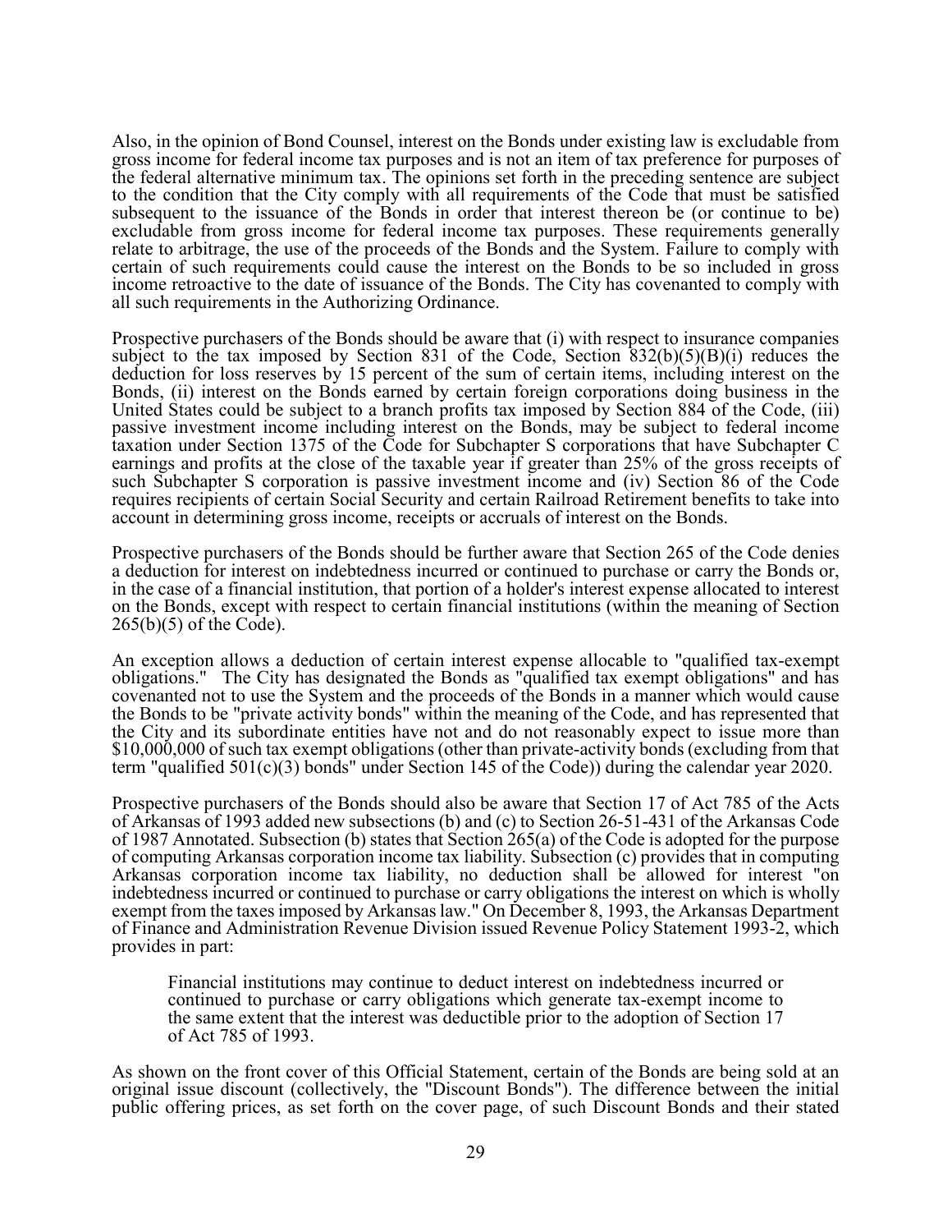Also, in the opinion of Bond Counsel, interest on the Bonds under existing law is excludable from gross income for federal income tax purposes and is not an item of tax preference for purposes of the federal alternative minimum tax. The opinions set forth in the preceding sentence are subject to the condition that the City comply with all requirements of the Code that must be satisfied subsequent to the issuance of the Bonds in order that interest thereon be (or continue to be) excludable from gross income for federal income tax purposes. These requirements generally relate to arbitrage, the use of the proceeds of the Bonds and the System. Failure to comply with certain of such requirements could cause the interest on the Bonds to be so included in gross income retroactive to the date of issuance of the Bonds. The City has covenanted to comply with all such requirements in the Authorizing Ordinance.

Prospective purchasers of the Bonds should be aware that (i) with respect to insurance companies subject to the tax imposed by Section 831 of the Code, Section 832(b)(5)(B)(i) reduces the deduction for loss reserves by 15 percent of the sum of certain items, including interest on the Bonds, (ii) interest on the Bonds earned by certain foreign corporations doing business in the United States could be subject to a branch profits tax imposed by Section 884 of the Code, (iii) passive investment income including interest on the Bonds, may be subject to federal income taxation under Section 1375 of the Code for Subchapter S corporations that have Subchapter C earnings and profits at the close of the taxable year if greater than 25% of the gross receipts of such Subchapter S corporation is passive investment income and (iv) Section 86 of the Code requires recipients of certain Social Security and certain Railroad Retirement benefits to take into account in determining gross income, receipts or accruals of interest on the Bonds.

Prospective purchasers of the Bonds should be further aware that Section 265 of the Code denies a deduction for interest on indebtedness incurred or continued to purchase or carry the Bonds or, in the case of a financial institution, that portion of a holder's interest expense allocated to interest on the Bonds, except with respect to certain financial institutions (within the meaning of Section 265(b)(5) of the Code).

An exception allows a deduction of certain interest expense allocable to "qualified tax-exempt obligations." The City has designated the Bonds as "qualified tax exempt obligations" and has covenanted not to use the System and the proceeds of the Bonds in a manner which would cause the Bonds to be "private activity bonds" within the meaning of the Code, and has represented that the City and its subordinate entities have not and do not reasonably expect to issue more than $10,000,000 of such tax exempt obligations (other than private-activity bonds (excluding from that term "qualified 501(c)(3) bonds" under Section 145 of the Code)) during the calendar year 2020.

Prospective purchasers of the Bonds should also be aware that Section 17 of Act 785 of the Acts of Arkansas of 1993 added new subsections (b) and (c) to Section 26-51-431 of the Arkansas Code of 1987 Annotated. Subsection (b) states that Section 265(a) of the Code is adopted for the purpose of computing Arkansas corporation income tax liability. Subsection (c) provides that in computing Arkansas corporation income tax liability, no deduction shall be allowed for interest "on indebtedness incurred or continued to purchase or carry obligations the interest on which is wholly exempt from the taxes imposed by Arkansas law." On December 8, 1993, the Arkansas Department of Finance and Administration Revenue Division issued Revenue Policy Statement 1993-2, which provides in part:

> Financial institutions may continue to deduct interest on indebtedness incurred or continued to purchase or carry obligations which generate tax-exempt income to the same extent that the interest was deductible prior to the adoption of Section 17 of Act 785 of 1993.

As shown on the front cover of this Official Statement, certain of the Bonds are being sold at an original issue discount (collectively, the "Discount Bonds"). The difference between the initial public offering prices, as set forth on the cover page, of such Discount Bonds and their stated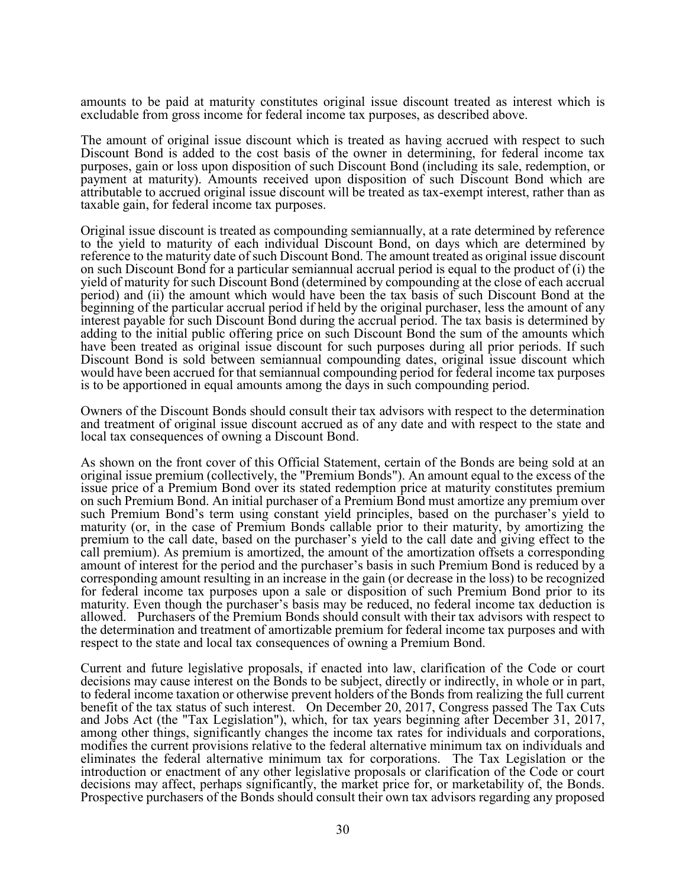amounts to be paid at maturity constitutes original issue discount treated as interest which is excludable from gross income for federal income tax purposes, as described above.

The amount of original issue discount which is treated as having accrued with respect to such Discount Bond is added to the cost basis of the owner in determining, for federal income tax purposes, gain or loss upon disposition of such Discount Bond (including its sale, redemption, or payment at maturity). Amounts received upon disposition of such Discount Bond which are attributable to accrued original issue discount will be treated as tax-exempt interest, rather than as taxable gain, for federal income tax purposes.

Original issue discount is treated as compounding semiannually, at a rate determined by reference to the yield to maturity of each individual Discount Bond, on days which are determined by reference to the maturity date of such Discount Bond. The amount treated as original issue discount on such Discount Bond for a particular semiannual accrual period is equal to the product of (i) the yield of maturity for such Discount Bond (determined by compounding at the close of each accrual period) and (ii) the amount which would have been the tax basis of such Discount Bond at the beginning of the particular accrual period if held by the original purchaser, less the amount of any interest payable for such Discount Bond during the accrual period. The tax basis is determined by adding to the initial public offering price on such Discount Bond the sum of the amounts which have been treated as original issue discount for such purposes during all prior periods. If such Discount Bond is sold between semiannual compounding dates, original issue discount which would have been accrued for that semiannual compounding period for federal income tax purposes is to be apportioned in equal amounts among the days in such compounding period.

Owners of the Discount Bonds should consult their tax advisors with respect to the determination and treatment of original issue discount accrued as of any date and with respect to the state and local tax consequences of owning a Discount Bond.

As shown on the front cover of this Official Statement, certain of the Bonds are being sold at an original issue premium (collectively, the "Premium Bonds"). An amount equal to the excess of the issue price of a Premium Bond over its stated redemption price at maturity constitutes premium on such Premium Bond. An initial purchaser of a Premium Bond must amortize any premium over such Premium Bond's term using constant yield principles, based on the purchaser's yield to maturity (or, in the case of Premium Bonds callable prior to their maturity, by amortizing the premium to the call date, based on the purchaser's yield to the call date and giving effect to the call premium). As premium is amortized, the amount of the amortization offsets a corresponding amount of interest for the period and the purchaser's basis in such Premium Bond is reduced by a corresponding amount resulting in an increase in the gain (or decrease in the loss) to be recognized for federal income tax purposes upon a sale or disposition of such Premium Bond prior to its maturity. Even though the purchaser's basis may be reduced, no federal income tax deduction is allowed. Purchasers of the Premium Bonds should consult with their tax advisors with respect to the determination and treatment of amortizable premium for federal income tax purposes and with respect to the state and local tax consequences of owning a Premium Bond.

Current and future legislative proposals, if enacted into law, clarification of the Code or court decisions may cause interest on the Bonds to be subject, directly or indirectly, in whole or in part, to federal income taxation or otherwise prevent holders of the Bonds from realizing the full current benefit of the tax status of such interest. On December 20, 2017, Congress passed The Tax Cuts and Jobs Act (the "Tax Legislation"), which, for tax years beginning after December 31, 2017, among other things, significantly changes the income tax rates for individuals and corporations, modifies the current provisions relative to the federal alternative minimum tax on individuals and eliminates the federal alternative minimum tax for corporations. The Tax Legislation or the introduction or enactment of any other legislative proposals or clarification of the Code or court decisions may affect, perhaps significantly, the market price for, or marketability of, the Bonds. Prospective purchasers of the Bonds should consult their own tax advisors regarding any proposed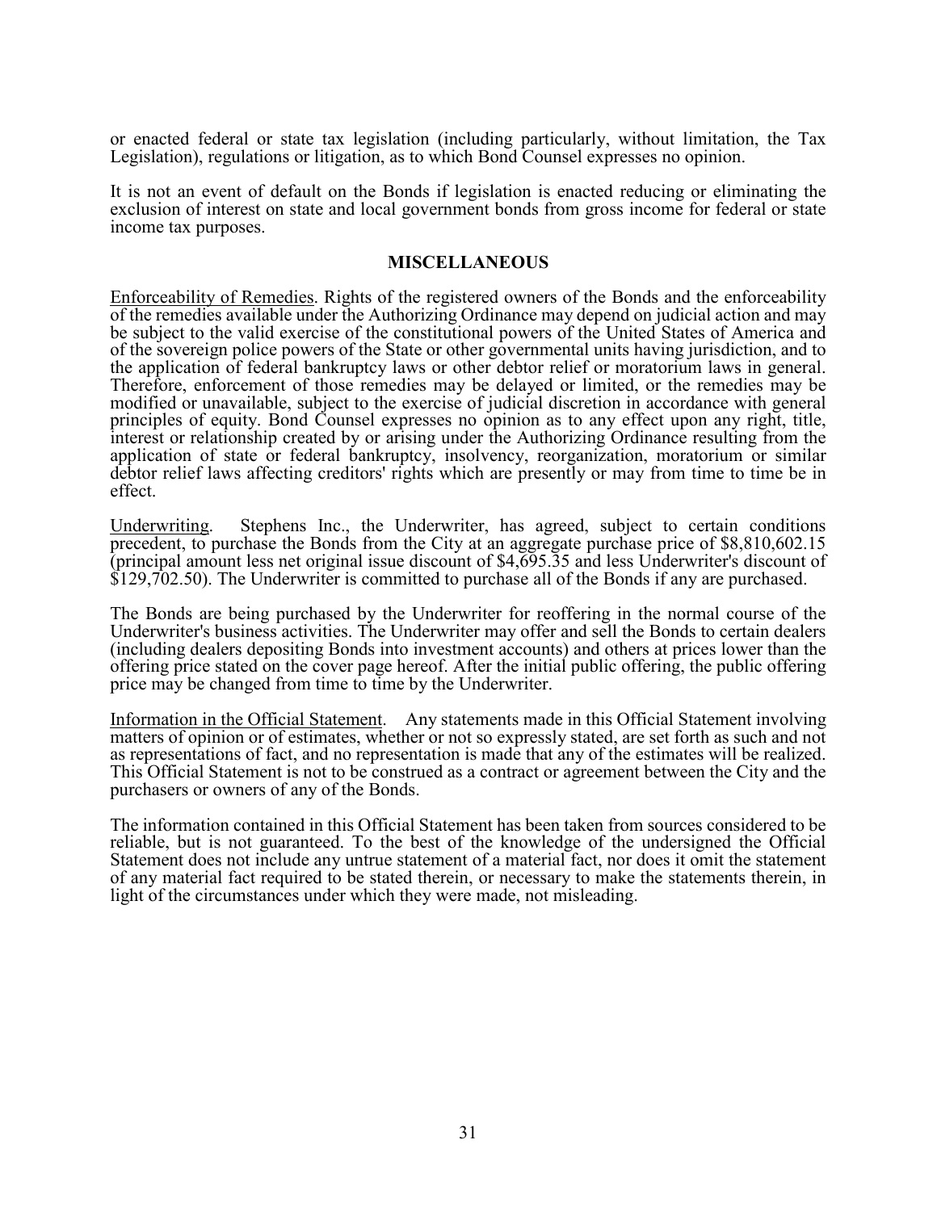or enacted federal or state tax legislation (including particularly, without limitation, the Tax Legislation), regulations or litigation, as to which Bond Counsel expresses no opinion.

It is not an event of default on the Bonds if legislation is enacted reducing or eliminating the exclusion of interest on state and local government bonds from gross income for federal or state income tax purposes.

## MISCELLANEOUS

Enforceability of Remedies. Rights of the registered owners of the Bonds and the enforceability of the remedies available under the Authorizing Ordinance may depend on judicial action and may be subject to the valid exercise of the constitutional powers of the United States of America and of the sovereign police powers of the State or other governmental units having jurisdiction, and to the application of federal bankruptcy laws or other debtor relief or moratorium laws in general. Therefore, enforcement of those remedies may be delayed or limited, or the remedies may be modified or unavailable, subject to the exercise of judicial discretion in accordance with general principles of equity. Bond Counsel expresses no opinion as to any effect upon any right, title, interest or relationship created by or arising under the Authorizing Ordinance resulting from the application of state or federal bankruptcy, insolvency, reorganization, moratorium or similar debtor relief laws affecting creditors' rights which are presently or may from time to time be in effect.

Underwriting. Stephens Inc., the Underwriter, has agreed, subject to certain conditions precedent, to purchase the Bonds from the City at an aggregate purchase price of $8,810,602.15 (principal amount less net original issue discount of $4,695.35 and less Underwriter's discount of $129,702.50). The Underwriter is committed to purchase all of the Bonds if any are purchased.

The Bonds are being purchased by the Underwriter for reoffering in the normal course of the Underwriter's business activities. The Underwriter may offer and sell the Bonds to certain dealers (including dealers depositing Bonds into investment accounts) and others at prices lower than the offering price stated on the cover page hereof. After the initial public offering, the public offering price may be changed from time to time by the Underwriter.

Information in the Official Statement. Any statements made in this Official Statement involving matters of opinion or of estimates, whether or not so expressly stated, are set forth as such and not as representations of fact, and no representation is made that any of the estimates will be realized. This Official Statement is not to be construed as a contract or agreement between the City and the purchasers or owners of any of the Bonds.

The information contained in this Official Statement has been taken from sources considered to be reliable, but is not guaranteed. To the best of the knowledge of the undersigned the Official Statement does not include any untrue statement of a material fact, nor does it omit the statement of any material fact required to be stated therein, or necessary to make the statements therein, in light of the circumstances under which they were made, not misleading.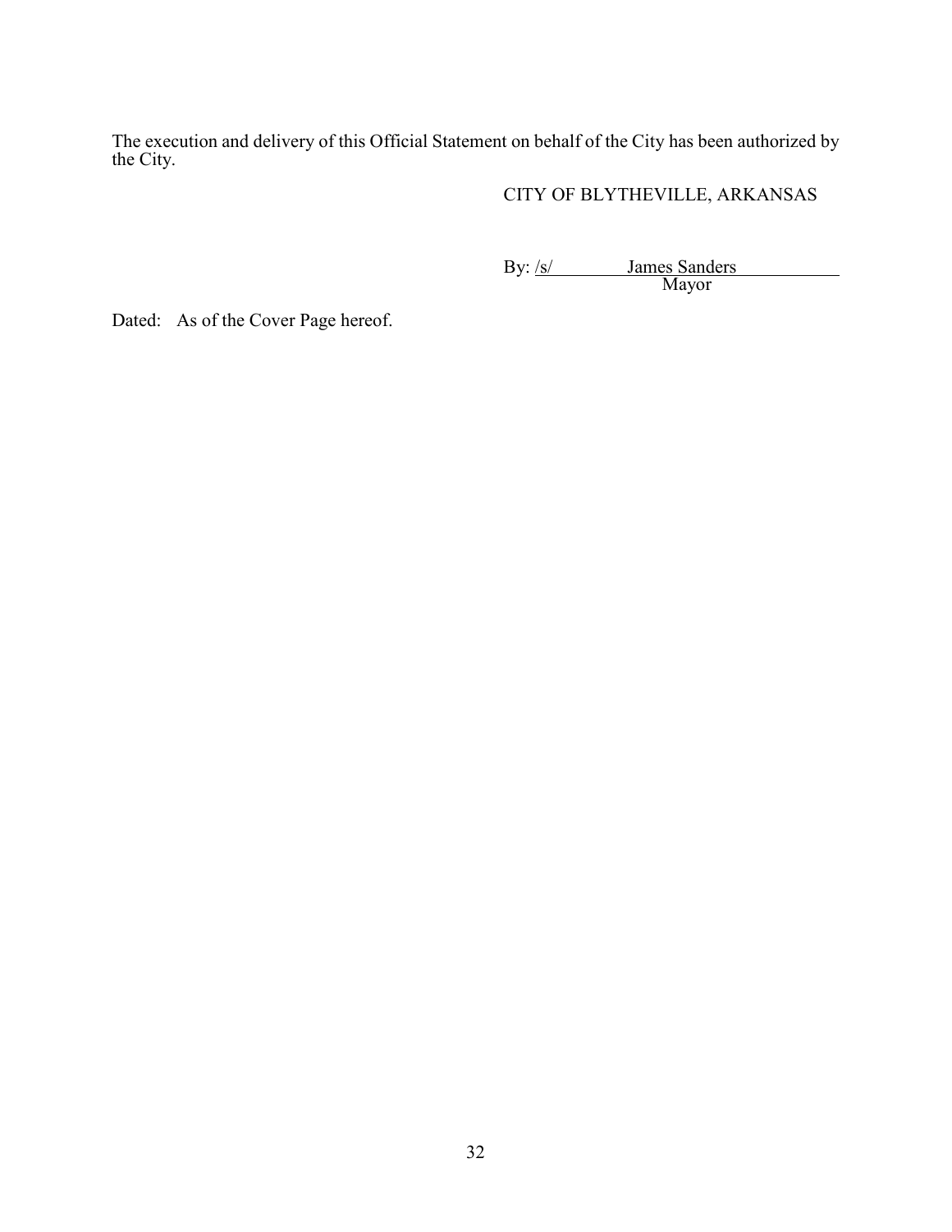The execution and delivery of this Official Statement on behalf of the City has been authorized by the City.

CITY OF BLYTHEVILLE, ARKANSAS

By: /s/ James Sanders
Mayor

Dated: As of the Cover Page hereof.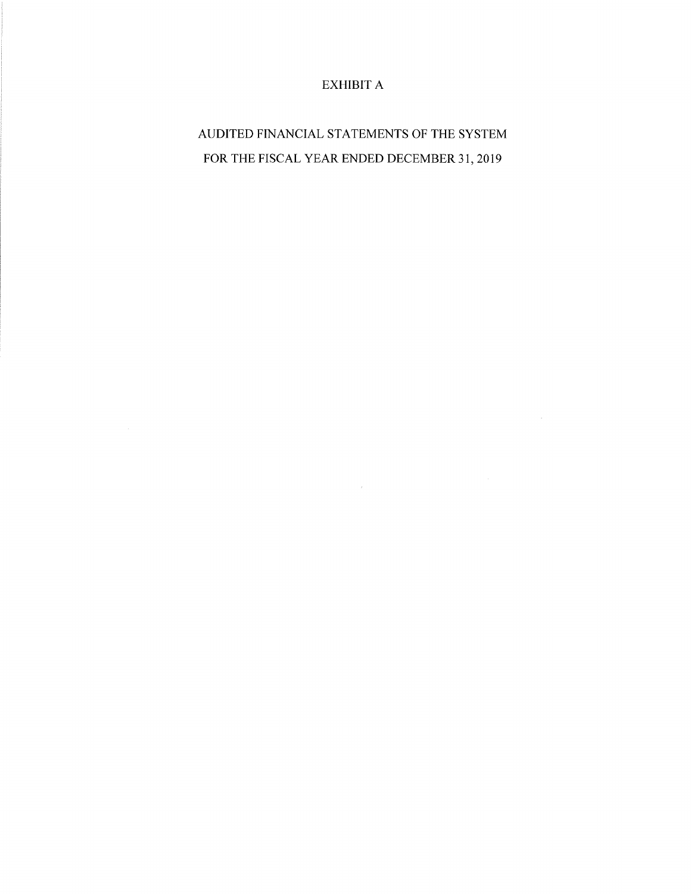# EXHIBIT A

## AUDITED FINANCIAL STATEMENTS OF THE SYSTEM FOR THE FISCAL YEAR ENDED DECEMBER 31, 2019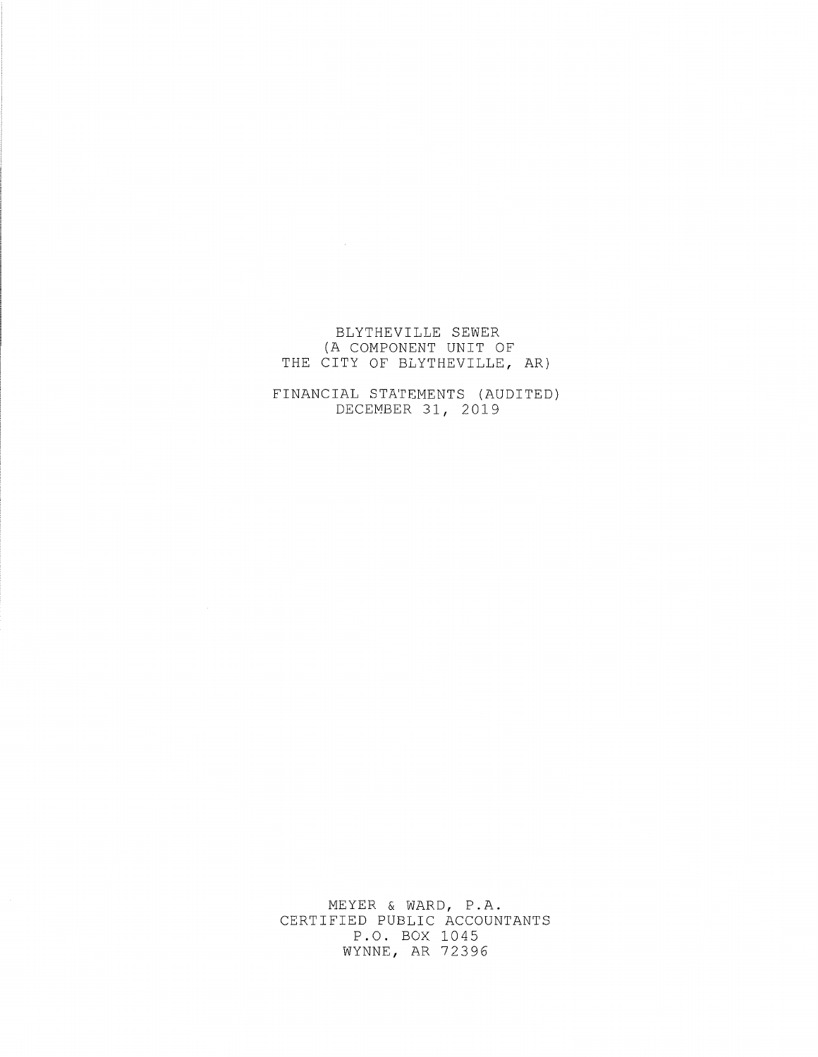BLYTHEVILLE SEWER
(A COMPONENT UNIT OF
THE CITY OF BLYTHEVILLE, AR)

FINANCIAL STATEMENTS (AUDITED)
DECEMBER 31, 2019

MEYER & WARD, P.A.
CERTIFIED PUBLIC ACCOUNTANTS
P.O. BOX 1045
WYNNE, AR 72396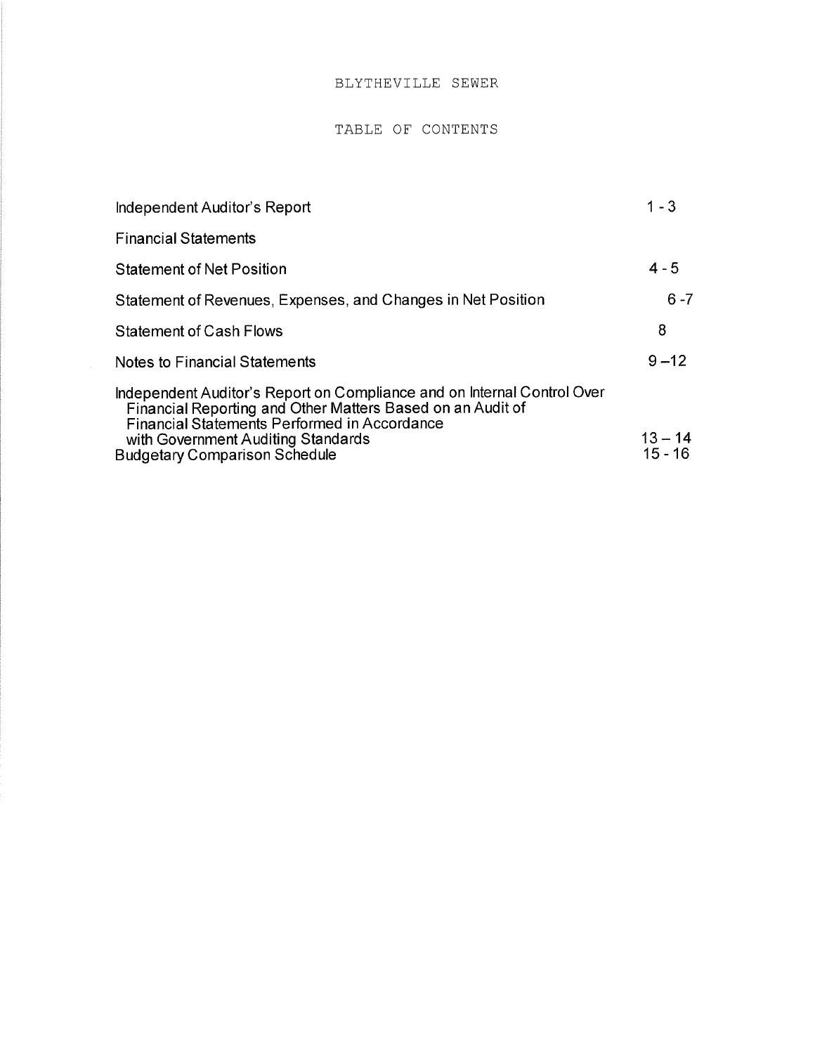# BLYTHEVILLE SEWER

## TABLE OF CONTENTS

| | |
|---|---|
| Independent Auditor's Report | 1 - 3 |
| Financial Statements | |
| Statement of Net Position | 4 - 5 |
| Statement of Revenues, Expenses, and Changes in Net Position | 6 -7 |
| Statement of Cash Flows | 8 |
| Notes to Financial Statements | 9 –12 |
| Independent Auditor's Report on Compliance and on Internal Control Over Financial Reporting and Other Matters Based on an Audit of Financial Statements Performed in Accordance with Government Auditing Standards | 13 – 14 |
| Budgetary Comparison Schedule | 15 - 16 |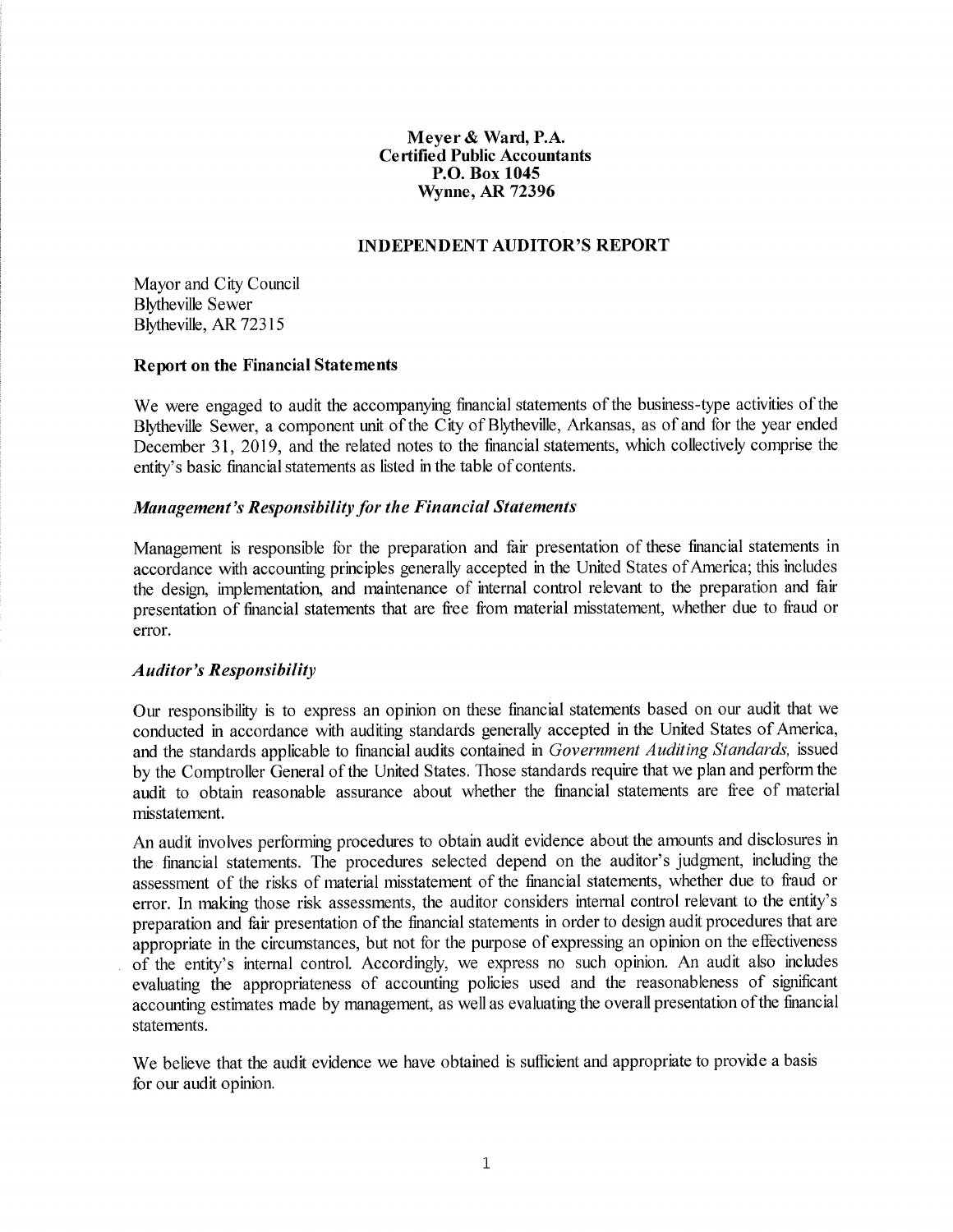**Meyer & Ward, P.A.**
**Certified Public Accountants**
**P.O. Box 1045**
**Wynne, AR 72396**

## INDEPENDENT AUDITOR'S REPORT

Mayor and City Council
Blytheville Sewer
Blytheville, AR 72315

### Report on the Financial Statements

We were engaged to audit the accompanying financial statements of the business-type activities of the Blytheville Sewer, a component unit of the City of Blytheville, Arkansas, as of and for the year ended December 31, 2019, and the related notes to the financial statements, which collectively comprise the entity's basic financial statements as listed in the table of contents.

#### *Management's Responsibility for the Financial Statements*

Management is responsible for the preparation and fair presentation of these financial statements in accordance with accounting principles generally accepted in the United States of America; this includes the design, implementation, and maintenance of internal control relevant to the preparation and fair presentation of financial statements that are free from material misstatement, whether due to fraud or error.

#### *Auditor's Responsibility*

Our responsibility is to express an opinion on these financial statements based on our audit that we conducted in accordance with auditing standards generally accepted in the United States of America, and the standards applicable to financial audits contained in *Government Auditing Standards,* issued by the Comptroller General of the United States. Those standards require that we plan and perform the audit to obtain reasonable assurance about whether the financial statements are free of material misstatement.

An audit involves performing procedures to obtain audit evidence about the amounts and disclosures in the financial statements. The procedures selected depend on the auditor's judgment, including the assessment of the risks of material misstatement of the financial statements, whether due to fraud or error. In making those risk assessments, the auditor considers internal control relevant to the entity's preparation and fair presentation of the financial statements in order to design audit procedures that are appropriate in the circumstances, but not for the purpose of expressing an opinion on the effectiveness of the entity's internal control. Accordingly, we express no such opinion. An audit also includes evaluating the appropriateness of accounting policies used and the reasonableness of significant accounting estimates made by management, as well as evaluating the overall presentation of the financial statements.

We believe that the audit evidence we have obtained is sufficient and appropriate to provide a basis for our audit opinion.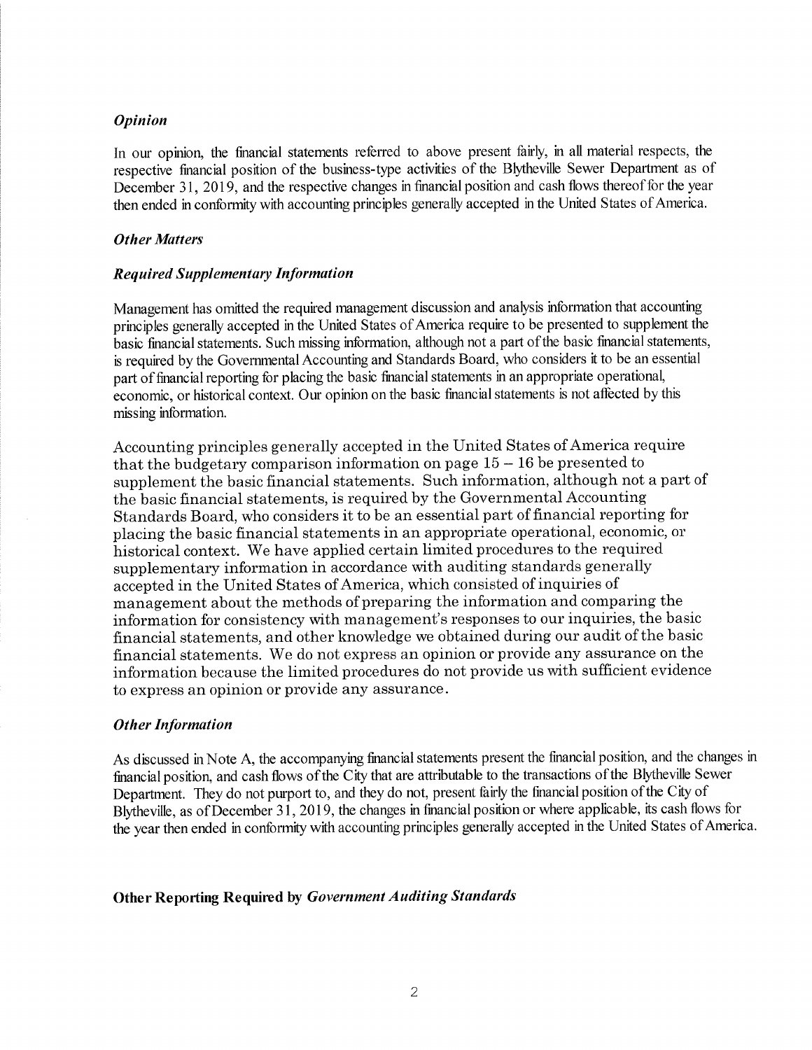### *Opinion*

In our opinion, the financial statements referred to above present fairly, in all material respects, the respective financial position of the business-type activities of the Blytheville Sewer Department as of December 31, 2019, and the respective changes in financial position and cash flows thereof for the year then ended in conformity with accounting principles generally accepted in the United States of America.

### *Other Matters*

### *Required Supplementary Information*

Management has omitted the required management discussion and analysis information that accounting principles generally accepted in the United States of America require to be presented to supplement the basic financial statements. Such missing information, although not a part of the basic financial statements, is required by the Governmental Accounting and Standards Board, who considers it to be an essential part of financial reporting for placing the basic financial statements in an appropriate operational, economic, or historical context. Our opinion on the basic financial statements is not affected by this missing information.

Accounting principles generally accepted in the United States of America require that the budgetary comparison information on page 15 – 16 be presented to supplement the basic financial statements. Such information, although not a part of the basic financial statements, is required by the Governmental Accounting Standards Board, who considers it to be an essential part of financial reporting for placing the basic financial statements in an appropriate operational, economic, or historical context. We have applied certain limited procedures to the required supplementary information in accordance with auditing standards generally accepted in the United States of America, which consisted of inquiries of management about the methods of preparing the information and comparing the information for consistency with management's responses to our inquiries, the basic financial statements, and other knowledge we obtained during our audit of the basic financial statements. We do not express an opinion or provide any assurance on the information because the limited procedures do not provide us with sufficient evidence to express an opinion or provide any assurance.

### *Other Information*

As discussed in Note A, the accompanying financial statements present the financial position, and the changes in financial position, and cash flows of the City that are attributable to the transactions of the Blytheville Sewer Department. They do not purport to, and they do not, present fairly the financial position of the City of Blytheville, as of December 31, 2019, the changes in financial position or where applicable, its cash flows for the year then ended in conformity with accounting principles generally accepted in the United States of America.

## Other Reporting Required by *Government Auditing Standards*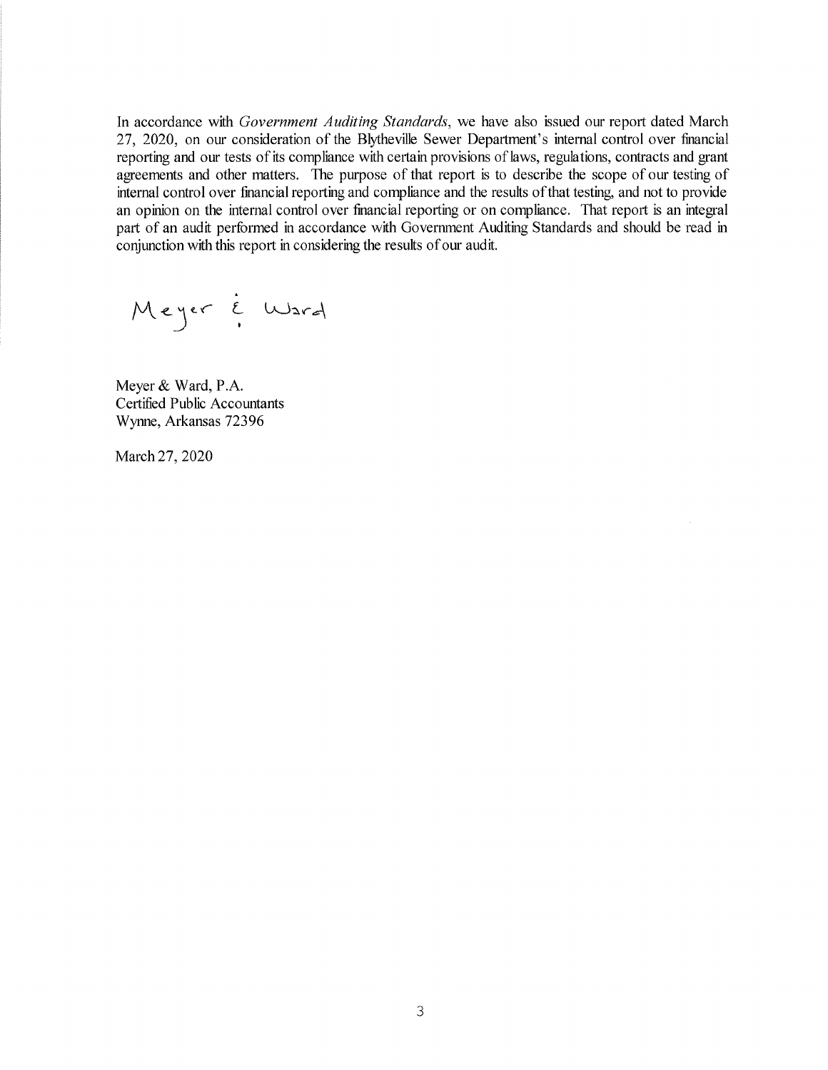In accordance with *Government Auditing Standards*, we have also issued our report dated March 27, 2020, on our consideration of the Blytheville Sewer Department's internal control over financial reporting and our tests of its compliance with certain provisions of laws, regulations, contracts and grant agreements and other matters. The purpose of that report is to describe the scope of our testing of internal control over financial reporting and compliance and the results of that testing, and not to provide an opinion on the internal control over financial reporting or on compliance. That report is an integral part of an audit performed in accordance with Government Auditing Standards and should be read in conjunction with this report in considering the results of our audit.

Meyer & Ward

Meyer & Ward, P.A.
Certified Public Accountants
Wynne, Arkansas 72396

March 27, 2020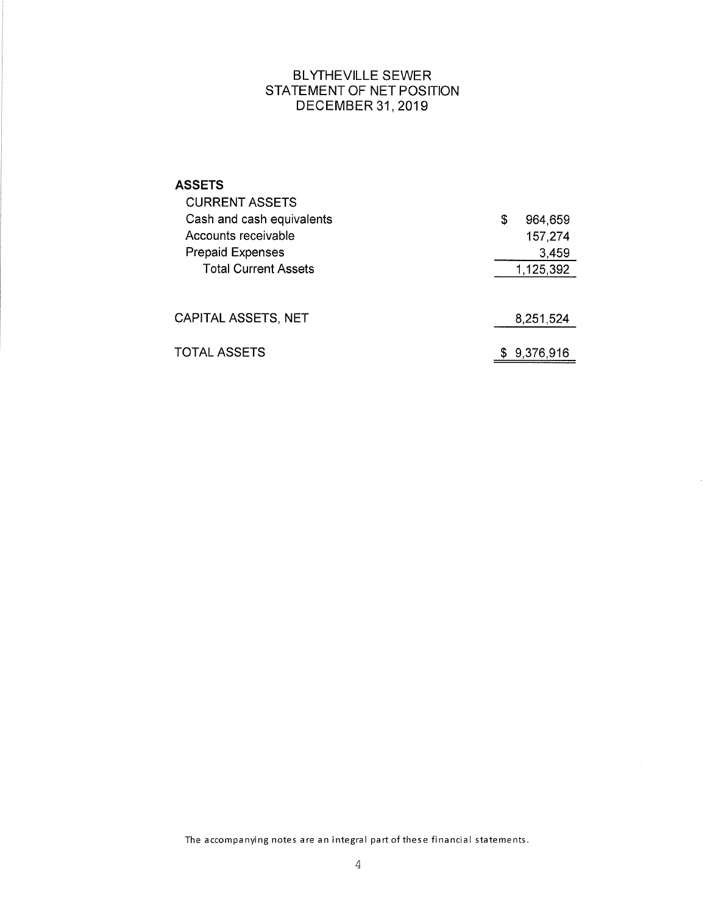# BLYTHEVILLE SEWER
## STATEMENT OF NET POSITION
## DECEMBER 31, 2019

| | |
|---|---|
| **ASSETS** | |
| CURRENT ASSETS | |
| Cash and cash equivalents | $ 964,659 |
| Accounts receivable | 157,274 |
| Prepaid Expenses | 3,459 |
| Total Current Assets | 1,125,392 |
| | |
| CAPITAL ASSETS, NET | 8,251,524 |
| | |
| TOTAL ASSETS | $ 9,376,916 |

The accompanying notes are an integral part of these financial statements.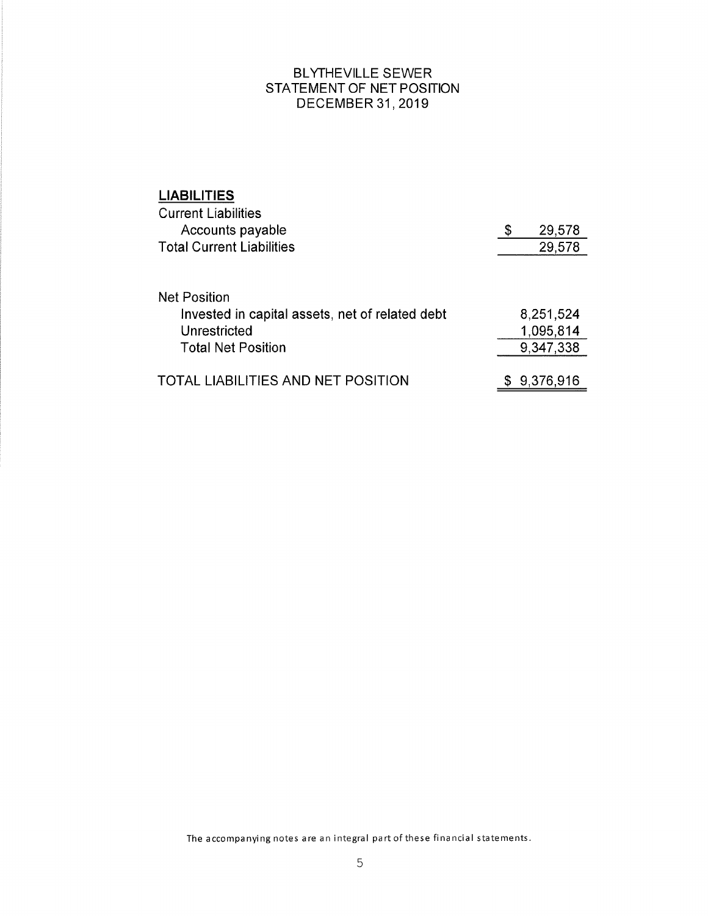# BLYTHEVILLE SEWER
## STATEMENT OF NET POSITION
## DECEMBER 31, 2019

**LIABILITIES**

| | |
|---|---|
| Current Liabilities | |
| Accounts payable | $ 29,578 |
| Total Current Liabilities | 29,578 |
| | |
| Net Position | |
| Invested in capital assets, net of related debt | 8,251,524 |
| Unrestricted | 1,095,814 |
| Total Net Position | 9,347,338 |
| | |
| TOTAL LIABILITIES AND NET POSITION | $ 9,376,916 |

The accompanying notes are an integral part of these financial statements.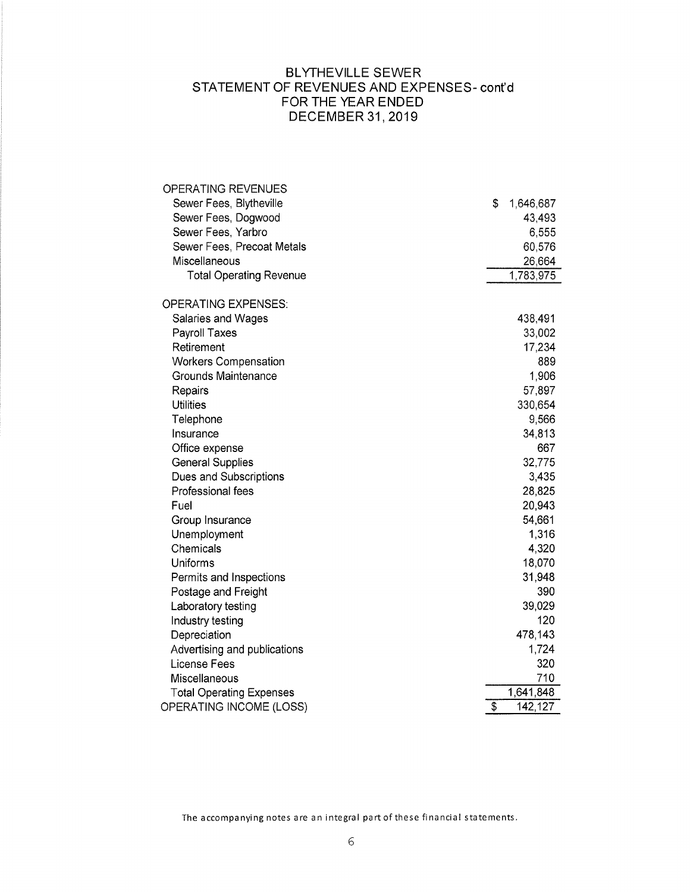# BLYTHEVILLE SEWER
## STATEMENT OF REVENUES AND EXPENSES- cont'd
## FOR THE YEAR ENDED
## DECEMBER 31, 2019

| | |
|---|---|
| OPERATING REVENUES | |
| Sewer Fees, Blytheville | $ 1,646,687 |
| Sewer Fees, Dogwood | 43,493 |
| Sewer Fees, Yarbro | 6,555 |
| Sewer Fees, Precoat Metals | 60,576 |
| Miscellaneous | 26,664 |
| Total Operating Revenue | 1,783,975 |
| | |
| OPERATING EXPENSES: | |
| Salaries and Wages | 438,491 |
| Payroll Taxes | 33,002 |
| Retirement | 17,234 |
| Workers Compensation | 889 |
| Grounds Maintenance | 1,906 |
| Repairs | 57,897 |
| Utilities | 330,654 |
| Telephone | 9,566 |
| Insurance | 34,813 |
| Office expense | 667 |
| General Supplies | 32,775 |
| Dues and Subscriptions | 3,435 |
| Professional fees | 28,825 |
| Fuel | 20,943 |
| Group Insurance | 54,661 |
| Unemployment | 1,316 |
| Chemicals | 4,320 |
| Uniforms | 18,070 |
| Permits and Inspections | 31,948 |
| Postage and Freight | 390 |
| Laboratory testing | 39,029 |
| Industry testing | 120 |
| Depreciation | 478,143 |
| Advertising and publications | 1,724 |
| License Fees | 320 |
| Miscellaneous | 710 |
| Total Operating Expenses | 1,641,848 |
| OPERATING INCOME (LOSS) | $ 142,127 |

The accompanying notes are an integral part of these financial statements.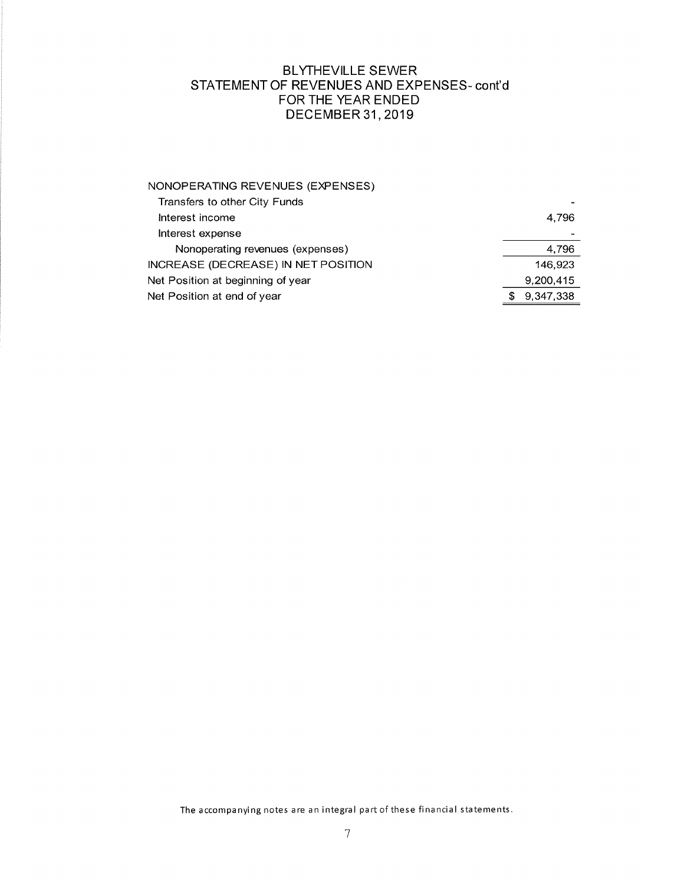# BLYTHEVILLE SEWER
## STATEMENT OF REVENUES AND EXPENSES- cont'd
## FOR THE YEAR ENDED
## DECEMBER 31, 2019

| | |
|---|---|
| NONOPERATING REVENUES (EXPENSES) | |
| Transfers to other City Funds | - |
| Interest income | 4,796 |
| Interest expense | - |
| Nonoperating revenues (expenses) | 4,796 |
| INCREASE (DECREASE) IN NET POSITION | 146,923 |
| Net Position at beginning of year | 9,200,415 |
| Net Position at end of year | $ 9,347,338 |

The accompanying notes are an integral part of these financial statements.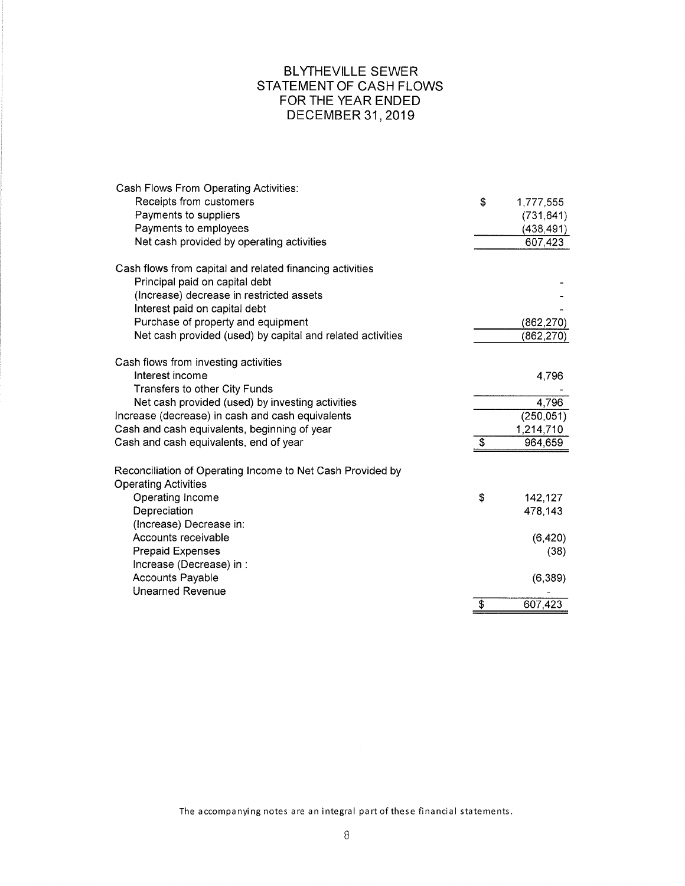# BLYTHEVILLE SEWER
## STATEMENT OF CASH FLOWS
## FOR THE YEAR ENDED
## DECEMBER 31, 2019

| | |
|---|---|
| Cash Flows From Operating Activities: | |
| Receipts from customers | $ 1,777,555 |
| Payments to suppliers | (731,641) |
| Payments to employees | (438,491) |
| Net cash provided by operating activities | 607,423 |
| | |
| Cash flows from capital and related financing activities | |
| Principal paid on capital debt | - |
| (Increase) decrease in restricted assets | - |
| Interest paid on capital debt | - |
| Purchase of property and equipment | (862,270) |
| Net cash provided (used) by capital and related activities | (862,270) |
| | |
| Cash flows from investing activities | |
| Interest income | 4,796 |
| Transfers to other City Funds | - |
| Net cash provided (used) by investing activities | 4,796 |
| Increase (decrease) in cash and cash equivalents | (250,051) |
| Cash and cash equivalents, beginning of year | 1,214,710 |
| Cash and cash equivalents, end of year | $ 964,659 |
| | |
| Reconciliation of Operating Income to Net Cash Provided by Operating Activities | |
| Operating Income | $ 142,127 |
| Depreciation | 478,143 |
| (Increase) Decrease in: | |
| Accounts receivable | (6,420) |
| Prepaid Expenses | (38) |
| Increase (Decrease) in : | |
| Accounts Payable | (6,389) |
| Unearned Revenue | - |
| | $ 607,423 |

The accompanying notes are an integral part of these financial statements.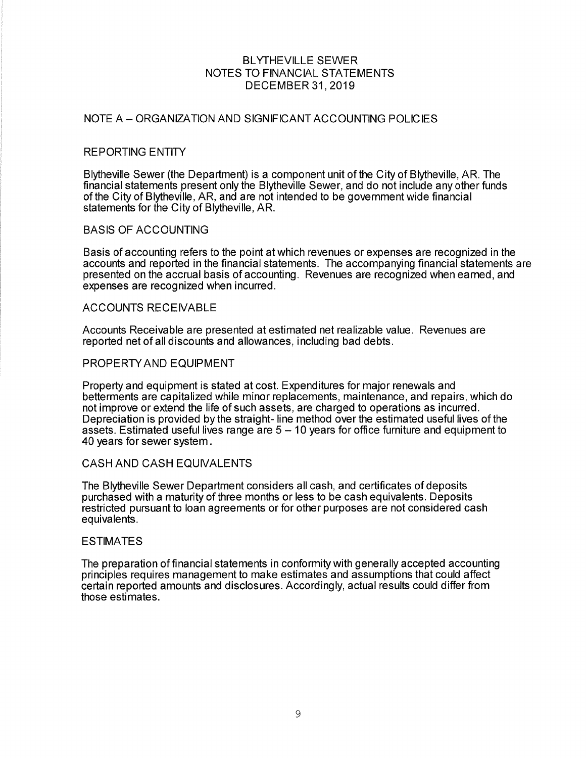# BLYTHEVILLE SEWER
## NOTES TO FINANCIAL STATEMENTS
## DECEMBER 31, 2019

### NOTE A – ORGANIZATION AND SIGNIFICANT ACCOUNTING POLICIES

#### REPORTING ENTITY

Blytheville Sewer (the Department) is a component unit of the City of Blytheville, AR. The financial statements present only the Blytheville Sewer, and do not include any other funds of the City of Blytheville, AR, and are not intended to be government wide financial statements for the City of Blytheville, AR.

#### BASIS OF ACCOUNTING

Basis of accounting refers to the point at which revenues or expenses are recognized in the accounts and reported in the financial statements. The accompanying financial statements are presented on the accrual basis of accounting. Revenues are recognized when earned, and expenses are recognized when incurred.

#### ACCOUNTS RECEIVABLE

Accounts Receivable are presented at estimated net realizable value. Revenues are reported net of all discounts and allowances, including bad debts.

#### PROPERTY AND EQUIPMENT

Property and equipment is stated at cost. Expenditures for major renewals and betterments are capitalized while minor replacements, maintenance, and repairs, which do not improve or extend the life of such assets, are charged to operations as incurred. Depreciation is provided by the straight- line method over the estimated useful lives of the assets. Estimated useful lives range are 5 – 10 years for office furniture and equipment to 40 years for sewer system.

#### CASH AND CASH EQUIVALENTS

The Blytheville Sewer Department considers all cash, and certificates of deposits purchased with a maturity of three months or less to be cash equivalents. Deposits restricted pursuant to loan agreements or for other purposes are not considered cash equivalents.

#### ESTIMATES

The preparation of financial statements in conformity with generally accepted accounting principles requires management to make estimates and assumptions that could affect certain reported amounts and disclosures. Accordingly, actual results could differ from those estimates.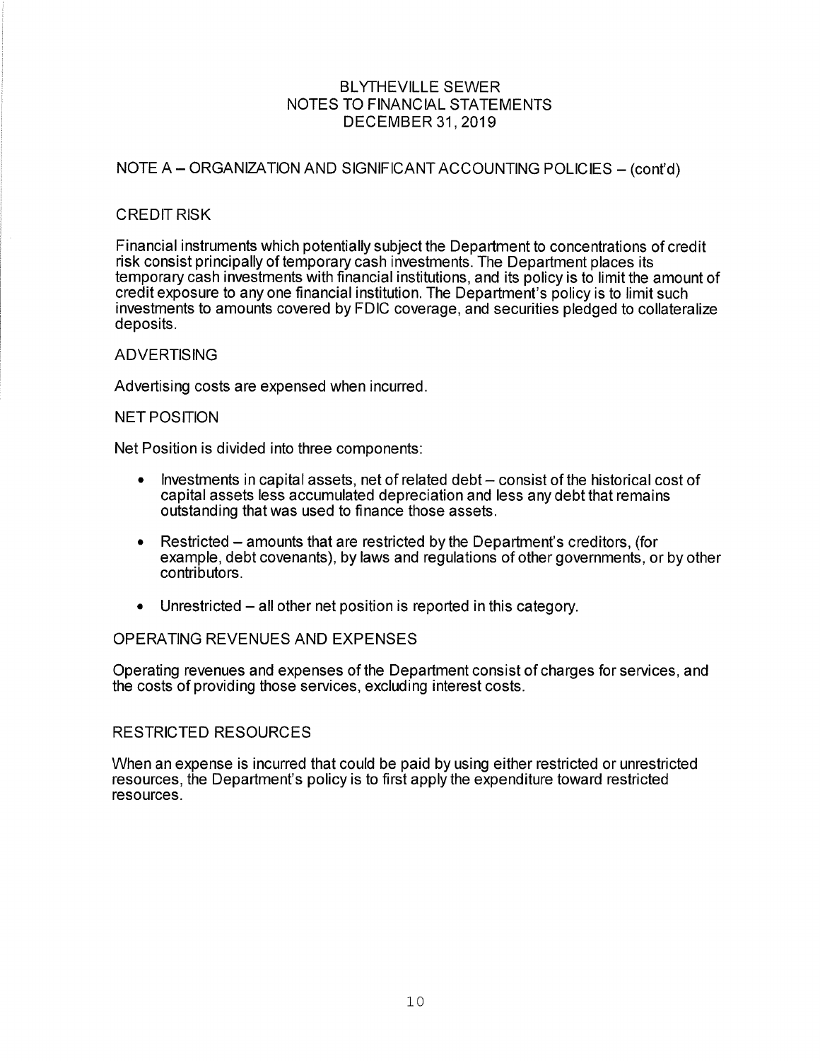BLYTHEVILLE SEWER
NOTES TO FINANCIAL STATEMENTS
DECEMBER 31, 2019

## NOTE A – ORGANIZATION AND SIGNIFICANT ACCOUNTING POLICIES – (cont'd)

### CREDIT RISK

Financial instruments which potentially subject the Department to concentrations of credit risk consist principally of temporary cash investments. The Department places its temporary cash investments with financial institutions, and its policy is to limit the amount of credit exposure to any one financial institution. The Department's policy is to limit such investments to amounts covered by FDIC coverage, and securities pledged to collateralize deposits.

### ADVERTISING

Advertising costs are expensed when incurred.

### NET POSITION

Net Position is divided into three components:

- Investments in capital assets, net of related debt – consist of the historical cost of capital assets less accumulated depreciation and less any debt that remains outstanding that was used to finance those assets.
- Restricted – amounts that are restricted by the Department's creditors, (for example, debt covenants), by laws and regulations of other governments, or by other contributors.
- Unrestricted – all other net position is reported in this category.

### OPERATING REVENUES AND EXPENSES

Operating revenues and expenses of the Department consist of charges for services, and the costs of providing those services, excluding interest costs.

### RESTRICTED RESOURCES

When an expense is incurred that could be paid by using either restricted or unrestricted resources, the Department's policy is to first apply the expenditure toward restricted resources.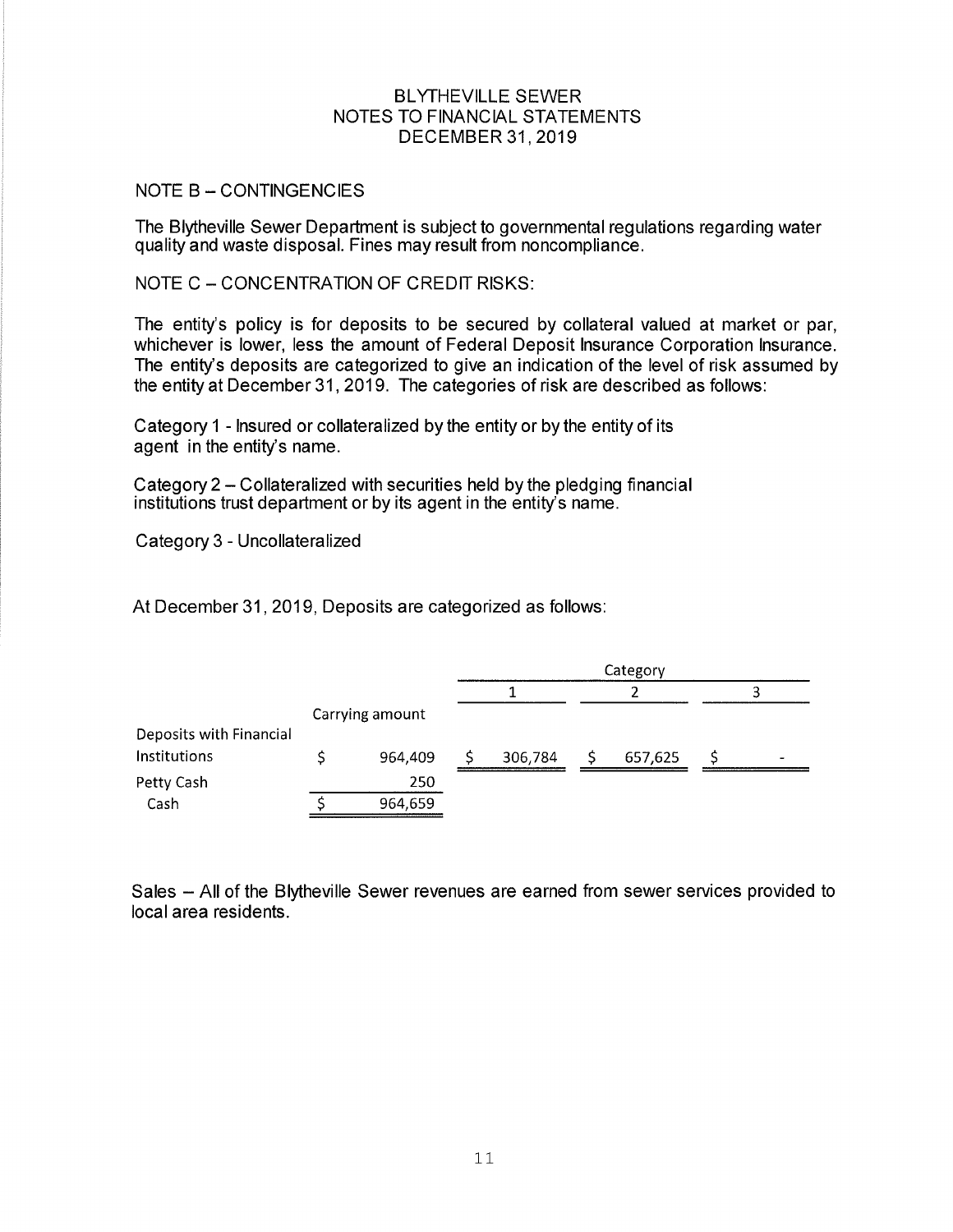# BLYTHEVILLE SEWER
## NOTES TO FINANCIAL STATEMENTS
## DECEMBER 31, 2019

NOTE B – CONTINGENCIES

The Blytheville Sewer Department is subject to governmental regulations regarding water quality and waste disposal. Fines may result from noncompliance.

NOTE C – CONCENTRATION OF CREDIT RISKS:

The entity's policy is for deposits to be secured by collateral valued at market or par, whichever is lower, less the amount of Federal Deposit Insurance Corporation Insurance. The entity's deposits are categorized to give an indication of the level of risk assumed by the entity at December 31, 2019. The categories of risk are described as follows:

Category 1 - Insured or collateralized by the entity or by the entity of its agent in the entity's name.

Category 2 – Collateralized with securities held by the pledging financial institutions trust department or by its agent in the entity's name.

Category 3 - Uncollateralized

At December 31, 2019, Deposits are categorized as follows:

| | Carrying amount | Category 1 | Category 2 | Category 3 |
|---|---|---|---|---|
| Deposits with Financial Institutions | $ 964,409 | $ 306,784 | $ 657,625 | $ - |
| Petty Cash | 250 | | | |
| Cash | $ 964,659 | | | |

Sales – All of the Blytheville Sewer revenues are earned from sewer services provided to local area residents.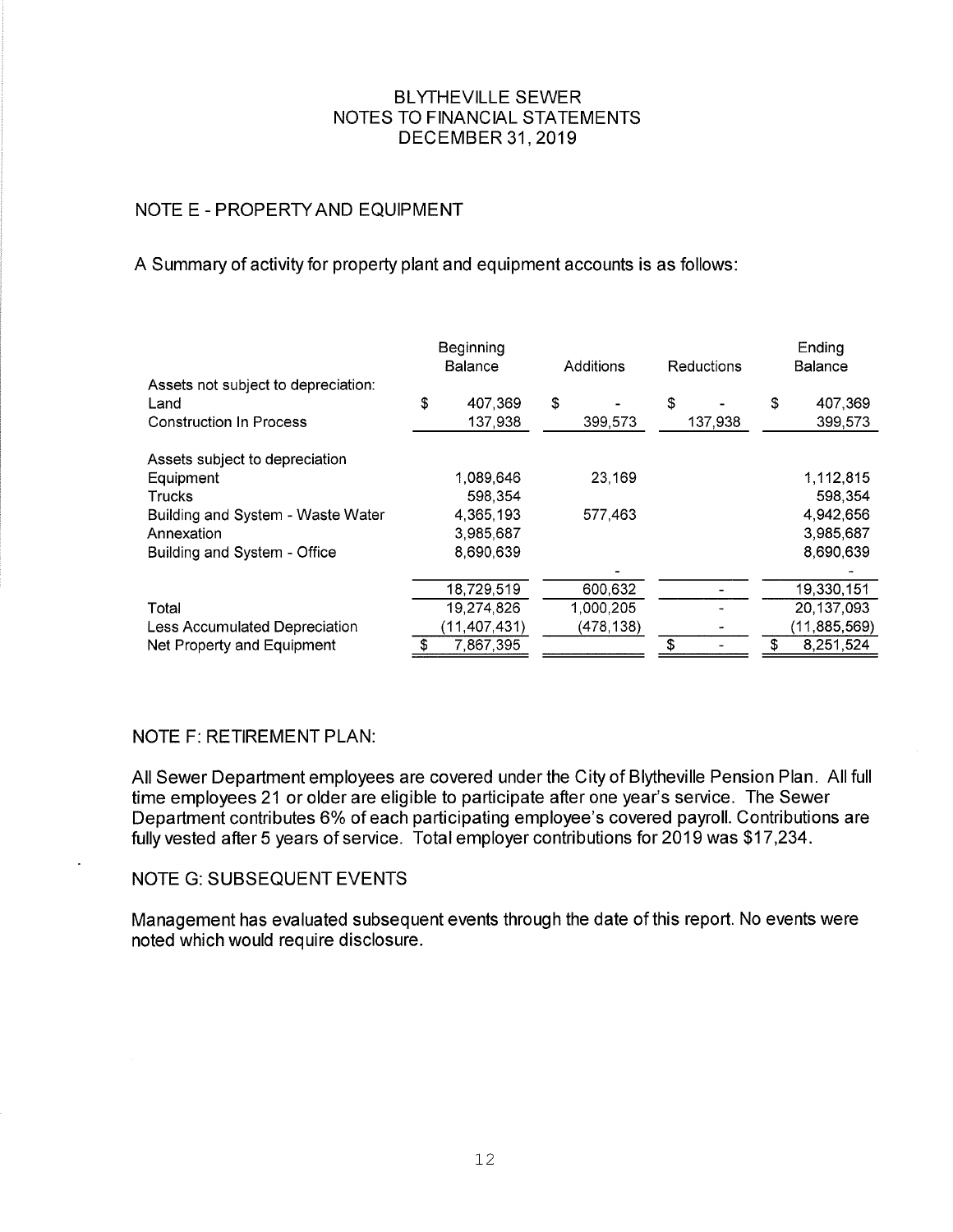# BLYTHEVILLE SEWER
# NOTES TO FINANCIAL STATEMENTS
# DECEMBER 31, 2019

## NOTE E - PROPERTY AND EQUIPMENT

A Summary of activity for property plant and equipment accounts is as follows:

| | Beginning Balance | Additions | Reductions | Ending Balance |
|---|---|---|---|---|
| Assets not subject to depreciation: | | | | |
| Land | $ 407,369 | $ - | $ - | $ 407,369 |
| Construction In Process | 137,938 | 399,573 | 137,938 | 399,573 |
| Assets subject to depreciation | | | | |
| Equipment | 1,089,646 | 23,169 | | 1,112,815 |
| Trucks | 598,354 | | | 598,354 |
| Building and System - Waste Water | 4,365,193 | 577,463 | | 4,942,656 |
| Annexation | 3,985,687 | | | 3,985,687 |
| Building and System - Office | 8,690,639 | | | 8,690,639 |
| | | - | | - |
| | 18,729,519 | 600,632 | - | 19,330,151 |
| Total | 19,274,826 | 1,000,205 | - | 20,137,093 |
| Less Accumulated Depreciation | (11,407,431) | (478,138) | - | (11,885,569) |
| Net Property and Equipment | $ 7,867,395 | | $ - | $ 8,251,524 |

## NOTE F: RETIREMENT PLAN:

All Sewer Department employees are covered under the City of Blytheville Pension Plan. All full time employees 21 or older are eligible to participate after one year's service. The Sewer Department contributes 6% of each participating employee's covered payroll. Contributions are fully vested after 5 years of service. Total employer contributions for 2019 was $17,234.

## NOTE G: SUBSEQUENT EVENTS

Management has evaluated subsequent events through the date of this report. No events were noted which would require disclosure.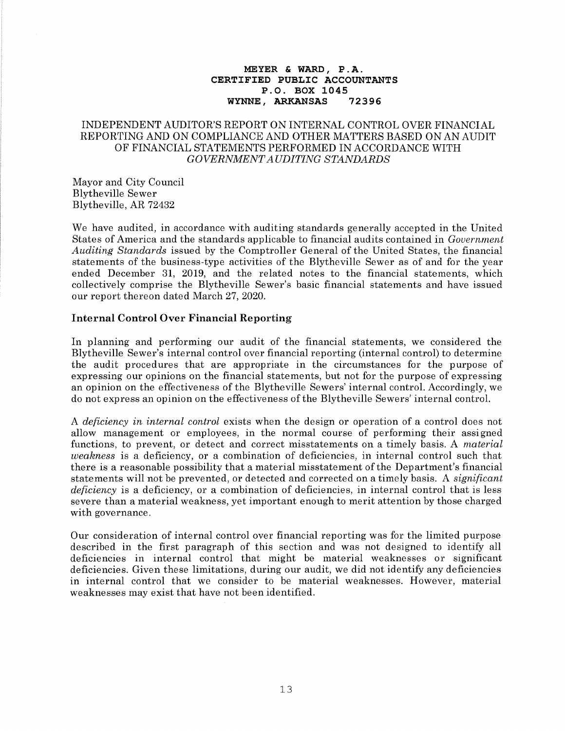**MEYER & WARD, P.A.**
**CERTIFIED PUBLIC ACCOUNTANTS**
**P.O. BOX 1045**
**WYNNE, ARKANSAS 72396**

# INDEPENDENT AUDITOR'S REPORT ON INTERNAL CONTROL OVER FINANCIAL REPORTING AND ON COMPLIANCE AND OTHER MATTERS BASED ON AN AUDIT OF FINANCIAL STATEMENTS PERFORMED IN ACCORDANCE WITH *GOVERNMENT AUDITING STANDARDS*

Mayor and City Council
Blytheville Sewer
Blytheville, AR 72432

We have audited, in accordance with auditing standards generally accepted in the United States of America and the standards applicable to financial audits contained in *Government Auditing Standards* issued by the Comptroller General of the United States, the financial statements of the business-type activities of the Blytheville Sewer as of and for the year ended December 31, 2019, and the related notes to the financial statements, which collectively comprise the Blytheville Sewer's basic financial statements and have issued our report thereon dated March 27, 2020.

## Internal Control Over Financial Reporting

In planning and performing our audit of the financial statements, we considered the Blytheville Sewer's internal control over financial reporting (internal control) to determine the audit procedures that are appropriate in the circumstances for the purpose of expressing our opinions on the financial statements, but not for the purpose of expressing an opinion on the effectiveness of the Blytheville Sewers' internal control. Accordingly, we do not express an opinion on the effectiveness of the Blytheville Sewers' internal control.

A *deficiency in internal control* exists when the design or operation of a control does not allow management or employees, in the normal course of performing their assigned functions, to prevent, or detect and correct misstatements on a timely basis. A *material weakness* is a deficiency, or a combination of deficiencies, in internal control such that there is a reasonable possibility that a material misstatement of the Department's financial statements will not be prevented, or detected and corrected on a timely basis. A *significant deficiency* is a deficiency, or a combination of deficiencies, in internal control that is less severe than a material weakness, yet important enough to merit attention by those charged with governance.

Our consideration of internal control over financial reporting was for the limited purpose described in the first paragraph of this section and was not designed to identify all deficiencies in internal control that might be material weaknesses or significant deficiencies. Given these limitations, during our audit, we did not identify any deficiencies in internal control that we consider to be material weaknesses. However, material weaknesses may exist that have not been identified.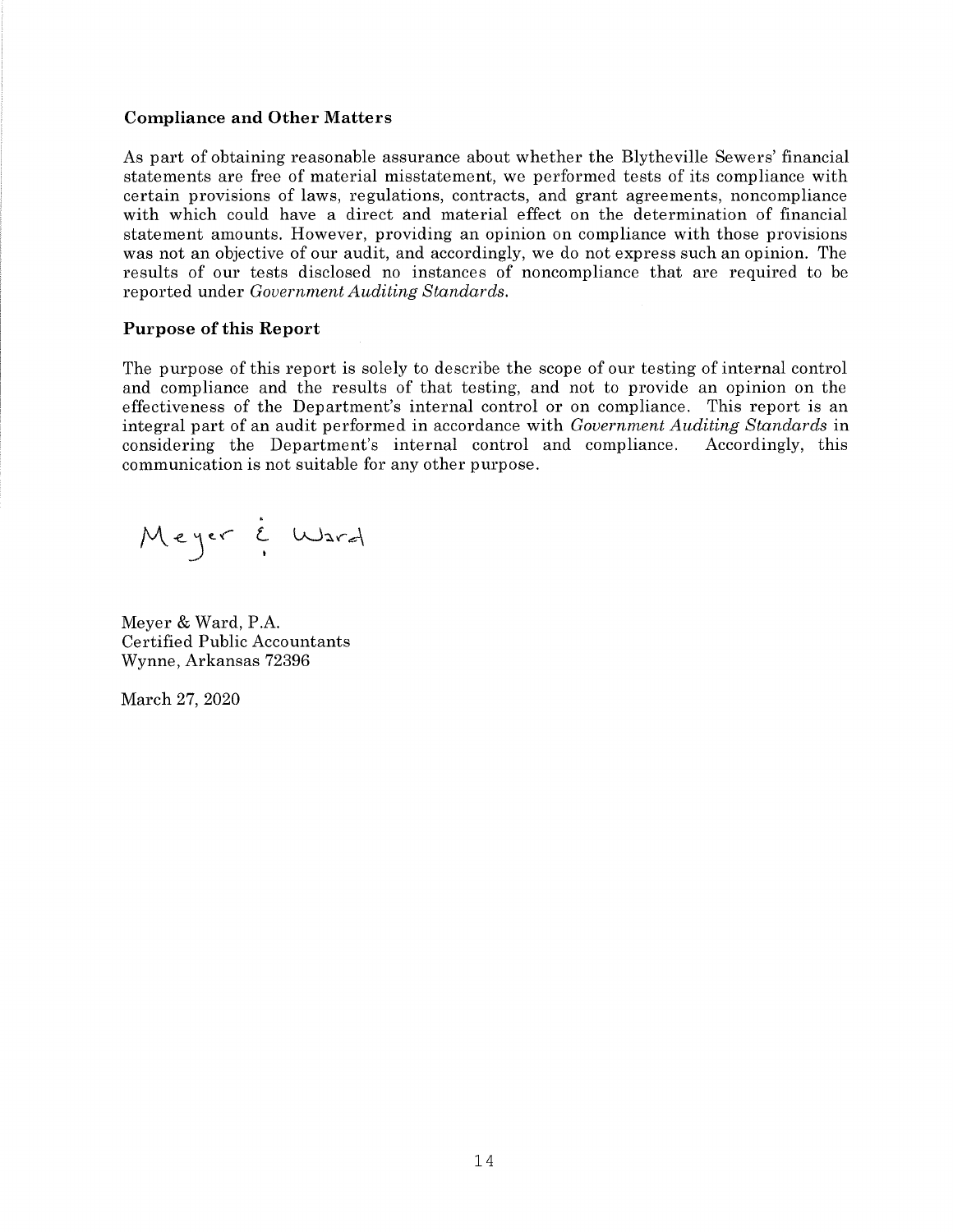### Compliance and Other Matters

As part of obtaining reasonable assurance about whether the Blytheville Sewers' financial statements are free of material misstatement, we performed tests of its compliance with certain provisions of laws, regulations, contracts, and grant agreements, noncompliance with which could have a direct and material effect on the determination of financial statement amounts. However, providing an opinion on compliance with those provisions was not an objective of our audit, and accordingly, we do not express such an opinion. The results of our tests disclosed no instances of noncompliance that are required to be reported under *Government Auditing Standards*.

### Purpose of this Report

The purpose of this report is solely to describe the scope of our testing of internal control and compliance and the results of that testing, and not to provide an opinion on the effectiveness of the Department's internal control or on compliance. This report is an integral part of an audit performed in accordance with *Government Auditing Standards* in considering the Department's internal control and compliance. Accordingly, this communication is not suitable for any other purpose.

Meyer & Ward

Meyer & Ward, P.A.
Certified Public Accountants
Wynne, Arkansas 72396

March 27, 2020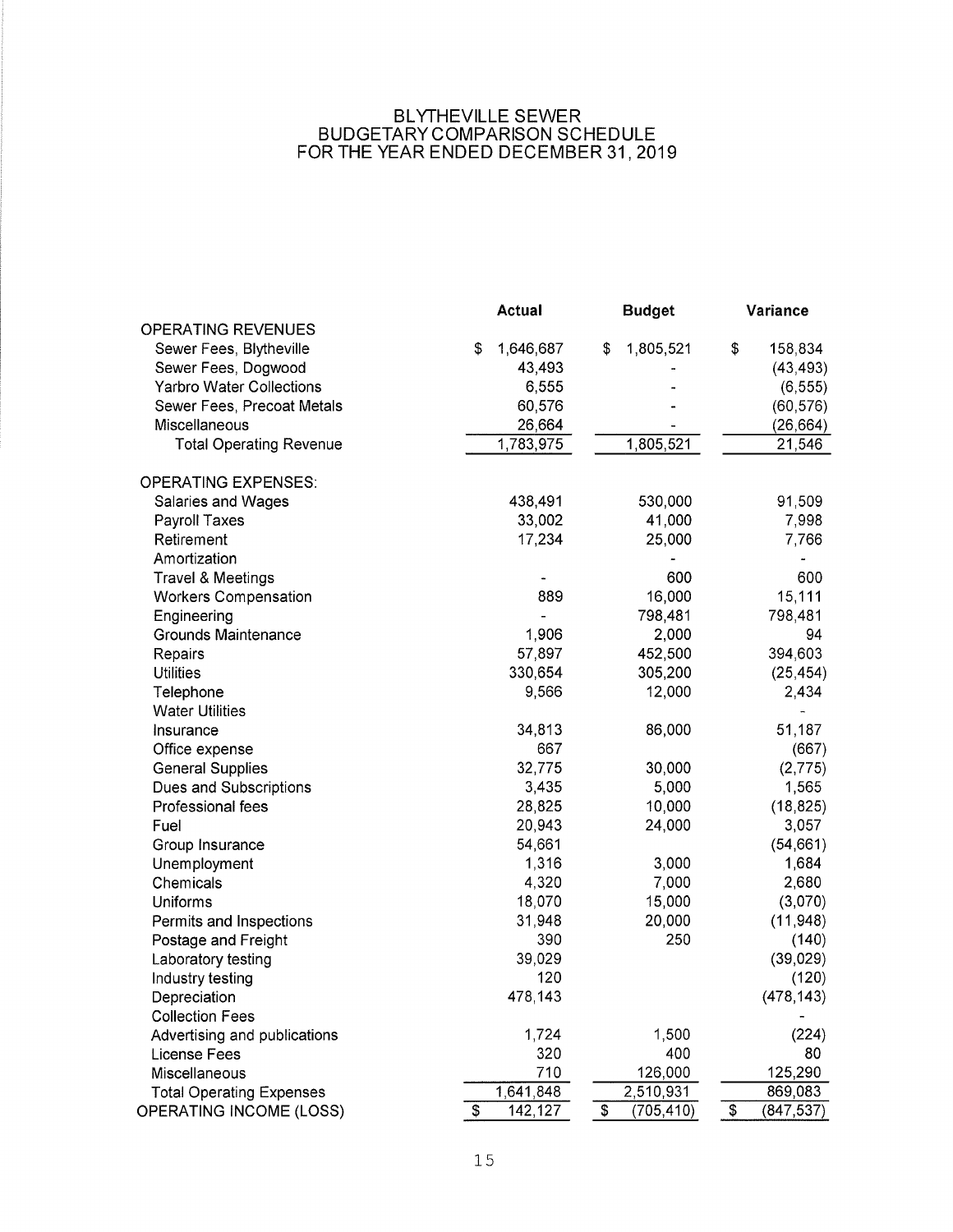# BLYTHEVILLE SEWER
## BUDGETARY COMPARISON SCHEDULE
## FOR THE YEAR ENDED DECEMBER 31, 2019

| | Actual | Budget | Variance |
|---|---|---|---|
| OPERATING REVENUES | | | |
| Sewer Fees, Blytheville | $ 1,646,687 | $ 1,805,521 | $ 158,834 |
| Sewer Fees, Dogwood | 43,493 | - | (43,493) |
| Yarbro Water Collections | 6,555 | - | (6,555) |
| Sewer Fees, Precoat Metals | 60,576 | - | (60,576) |
| Miscellaneous | 26,664 | - | (26,664) |
| Total Operating Revenue | 1,783,975 | 1,805,521 | 21,546 |
| OPERATING EXPENSES: | | | |
| Salaries and Wages | 438,491 | 530,000 | 91,509 |
| Payroll Taxes | 33,002 | 41,000 | 7,998 |
| Retirement | 17,234 | 25,000 | 7,766 |
| Amortization | | - | - |
| Travel & Meetings | - | 600 | 600 |
| Workers Compensation | 889 | 16,000 | 15,111 |
| Engineering | - | 798,481 | 798,481 |
| Grounds Maintenance | 1,906 | 2,000 | 94 |
| Repairs | 57,897 | 452,500 | 394,603 |
| Utilities | 330,654 | 305,200 | (25,454) |
| Telephone | 9,566 | 12,000 | 2,434 |
| Water Utilities | | | - |
| Insurance | 34,813 | 86,000 | 51,187 |
| Office expense | 667 | | (667) |
| General Supplies | 32,775 | 30,000 | (2,775) |
| Dues and Subscriptions | 3,435 | 5,000 | 1,565 |
| Professional fees | 28,825 | 10,000 | (18,825) |
| Fuel | 20,943 | 24,000 | 3,057 |
| Group Insurance | 54,661 | | (54,661) |
| Unemployment | 1,316 | 3,000 | 1,684 |
| Chemicals | 4,320 | 7,000 | 2,680 |
| Uniforms | 18,070 | 15,000 | (3,070) |
| Permits and Inspections | 31,948 | 20,000 | (11,948) |
| Postage and Freight | 390 | 250 | (140) |
| Laboratory testing | 39,029 | | (39,029) |
| Industry testing | 120 | | (120) |
| Depreciation | 478,143 | | (478,143) |
| Collection Fees | | | - |
| Advertising and publications | 1,724 | 1,500 | (224) |
| License Fees | 320 | 400 | 80 |
| Miscellaneous | 710 | 126,000 | 125,290 |
| Total Operating Expenses | 1,641,848 | 2,510,931 | 869,083 |
| OPERATING INCOME (LOSS) | $ 142,127 | $ (705,410) | $ (847,537) |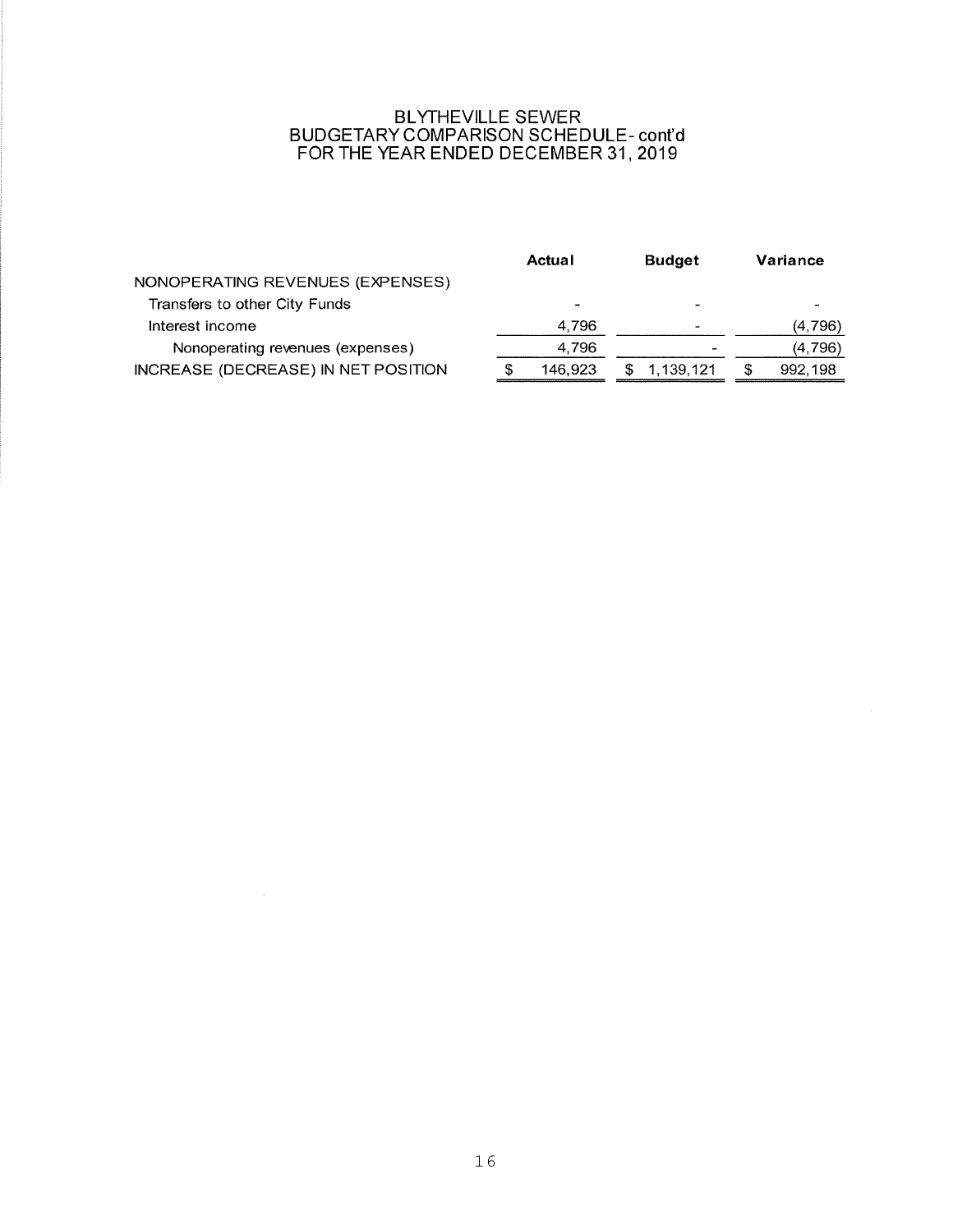# BLYTHEVILLE SEWER
## BUDGETARY COMPARISON SCHEDULE - cont'd
## FOR THE YEAR ENDED DECEMBER 31, 2019

| | Actual | Budget | Variance |
|---|---|---|---|
| NONOPERATING REVENUES (EXPENSES) | | | |
| Transfers to other City Funds | - | - | - |
| Interest income | 4,796 | - | (4,796) |
| Nonoperating revenues (expenses) | 4,796 | - | (4,796) |
| INCREASE (DECREASE) IN NET POSITION | $ 146,923 | $ 1,139,121 | $ 992,198 |